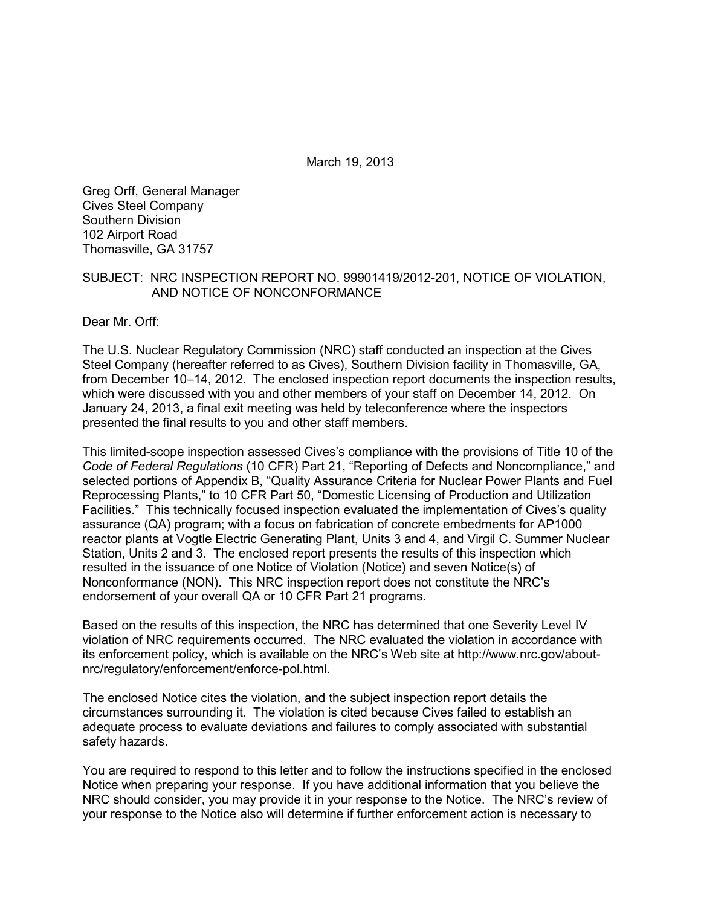March 19, 2013

Greg Orff, General Manager
Cives Steel Company
Southern Division
102 Airport Road
Thomasville, GA 31757

SUBJECT: NRC INSPECTION REPORT NO. 99901419/2012-201, NOTICE OF VIOLATION, AND NOTICE OF NONCONFORMANCE

Dear Mr. Orff:

The U.S. Nuclear Regulatory Commission (NRC) staff conducted an inspection at the Cives Steel Company (hereafter referred to as Cives), Southern Division facility in Thomasville, GA, from December 10–14, 2012. The enclosed inspection report documents the inspection results, which were discussed with you and other members of your staff on December 14, 2012. On January 24, 2013, a final exit meeting was held by teleconference where the inspectors presented the final results to you and other staff members.

This limited-scope inspection assessed Cives's compliance with the provisions of Title 10 of the *Code of Federal Regulations* (10 CFR) Part 21, "Reporting of Defects and Noncompliance," and selected portions of Appendix B, "Quality Assurance Criteria for Nuclear Power Plants and Fuel Reprocessing Plants," to 10 CFR Part 50, "Domestic Licensing of Production and Utilization Facilities." This technically focused inspection evaluated the implementation of Cives's quality assurance (QA) program; with a focus on fabrication of concrete embedments for AP1000 reactor plants at Vogtle Electric Generating Plant, Units 3 and 4, and Virgil C. Summer Nuclear Station, Units 2 and 3. The enclosed report presents the results of this inspection which resulted in the issuance of one Notice of Violation (Notice) and seven Notice(s) of Nonconformance (NON). This NRC inspection report does not constitute the NRC's endorsement of your overall QA or 10 CFR Part 21 programs.

Based on the results of this inspection, the NRC has determined that one Severity Level IV violation of NRC requirements occurred. The NRC evaluated the violation in accordance with its enforcement policy, which is available on the NRC's Web site at http://www.nrc.gov/about-nrc/regulatory/enforcement/enforce-pol.html.

The enclosed Notice cites the violation, and the subject inspection report details the circumstances surrounding it. The violation is cited because Cives failed to establish an adequate process to evaluate deviations and failures to comply associated with substantial safety hazards.

You are required to respond to this letter and to follow the instructions specified in the enclosed Notice when preparing your response. If you have additional information that you believe the NRC should consider, you may provide it in your response to the Notice. The NRC's review of your response to the Notice also will determine if further enforcement action is necessary to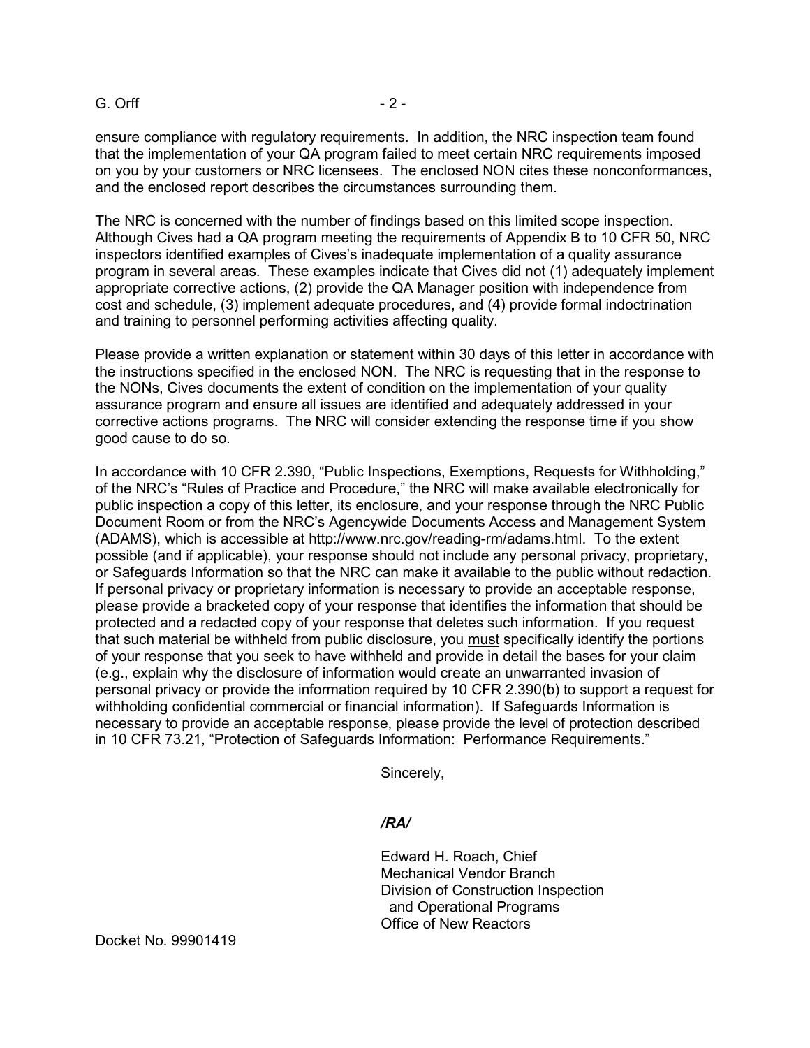ensure compliance with regulatory requirements. In addition, the NRC inspection team found that the implementation of your QA program failed to meet certain NRC requirements imposed on you by your customers or NRC licensees. The enclosed NON cites these nonconformances, and the enclosed report describes the circumstances surrounding them.

The NRC is concerned with the number of findings based on this limited scope inspection. Although Cives had a QA program meeting the requirements of Appendix B to 10 CFR 50, NRC inspectors identified examples of Cives's inadequate implementation of a quality assurance program in several areas. These examples indicate that Cives did not (1) adequately implement appropriate corrective actions, (2) provide the QA Manager position with independence from cost and schedule, (3) implement adequate procedures, and (4) provide formal indoctrination and training to personnel performing activities affecting quality.

Please provide a written explanation or statement within 30 days of this letter in accordance with the instructions specified in the enclosed NON. The NRC is requesting that in the response to the NONs, Cives documents the extent of condition on the implementation of your quality assurance program and ensure all issues are identified and adequately addressed in your corrective actions programs. The NRC will consider extending the response time if you show good cause to do so.

In accordance with 10 CFR 2.390, "Public Inspections, Exemptions, Requests for Withholding," of the NRC's "Rules of Practice and Procedure," the NRC will make available electronically for public inspection a copy of this letter, its enclosure, and your response through the NRC Public Document Room or from the NRC's Agencywide Documents Access and Management System (ADAMS), which is accessible at http://www.nrc.gov/reading-rm/adams.html. To the extent possible (and if applicable), your response should not include any personal privacy, proprietary, or Safeguards Information so that the NRC can make it available to the public without redaction. If personal privacy or proprietary information is necessary to provide an acceptable response, please provide a bracketed copy of your response that identifies the information that should be protected and a redacted copy of your response that deletes such information. If you request that such material be withheld from public disclosure, you must specifically identify the portions of your response that you seek to have withheld and provide in detail the bases for your claim (e.g., explain why the disclosure of information would create an unwarranted invasion of personal privacy or provide the information required by 10 CFR 2.390(b) to support a request for withholding confidential commercial or financial information). If Safeguards Information is necessary to provide an acceptable response, please provide the level of protection described in 10 CFR 73.21, "Protection of Safeguards Information: Performance Requirements."

Sincerely,

***/RA/***

Edward H. Roach, Chief
Mechanical Vendor Branch
Division of Construction Inspection
and Operational Programs
Office of New Reactors

Docket No. 99901419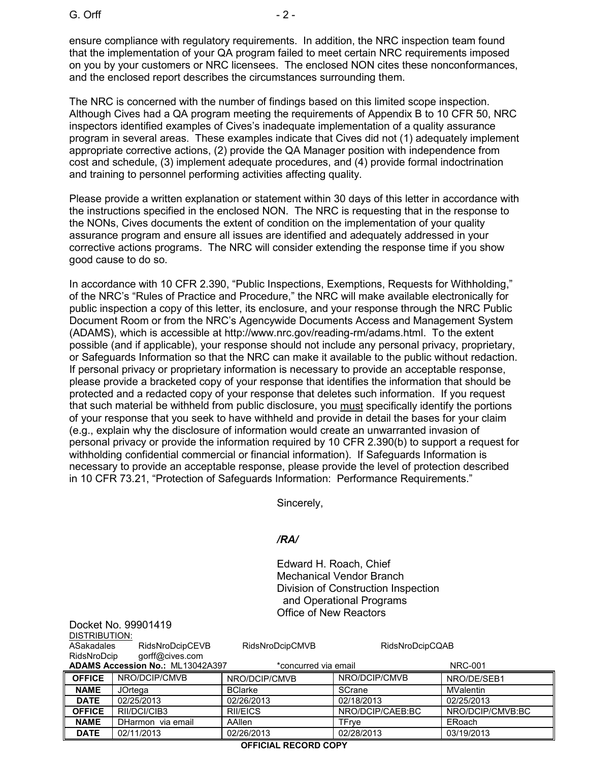ensure compliance with regulatory requirements. In addition, the NRC inspection team found that the implementation of your QA program failed to meet certain NRC requirements imposed on you by your customers or NRC licensees. The enclosed NON cites these nonconformances, and the enclosed report describes the circumstances surrounding them.

The NRC is concerned with the number of findings based on this limited scope inspection. Although Cives had a QA program meeting the requirements of Appendix B to 10 CFR 50, NRC inspectors identified examples of Cives's inadequate implementation of a quality assurance program in several areas. These examples indicate that Cives did not (1) adequately implement appropriate corrective actions, (2) provide the QA Manager position with independence from cost and schedule, (3) implement adequate procedures, and (4) provide formal indoctrination and training to personnel performing activities affecting quality.

Please provide a written explanation or statement within 30 days of this letter in accordance with the instructions specified in the enclosed NON. The NRC is requesting that in the response to the NONs, Cives documents the extent of condition on the implementation of your quality assurance program and ensure all issues are identified and adequately addressed in your corrective actions programs. The NRC will consider extending the response time if you show good cause to do so.

In accordance with 10 CFR 2.390, "Public Inspections, Exemptions, Requests for Withholding," of the NRC's "Rules of Practice and Procedure," the NRC will make available electronically for public inspection a copy of this letter, its enclosure, and your response through the NRC Public Document Room or from the NRC's Agencywide Documents Access and Management System (ADAMS), which is accessible at http://www.nrc.gov/reading-rm/adams.html. To the extent possible (and if applicable), your response should not include any personal privacy, proprietary, or Safeguards Information so that the NRC can make it available to the public without redaction. If personal privacy or proprietary information is necessary to provide an acceptable response, please provide a bracketed copy of your response that identifies the information that should be protected and a redacted copy of your response that deletes such information. If you request that such material be withheld from public disclosure, you <u>must</u> specifically identify the portions of your response that you seek to have withheld and provide in detail the bases for your claim (e.g., explain why the disclosure of information would create an unwarranted invasion of personal privacy or provide the information required by 10 CFR 2.390(b) to support a request for withholding confidential commercial or financial information). If Safeguards Information is necessary to provide an acceptable response, please provide the level of protection described in 10 CFR 73.21, "Protection of Safeguards Information: Performance Requirements."

Sincerely,

*/RA/*

Edward H. Roach, Chief
Mechanical Vendor Branch
Division of Construction Inspection
and Operational Programs
Office of New Reactors

Docket No. 99901419

<u>DISTRIBUTION:</u>
ASakadales RidsNroDcipCEVB RidsNroDcipCMVB RidsNroDcipCQAB
RidsNroDcip gorff@cives.com

**ADAMS Accession No.:** ML13042A397 *concurred via email NRC-001

| OFFICE | NRO/DCIP/CMVB | NRO/DCIP/CMVB | NRO/DCIP/CMVB | NRO/DE/SEB1 |
|---|---|---|---|---|
| NAME | JOrtega | BClarke | SCrane | MValentin |
| DATE | 02/25/2013 | 02/26/2013 | 02/18/2013 | 02/25/2013 |
| OFFICE | RII/DCI/CIB3 | RII/EICS | NRO/DCIP/CAEB:BC | NRO/DCIP/CMVB:BC |
| NAME | DHarmon via email | AAllen | TFrye | ERoach |
| DATE | 02/11/2013 | 02/26/2013 | 02/28/2013 | 03/19/2013 |

**OFFICIAL RECORD COPY**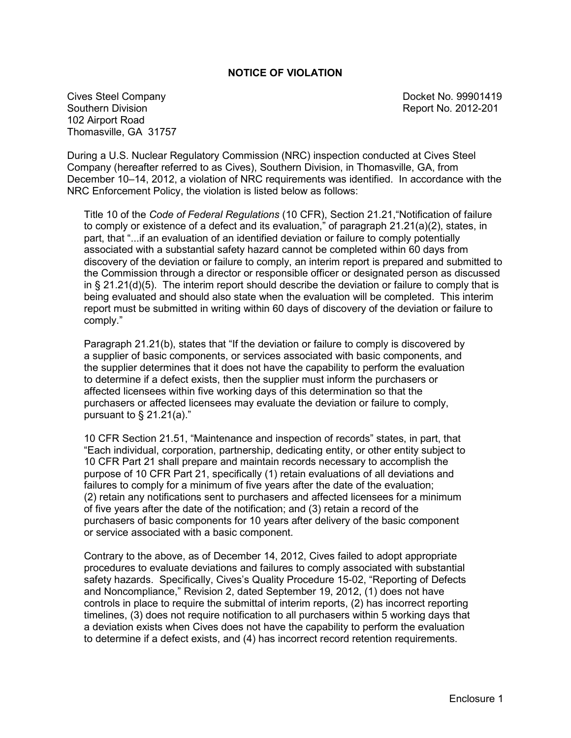## NOTICE OF VIOLATION

Cives Steel Company
Southern Division
102 Airport Road
Thomasville, GA 31757

Docket No. 99901419
Report No. 2012-201

During a U.S. Nuclear Regulatory Commission (NRC) inspection conducted at Cives Steel Company (hereafter referred to as Cives), Southern Division, in Thomasville, GA, from December 10–14, 2012, a violation of NRC requirements was identified. In accordance with the NRC Enforcement Policy, the violation is listed below as follows:

> Title 10 of the *Code of Federal Regulations* (10 CFR), Section 21.21,"Notification of failure to comply or existence of a defect and its evaluation," of paragraph 21.21(a)(2), states, in part, that "...if an evaluation of an identified deviation or failure to comply potentially associated with a substantial safety hazard cannot be completed within 60 days from discovery of the deviation or failure to comply, an interim report is prepared and submitted to the Commission through a director or responsible officer or designated person as discussed in § 21.21(d)(5). The interim report should describe the deviation or failure to comply that is being evaluated and should also state when the evaluation will be completed. This interim report must be submitted in writing within 60 days of discovery of the deviation or failure to comply."
>
> Paragraph 21.21(b), states that "If the deviation or failure to comply is discovered by a supplier of basic components, or services associated with basic components, and the supplier determines that it does not have the capability to perform the evaluation to determine if a defect exists, then the supplier must inform the purchasers or affected licensees within five working days of this determination so that the purchasers or affected licensees may evaluate the deviation or failure to comply, pursuant to § 21.21(a)."
>
> 10 CFR Section 21.51, "Maintenance and inspection of records" states, in part, that "Each individual, corporation, partnership, dedicating entity, or other entity subject to 10 CFR Part 21 shall prepare and maintain records necessary to accomplish the purpose of 10 CFR Part 21, specifically (1) retain evaluations of all deviations and failures to comply for a minimum of five years after the date of the evaluation; (2) retain any notifications sent to purchasers and affected licensees for a minimum of five years after the date of the notification; and (3) retain a record of the purchasers of basic components for 10 years after delivery of the basic component or service associated with a basic component.
>
> Contrary to the above, as of December 14, 2012, Cives failed to adopt appropriate procedures to evaluate deviations and failures to comply associated with substantial safety hazards. Specifically, Cives's Quality Procedure 15-02, "Reporting of Defects and Noncompliance," Revision 2, dated September 19, 2012, (1) does not have controls in place to require the submittal of interim reports, (2) has incorrect reporting timelines, (3) does not require notification to all purchasers within 5 working days that a deviation exists when Cives does not have the capability to perform the evaluation to determine if a defect exists, and (4) has incorrect record retention requirements.

Enclosure 1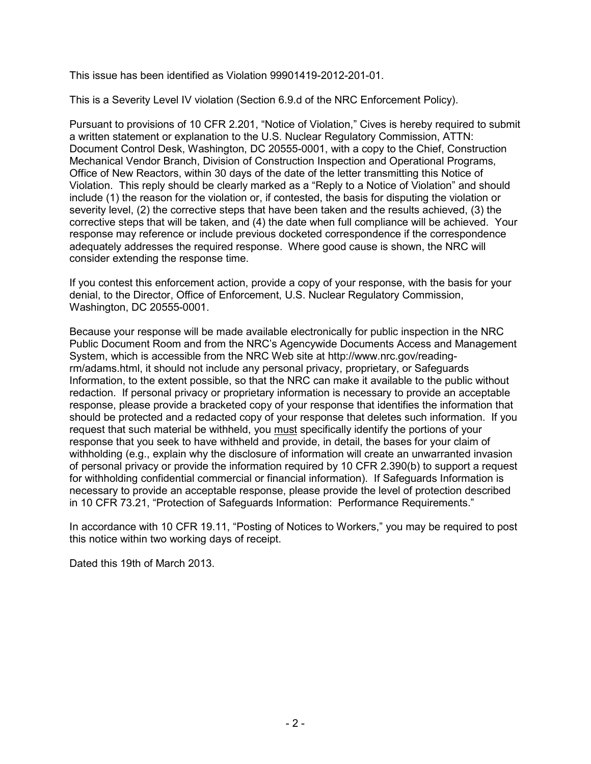This issue has been identified as Violation 99901419-2012-201-01.

This is a Severity Level IV violation (Section 6.9.d of the NRC Enforcement Policy).

Pursuant to provisions of 10 CFR 2.201, "Notice of Violation," Cives is hereby required to submit a written statement or explanation to the U.S. Nuclear Regulatory Commission, ATTN: Document Control Desk, Washington, DC 20555-0001, with a copy to the Chief, Construction Mechanical Vendor Branch, Division of Construction Inspection and Operational Programs, Office of New Reactors, within 30 days of the date of the letter transmitting this Notice of Violation. This reply should be clearly marked as a "Reply to a Notice of Violation" and should include (1) the reason for the violation or, if contested, the basis for disputing the violation or severity level, (2) the corrective steps that have been taken and the results achieved, (3) the corrective steps that will be taken, and (4) the date when full compliance will be achieved. Your response may reference or include previous docketed correspondence if the correspondence adequately addresses the required response. Where good cause is shown, the NRC will consider extending the response time.

If you contest this enforcement action, provide a copy of your response, with the basis for your denial, to the Director, Office of Enforcement, U.S. Nuclear Regulatory Commission, Washington, DC 20555-0001.

Because your response will be made available electronically for public inspection in the NRC Public Document Room and from the NRC's Agencywide Documents Access and Management System, which is accessible from the NRC Web site at http://www.nrc.gov/reading-rm/adams.html, it should not include any personal privacy, proprietary, or Safeguards Information, to the extent possible, so that the NRC can make it available to the public without redaction. If personal privacy or proprietary information is necessary to provide an acceptable response, please provide a bracketed copy of your response that identifies the information that should be protected and a redacted copy of your response that deletes such information. If you request that such material be withheld, you <u>must</u> specifically identify the portions of your response that you seek to have withheld and provide, in detail, the bases for your claim of withholding (e.g., explain why the disclosure of information will create an unwarranted invasion of personal privacy or provide the information required by 10 CFR 2.390(b) to support a request for withholding confidential commercial or financial information). If Safeguards Information is necessary to provide an acceptable response, please provide the level of protection described in 10 CFR 73.21, "Protection of Safeguards Information: Performance Requirements."

In accordance with 10 CFR 19.11, "Posting of Notices to Workers," you may be required to post this notice within two working days of receipt.

Dated this 19th of March 2013.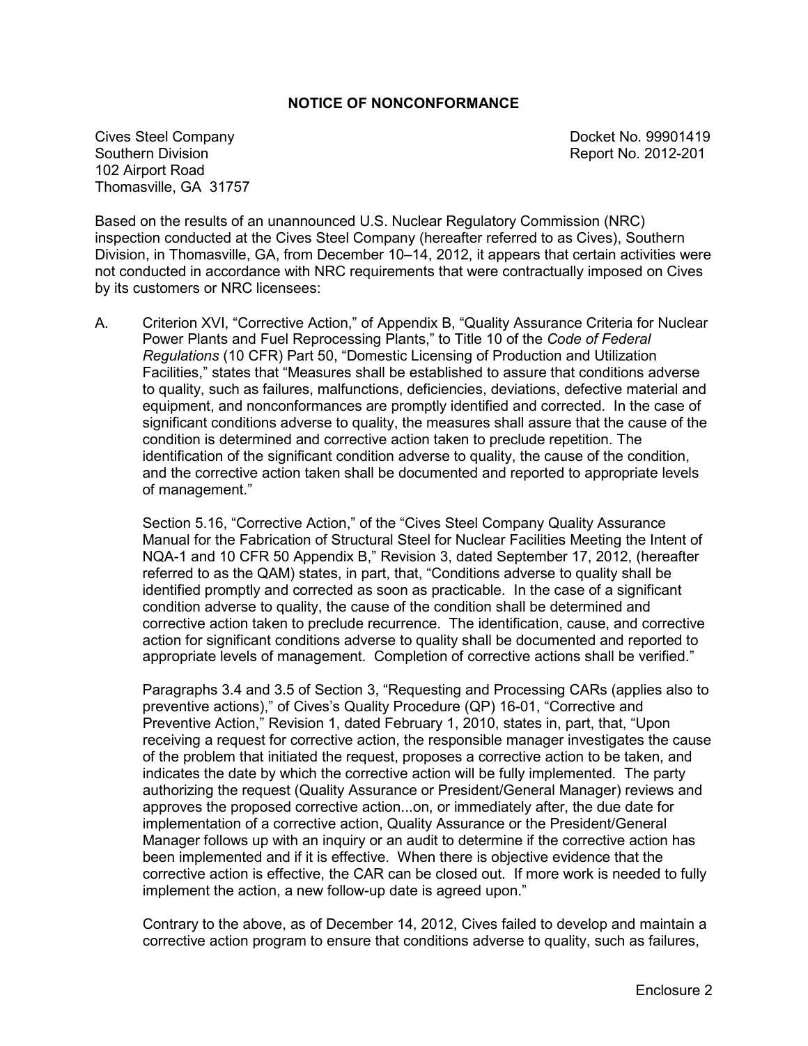## NOTICE OF NONCONFORMANCE

Cives Steel Company
Southern Division
102 Airport Road
Thomasville, GA 31757

Docket No. 99901419
Report No. 2012-201

Based on the results of an unannounced U.S. Nuclear Regulatory Commission (NRC) inspection conducted at the Cives Steel Company (hereafter referred to as Cives), Southern Division, in Thomasville, GA, from December 10–14, 2012, it appears that certain activities were not conducted in accordance with NRC requirements that were contractually imposed on Cives by its customers or NRC licensees:

A. Criterion XVI, "Corrective Action," of Appendix B, "Quality Assurance Criteria for Nuclear Power Plants and Fuel Reprocessing Plants," to Title 10 of the *Code of Federal Regulations* (10 CFR) Part 50, "Domestic Licensing of Production and Utilization Facilities," states that "Measures shall be established to assure that conditions adverse to quality, such as failures, malfunctions, deficiencies, deviations, defective material and equipment, and nonconformances are promptly identified and corrected. In the case of significant conditions adverse to quality, the measures shall assure that the cause of the condition is determined and corrective action taken to preclude repetition. The identification of the significant condition adverse to quality, the cause of the condition, and the corrective action taken shall be documented and reported to appropriate levels of management."

   Section 5.16, "Corrective Action," of the "Cives Steel Company Quality Assurance Manual for the Fabrication of Structural Steel for Nuclear Facilities Meeting the Intent of NQA-1 and 10 CFR 50 Appendix B," Revision 3, dated September 17, 2012, (hereafter referred to as the QAM) states, in part, that, "Conditions adverse to quality shall be identified promptly and corrected as soon as practicable. In the case of a significant condition adverse to quality, the cause of the condition shall be determined and corrective action taken to preclude recurrence. The identification, cause, and corrective action for significant conditions adverse to quality shall be documented and reported to appropriate levels of management. Completion of corrective actions shall be verified."

   Paragraphs 3.4 and 3.5 of Section 3, "Requesting and Processing CARs (applies also to preventive actions)," of Cives's Quality Procedure (QP) 16-01, "Corrective and Preventive Action," Revision 1, dated February 1, 2010, states in, part, that, "Upon receiving a request for corrective action, the responsible manager investigates the cause of the problem that initiated the request, proposes a corrective action to be taken, and indicates the date by which the corrective action will be fully implemented. The party authorizing the request (Quality Assurance or President/General Manager) reviews and approves the proposed corrective action...on, or immediately after, the due date for implementation of a corrective action, Quality Assurance or the President/General Manager follows up with an inquiry or an audit to determine if the corrective action has been implemented and if it is effective. When there is objective evidence that the corrective action is effective, the CAR can be closed out. If more work is needed to fully implement the action, a new follow-up date is agreed upon."

   Contrary to the above, as of December 14, 2012, Cives failed to develop and maintain a corrective action program to ensure that conditions adverse to quality, such as failures,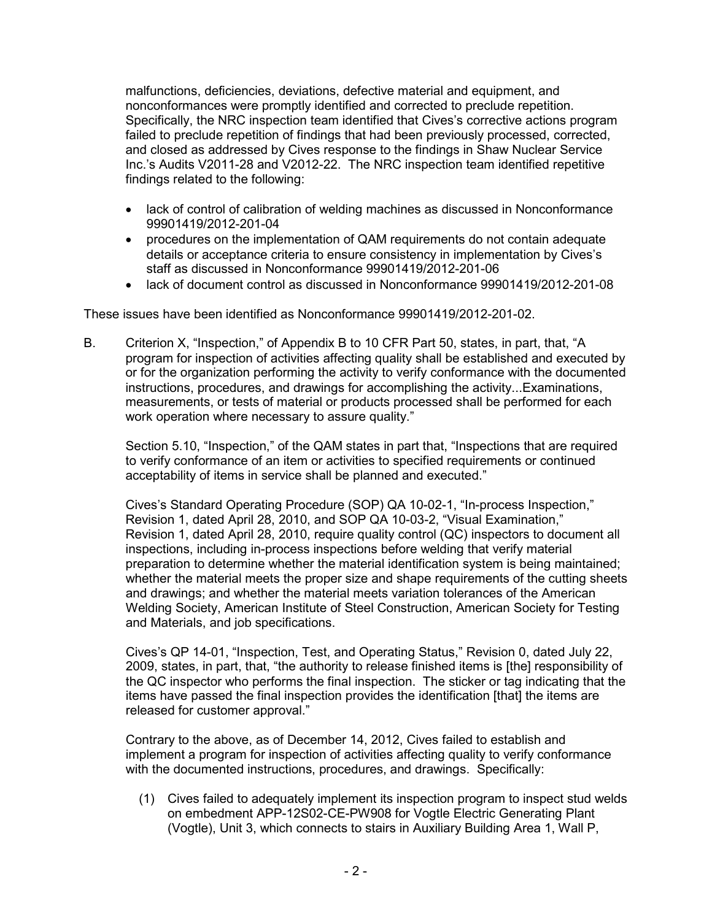malfunctions, deficiencies, deviations, defective material and equipment, and nonconformances were promptly identified and corrected to preclude repetition. Specifically, the NRC inspection team identified that Cives's corrective actions program failed to preclude repetition of findings that had been previously processed, corrected, and closed as addressed by Cives response to the findings in Shaw Nuclear Service Inc.'s Audits V2011-28 and V2012-22. The NRC inspection team identified repetitive findings related to the following:

- lack of control of calibration of welding machines as discussed in Nonconformance 99901419/2012-201-04
- procedures on the implementation of QAM requirements do not contain adequate details or acceptance criteria to ensure consistency in implementation by Cives's staff as discussed in Nonconformance 99901419/2012-201-06
- lack of document control as discussed in Nonconformance 99901419/2012-201-08

These issues have been identified as Nonconformance 99901419/2012-201-02.

B. Criterion X, "Inspection," of Appendix B to 10 CFR Part 50, states, in part, that, "A program for inspection of activities affecting quality shall be established and executed by or for the organization performing the activity to verify conformance with the documented instructions, procedures, and drawings for accomplishing the activity...Examinations, measurements, or tests of material or products processed shall be performed for each work operation where necessary to assure quality."

   Section 5.10, "Inspection," of the QAM states in part that, "Inspections that are required to verify conformance of an item or activities to specified requirements or continued acceptability of items in service shall be planned and executed."

   Cives's Standard Operating Procedure (SOP) QA 10-02-1, "In-process Inspection," Revision 1, dated April 28, 2010, and SOP QA 10-03-2, "Visual Examination," Revision 1, dated April 28, 2010, require quality control (QC) inspectors to document all inspections, including in-process inspections before welding that verify material preparation to determine whether the material identification system is being maintained; whether the material meets the proper size and shape requirements of the cutting sheets and drawings; and whether the material meets variation tolerances of the American Welding Society, American Institute of Steel Construction, American Society for Testing and Materials, and job specifications.

   Cives's QP 14-01, "Inspection, Test, and Operating Status," Revision 0, dated July 22, 2009, states, in part, that, "the authority to release finished items is [the] responsibility of the QC inspector who performs the final inspection. The sticker or tag indicating that the items have passed the final inspection provides the identification [that] the items are released for customer approval."

   Contrary to the above, as of December 14, 2012, Cives failed to establish and implement a program for inspection of activities affecting quality to verify conformance with the documented instructions, procedures, and drawings. Specifically:

   (1) Cives failed to adequately implement its inspection program to inspect stud welds on embedment APP-12S02-CE-PW908 for Vogtle Electric Generating Plant (Vogtle), Unit 3, which connects to stairs in Auxiliary Building Area 1, Wall P,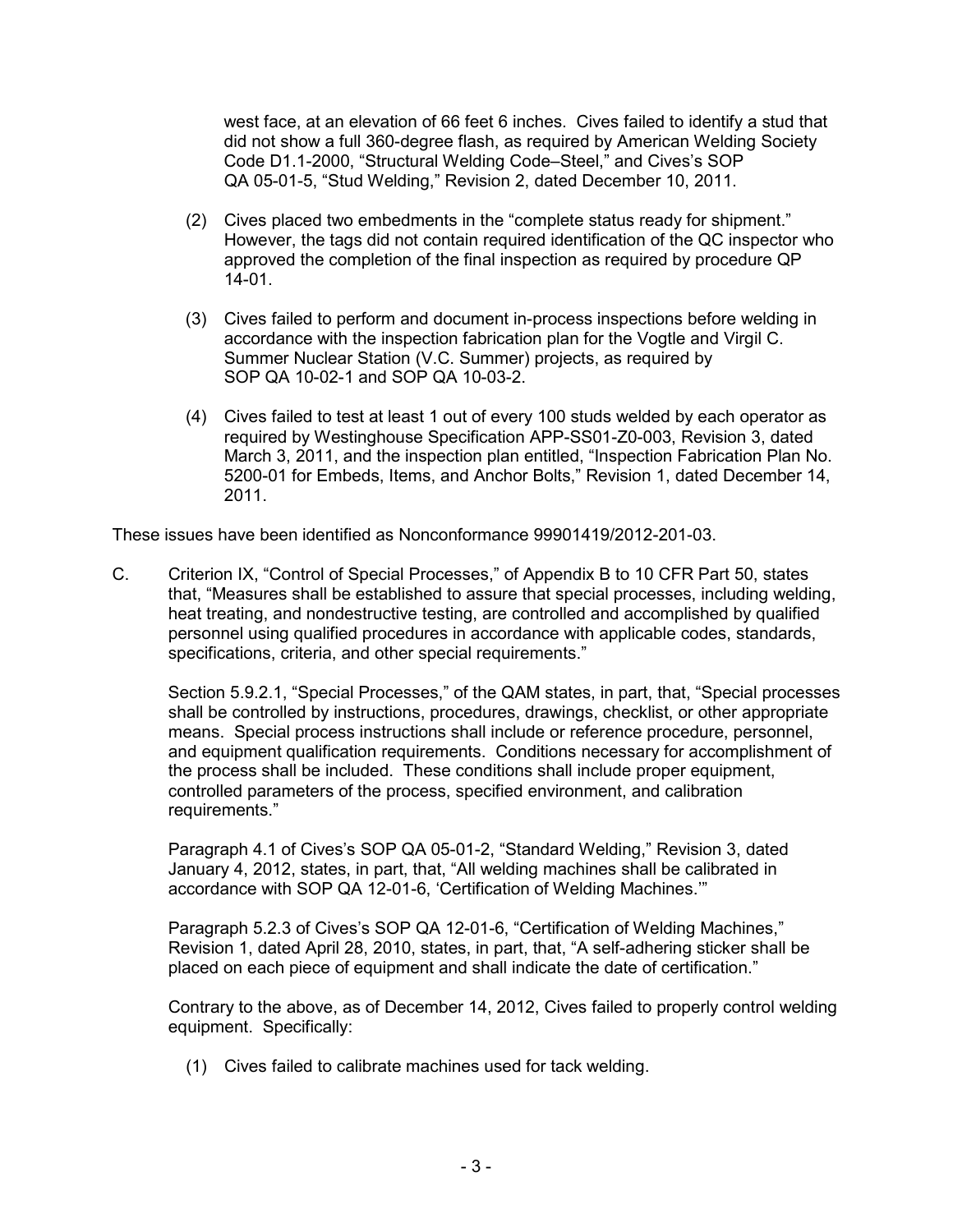west face, at an elevation of 66 feet 6 inches. Cives failed to identify a stud that did not show a full 360-degree flash, as required by American Welding Society Code D1.1-2000, "Structural Welding Code–Steel," and Cives's SOP QA 05-01-5, "Stud Welding," Revision 2, dated December 10, 2011.

(2) Cives placed two embedments in the "complete status ready for shipment." However, the tags did not contain required identification of the QC inspector who approved the completion of the final inspection as required by procedure QP 14-01.

(3) Cives failed to perform and document in-process inspections before welding in accordance with the inspection fabrication plan for the Vogtle and Virgil C. Summer Nuclear Station (V.C. Summer) projects, as required by SOP QA 10-02-1 and SOP QA 10-03-2.

(4) Cives failed to test at least 1 out of every 100 studs welded by each operator as required by Westinghouse Specification APP-SS01-Z0-003, Revision 3, dated March 3, 2011, and the inspection plan entitled, "Inspection Fabrication Plan No. 5200-01 for Embeds, Items, and Anchor Bolts," Revision 1, dated December 14, 2011.

These issues have been identified as Nonconformance 99901419/2012-201-03.

C. Criterion IX, "Control of Special Processes," of Appendix B to 10 CFR Part 50, states that, "Measures shall be established to assure that special processes, including welding, heat treating, and nondestructive testing, are controlled and accomplished by qualified personnel using qualified procedures in accordance with applicable codes, standards, specifications, criteria, and other special requirements."

Section 5.9.2.1, "Special Processes," of the QAM states, in part, that, "Special processes shall be controlled by instructions, procedures, drawings, checklist, or other appropriate means. Special process instructions shall include or reference procedure, personnel, and equipment qualification requirements. Conditions necessary for accomplishment of the process shall be included. These conditions shall include proper equipment, controlled parameters of the process, specified environment, and calibration requirements."

Paragraph 4.1 of Cives's SOP QA 05-01-2, "Standard Welding," Revision 3, dated January 4, 2012, states, in part, that, "All welding machines shall be calibrated in accordance with SOP QA 12-01-6, 'Certification of Welding Machines.'"

Paragraph 5.2.3 of Cives's SOP QA 12-01-6, "Certification of Welding Machines," Revision 1, dated April 28, 2010, states, in part, that, "A self-adhering sticker shall be placed on each piece of equipment and shall indicate the date of certification."

Contrary to the above, as of December 14, 2012, Cives failed to properly control welding equipment. Specifically:

(1) Cives failed to calibrate machines used for tack welding.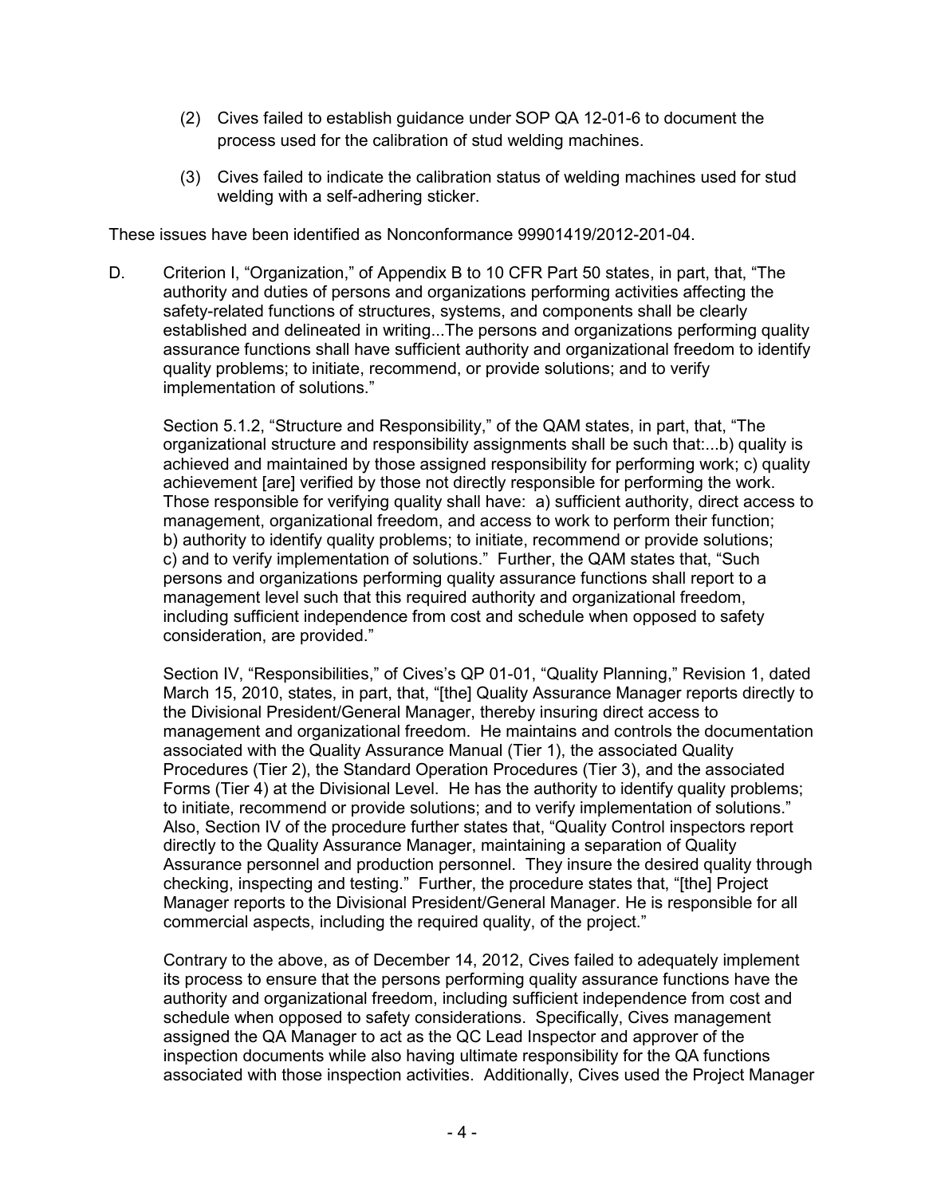(2) Cives failed to establish guidance under SOP QA 12-01-6 to document the process used for the calibration of stud welding machines.

(3) Cives failed to indicate the calibration status of welding machines used for stud welding with a self-adhering sticker.

These issues have been identified as Nonconformance 99901419/2012-201-04.

D. Criterion I, "Organization," of Appendix B to 10 CFR Part 50 states, in part, that, "The authority and duties of persons and organizations performing activities affecting the safety-related functions of structures, systems, and components shall be clearly established and delineated in writing...The persons and organizations performing quality assurance functions shall have sufficient authority and organizational freedom to identify quality problems; to initiate, recommend, or provide solutions; and to verify implementation of solutions."

Section 5.1.2, "Structure and Responsibility," of the QAM states, in part, that, "The organizational structure and responsibility assignments shall be such that:...b) quality is achieved and maintained by those assigned responsibility for performing work; c) quality achievement [are] verified by those not directly responsible for performing the work. Those responsible for verifying quality shall have: a) sufficient authority, direct access to management, organizational freedom, and access to work to perform their function; b) authority to identify quality problems; to initiate, recommend or provide solutions; c) and to verify implementation of solutions." Further, the QAM states that, "Such persons and organizations performing quality assurance functions shall report to a management level such that this required authority and organizational freedom, including sufficient independence from cost and schedule when opposed to safety consideration, are provided."

Section IV, "Responsibilities," of Cives's QP 01-01, "Quality Planning," Revision 1, dated March 15, 2010, states, in part, that, "[the] Quality Assurance Manager reports directly to the Divisional President/General Manager, thereby insuring direct access to management and organizational freedom. He maintains and controls the documentation associated with the Quality Assurance Manual (Tier 1), the associated Quality Procedures (Tier 2), the Standard Operation Procedures (Tier 3), and the associated Forms (Tier 4) at the Divisional Level. He has the authority to identify quality problems; to initiate, recommend or provide solutions; and to verify implementation of solutions." Also, Section IV of the procedure further states that, "Quality Control inspectors report directly to the Quality Assurance Manager, maintaining a separation of Quality Assurance personnel and production personnel. They insure the desired quality through checking, inspecting and testing." Further, the procedure states that, "[the] Project Manager reports to the Divisional President/General Manager. He is responsible for all commercial aspects, including the required quality, of the project."

Contrary to the above, as of December 14, 2012, Cives failed to adequately implement its process to ensure that the persons performing quality assurance functions have the authority and organizational freedom, including sufficient independence from cost and schedule when opposed to safety considerations. Specifically, Cives management assigned the QA Manager to act as the QC Lead Inspector and approver of the inspection documents while also having ultimate responsibility for the QA functions associated with those inspection activities. Additionally, Cives used the Project Manager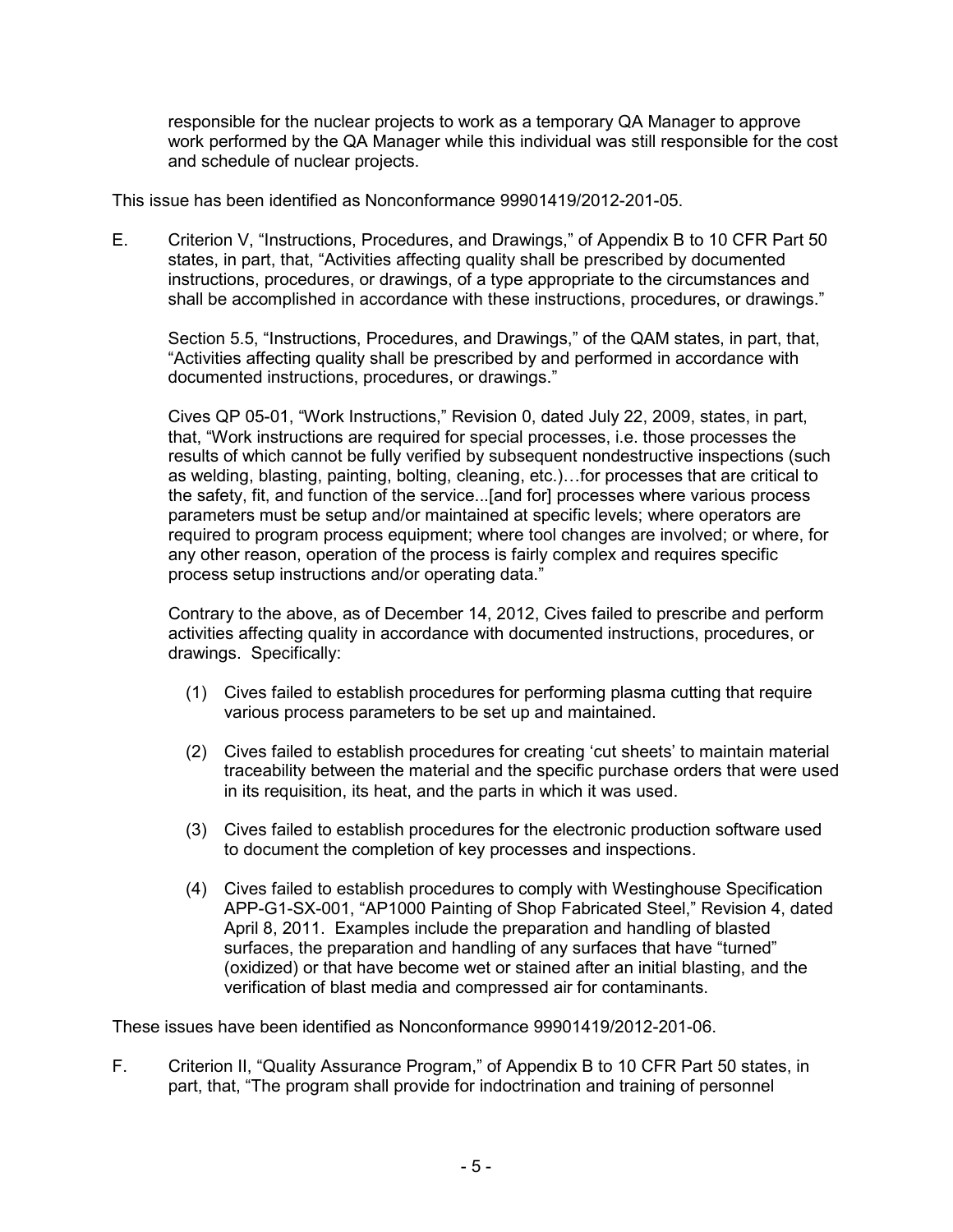responsible for the nuclear projects to work as a temporary QA Manager to approve work performed by the QA Manager while this individual was still responsible for the cost and schedule of nuclear projects.

This issue has been identified as Nonconformance 99901419/2012-201-05.

E. Criterion V, "Instructions, Procedures, and Drawings," of Appendix B to 10 CFR Part 50 states, in part, that, "Activities affecting quality shall be prescribed by documented instructions, procedures, or drawings, of a type appropriate to the circumstances and shall be accomplished in accordance with these instructions, procedures, or drawings."

   Section 5.5, "Instructions, Procedures, and Drawings," of the QAM states, in part, that, "Activities affecting quality shall be prescribed by and performed in accordance with documented instructions, procedures, or drawings."

   Cives QP 05-01, "Work Instructions," Revision 0, dated July 22, 2009, states, in part, that, "Work instructions are required for special processes, i.e. those processes the results of which cannot be fully verified by subsequent nondestructive inspections (such as welding, blasting, painting, bolting, cleaning, etc.)…for processes that are critical to the safety, fit, and function of the service...[and for] processes where various process parameters must be setup and/or maintained at specific levels; where operators are required to program process equipment; where tool changes are involved; or where, for any other reason, operation of the process is fairly complex and requires specific process setup instructions and/or operating data."

   Contrary to the above, as of December 14, 2012, Cives failed to prescribe and perform activities affecting quality in accordance with documented instructions, procedures, or drawings. Specifically:

   (1) Cives failed to establish procedures for performing plasma cutting that require various process parameters to be set up and maintained.

   (2) Cives failed to establish procedures for creating 'cut sheets' to maintain material traceability between the material and the specific purchase orders that were used in its requisition, its heat, and the parts in which it was used.

   (3) Cives failed to establish procedures for the electronic production software used to document the completion of key processes and inspections.

   (4) Cives failed to establish procedures to comply with Westinghouse Specification APP-G1-SX-001, "AP1000 Painting of Shop Fabricated Steel," Revision 4, dated April 8, 2011. Examples include the preparation and handling of blasted surfaces, the preparation and handling of any surfaces that have "turned" (oxidized) or that have become wet or stained after an initial blasting, and the verification of blast media and compressed air for contaminants.

These issues have been identified as Nonconformance 99901419/2012-201-06.

F. Criterion II, "Quality Assurance Program," of Appendix B to 10 CFR Part 50 states, in part, that, "The program shall provide for indoctrination and training of personnel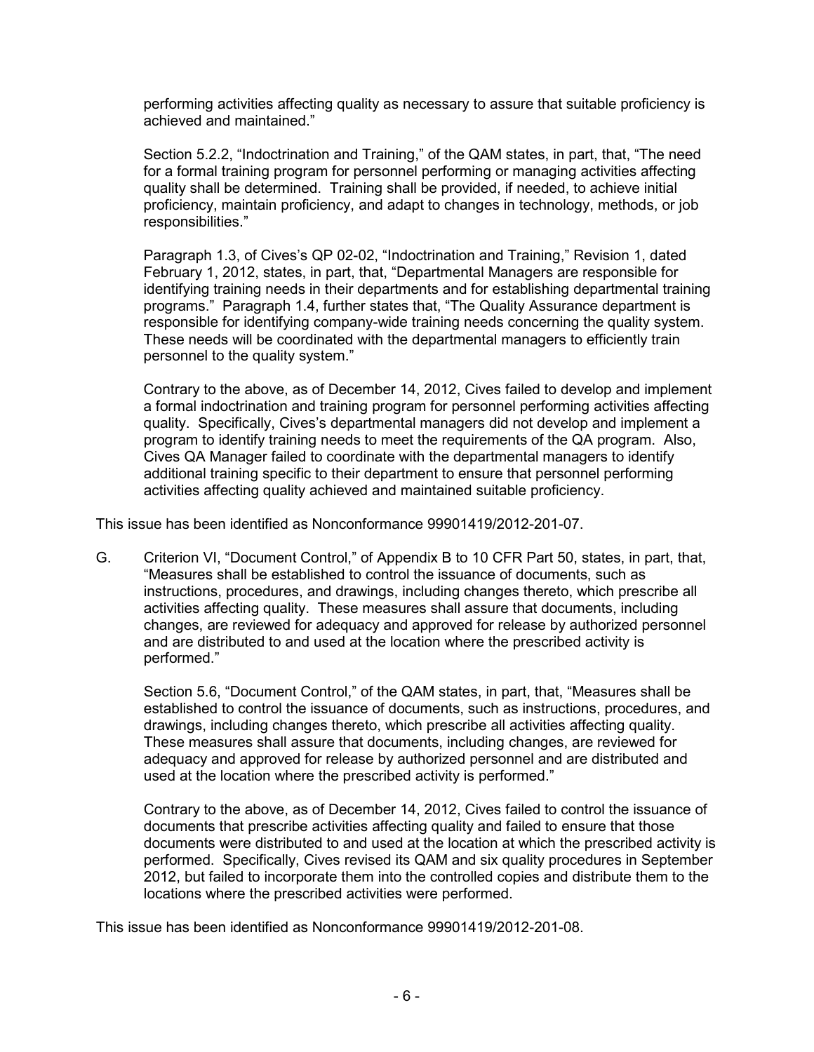performing activities affecting quality as necessary to assure that suitable proficiency is achieved and maintained."

Section 5.2.2, "Indoctrination and Training," of the QAM states, in part, that, "The need for a formal training program for personnel performing or managing activities affecting quality shall be determined. Training shall be provided, if needed, to achieve initial proficiency, maintain proficiency, and adapt to changes in technology, methods, or job responsibilities."

Paragraph 1.3, of Cives's QP 02-02, "Indoctrination and Training," Revision 1, dated February 1, 2012, states, in part, that, "Departmental Managers are responsible for identifying training needs in their departments and for establishing departmental training programs." Paragraph 1.4, further states that, "The Quality Assurance department is responsible for identifying company-wide training needs concerning the quality system. These needs will be coordinated with the departmental managers to efficiently train personnel to the quality system."

Contrary to the above, as of December 14, 2012, Cives failed to develop and implement a formal indoctrination and training program for personnel performing activities affecting quality. Specifically, Cives's departmental managers did not develop and implement a program to identify training needs to meet the requirements of the QA program. Also, Cives QA Manager failed to coordinate with the departmental managers to identify additional training specific to their department to ensure that personnel performing activities affecting quality achieved and maintained suitable proficiency.

This issue has been identified as Nonconformance 99901419/2012-201-07.

G. Criterion VI, "Document Control," of Appendix B to 10 CFR Part 50, states, in part, that, "Measures shall be established to control the issuance of documents, such as instructions, procedures, and drawings, including changes thereto, which prescribe all activities affecting quality. These measures shall assure that documents, including changes, are reviewed for adequacy and approved for release by authorized personnel and are distributed to and used at the location where the prescribed activity is performed."

Section 5.6, "Document Control," of the QAM states, in part, that, "Measures shall be established to control the issuance of documents, such as instructions, procedures, and drawings, including changes thereto, which prescribe all activities affecting quality. These measures shall assure that documents, including changes, are reviewed for adequacy and approved for release by authorized personnel and are distributed and used at the location where the prescribed activity is performed."

Contrary to the above, as of December 14, 2012, Cives failed to control the issuance of documents that prescribe activities affecting quality and failed to ensure that those documents were distributed to and used at the location at which the prescribed activity is performed. Specifically, Cives revised its QAM and six quality procedures in September 2012, but failed to incorporate them into the controlled copies and distribute them to the locations where the prescribed activities were performed.

This issue has been identified as Nonconformance 99901419/2012-201-08.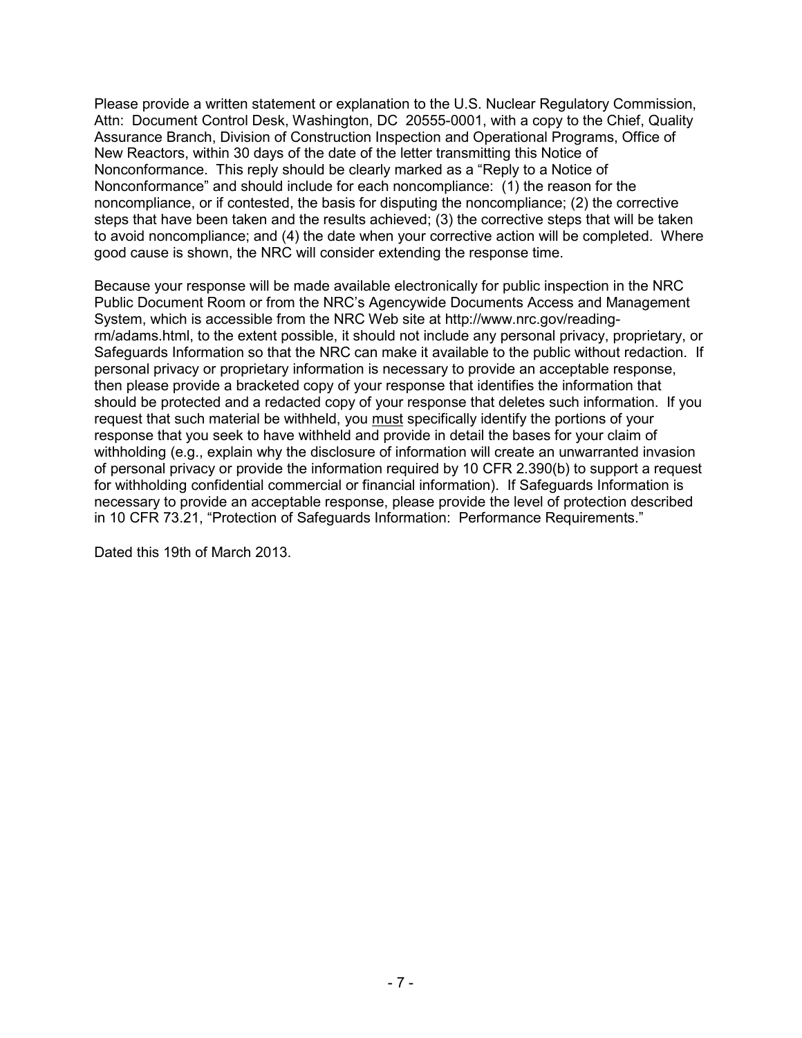Please provide a written statement or explanation to the U.S. Nuclear Regulatory Commission, Attn: Document Control Desk, Washington, DC 20555-0001, with a copy to the Chief, Quality Assurance Branch, Division of Construction Inspection and Operational Programs, Office of New Reactors, within 30 days of the date of the letter transmitting this Notice of Nonconformance. This reply should be clearly marked as a "Reply to a Notice of Nonconformance" and should include for each noncompliance: (1) the reason for the noncompliance, or if contested, the basis for disputing the noncompliance; (2) the corrective steps that have been taken and the results achieved; (3) the corrective steps that will be taken to avoid noncompliance; and (4) the date when your corrective action will be completed. Where good cause is shown, the NRC will consider extending the response time.

Because your response will be made available electronically for public inspection in the NRC Public Document Room or from the NRC's Agencywide Documents Access and Management System, which is accessible from the NRC Web site at http://www.nrc.gov/reading-rm/adams.html, to the extent possible, it should not include any personal privacy, proprietary, or Safeguards Information so that the NRC can make it available to the public without redaction. If personal privacy or proprietary information is necessary to provide an acceptable response, then please provide a bracketed copy of your response that identifies the information that should be protected and a redacted copy of your response that deletes such information. If you request that such material be withheld, you <u>must</u> specifically identify the portions of your response that you seek to have withheld and provide in detail the bases for your claim of withholding (e.g., explain why the disclosure of information will create an unwarranted invasion of personal privacy or provide the information required by 10 CFR 2.390(b) to support a request for withholding confidential commercial or financial information). If Safeguards Information is necessary to provide an acceptable response, please provide the level of protection described in 10 CFR 73.21, "Protection of Safeguards Information: Performance Requirements."

Dated this 19th of March 2013.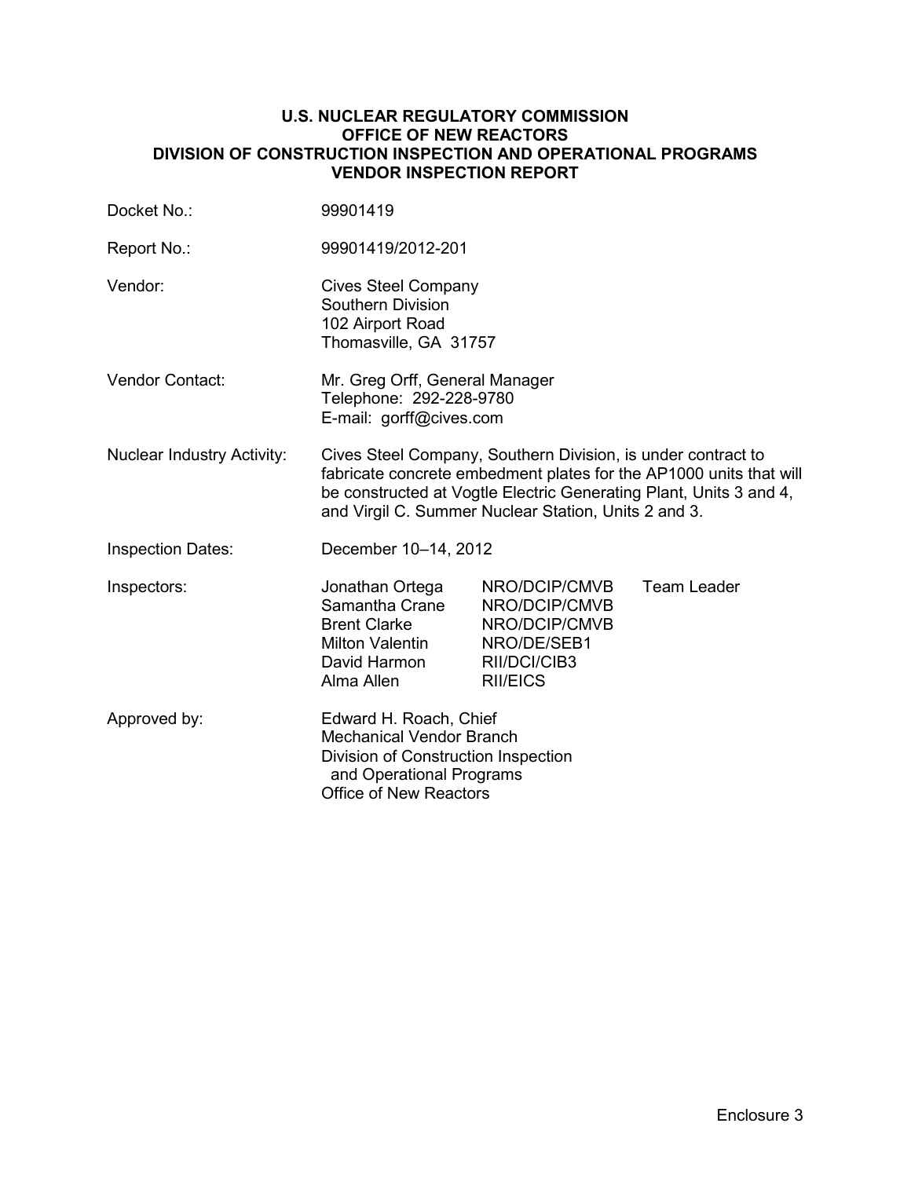**U.S. NUCLEAR REGULATORY COMMISSION**
**OFFICE OF NEW REACTORS**
**DIVISION OF CONSTRUCTION INSPECTION AND OPERATIONAL PROGRAMS**
**VENDOR INSPECTION REPORT**

| | |
|---|---|
| Docket No.: | 99901419 |
| Report No.: | 99901419/2012-201 |
| Vendor: | Cives Steel Company<br>Southern Division<br>102 Airport Road<br>Thomasville, GA 31757 |
| Vendor Contact: | Mr. Greg Orff, General Manager<br>Telephone: 292-228-9780<br>E-mail: gorff@cives.com |
| Nuclear Industry Activity: | Cives Steel Company, Southern Division, is under contract to fabricate concrete embedment plates for the AP1000 units that will be constructed at Vogtle Electric Generating Plant, Units 3 and 4, and Virgil C. Summer Nuclear Station, Units 2 and 3. |
| Inspection Dates: | December 10–14, 2012 |

| Inspectors: | | | |
|---|---|---|---|
| | Jonathan Ortega | NRO/DCIP/CMVB | Team Leader |
| | Samantha Crane | NRO/DCIP/CMVB | |
| | Brent Clarke | NRO/DCIP/CMVB | |
| | Milton Valentin | NRO/DE/SEB1 | |
| | David Harmon | RII/DCI/CIB3 | |
| | Alma Allen | RII/EICS | |

Approved by: Edward H. Roach, Chief
Mechanical Vendor Branch
Division of Construction Inspection
and Operational Programs
Office of New Reactors

Enclosure 3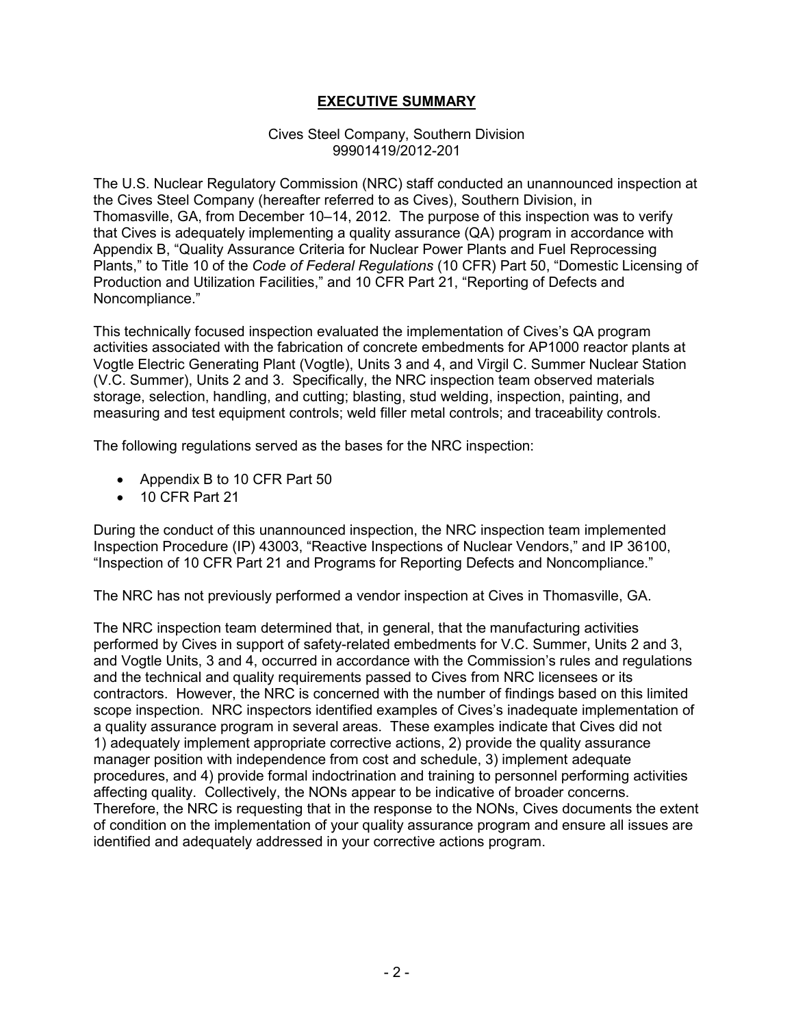# EXECUTIVE SUMMARY

Cives Steel Company, Southern Division
99901419/2012-201

The U.S. Nuclear Regulatory Commission (NRC) staff conducted an unannounced inspection at the Cives Steel Company (hereafter referred to as Cives), Southern Division, in Thomasville, GA, from December 10–14, 2012. The purpose of this inspection was to verify that Cives is adequately implementing a quality assurance (QA) program in accordance with Appendix B, "Quality Assurance Criteria for Nuclear Power Plants and Fuel Reprocessing Plants," to Title 10 of the *Code of Federal Regulations* (10 CFR) Part 50, "Domestic Licensing of Production and Utilization Facilities," and 10 CFR Part 21, "Reporting of Defects and Noncompliance."

This technically focused inspection evaluated the implementation of Cives's QA program activities associated with the fabrication of concrete embedments for AP1000 reactor plants at Vogtle Electric Generating Plant (Vogtle), Units 3 and 4, and Virgil C. Summer Nuclear Station (V.C. Summer), Units 2 and 3. Specifically, the NRC inspection team observed materials storage, selection, handling, and cutting; blasting, stud welding, inspection, painting, and measuring and test equipment controls; weld filler metal controls; and traceability controls.

The following regulations served as the bases for the NRC inspection:

- Appendix B to 10 CFR Part 50
- 10 CFR Part 21

During the conduct of this unannounced inspection, the NRC inspection team implemented Inspection Procedure (IP) 43003, "Reactive Inspections of Nuclear Vendors," and IP 36100, "Inspection of 10 CFR Part 21 and Programs for Reporting Defects and Noncompliance."

The NRC has not previously performed a vendor inspection at Cives in Thomasville, GA.

The NRC inspection team determined that, in general, that the manufacturing activities performed by Cives in support of safety-related embedments for V.C. Summer, Units 2 and 3, and Vogtle Units, 3 and 4, occurred in accordance with the Commission's rules and regulations and the technical and quality requirements passed to Cives from NRC licensees or its contractors. However, the NRC is concerned with the number of findings based on this limited scope inspection. NRC inspectors identified examples of Cives's inadequate implementation of a quality assurance program in several areas. These examples indicate that Cives did not 1) adequately implement appropriate corrective actions, 2) provide the quality assurance manager position with independence from cost and schedule, 3) implement adequate procedures, and 4) provide formal indoctrination and training to personnel performing activities affecting quality. Collectively, the NONs appear to be indicative of broader concerns. Therefore, the NRC is requesting that in the response to the NONs, Cives documents the extent of condition on the implementation of your quality assurance program and ensure all issues are identified and adequately addressed in your corrective actions program.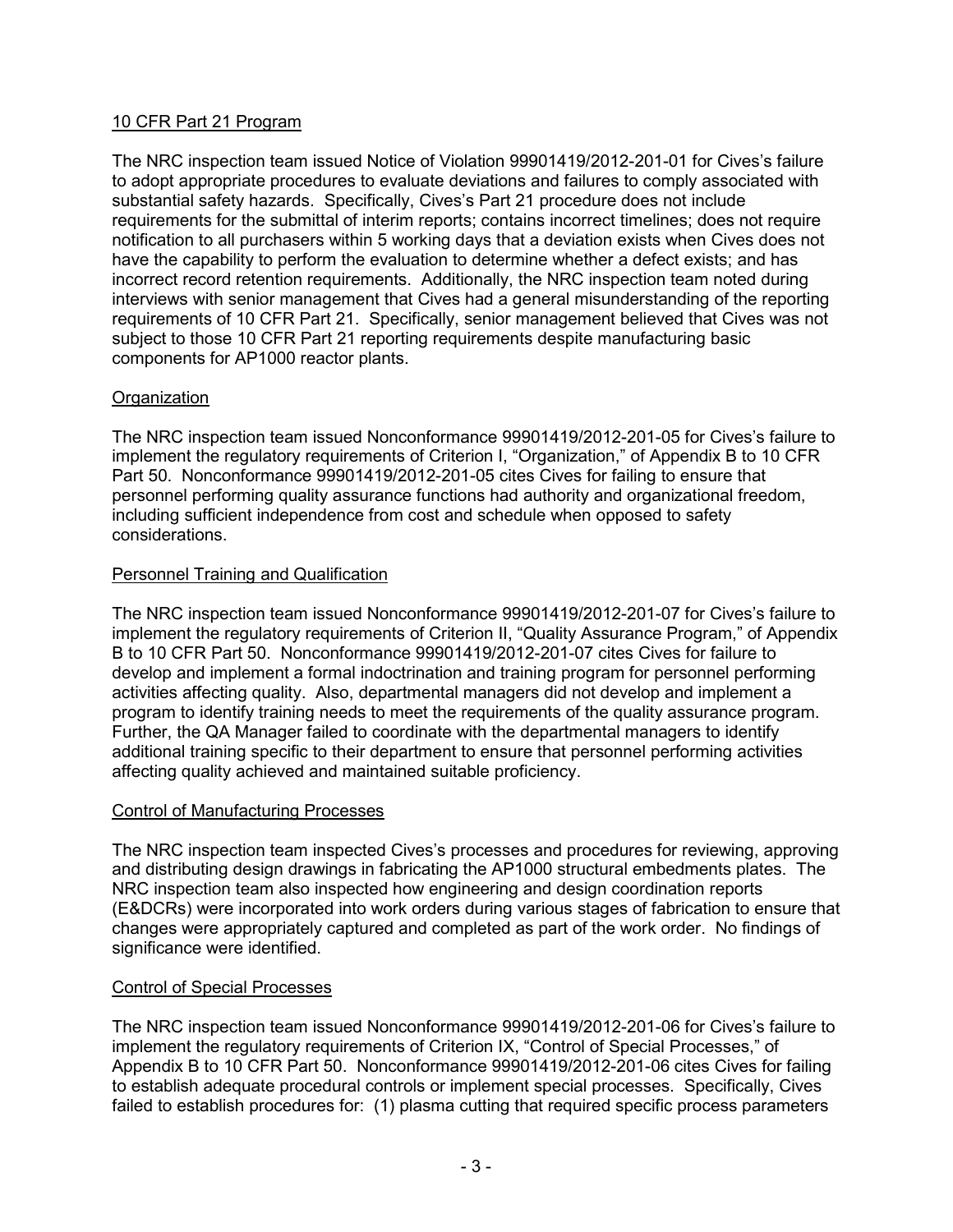## 10 CFR Part 21 Program

The NRC inspection team issued Notice of Violation 99901419/2012-201-01 for Cives's failure to adopt appropriate procedures to evaluate deviations and failures to comply associated with substantial safety hazards. Specifically, Cives's Part 21 procedure does not include requirements for the submittal of interim reports; contains incorrect timelines; does not require notification to all purchasers within 5 working days that a deviation exists when Cives does not have the capability to perform the evaluation to determine whether a defect exists; and has incorrect record retention requirements. Additionally, the NRC inspection team noted during interviews with senior management that Cives had a general misunderstanding of the reporting requirements of 10 CFR Part 21. Specifically, senior management believed that Cives was not subject to those 10 CFR Part 21 reporting requirements despite manufacturing basic components for AP1000 reactor plants.

## Organization

The NRC inspection team issued Nonconformance 99901419/2012-201-05 for Cives's failure to implement the regulatory requirements of Criterion I, "Organization," of Appendix B to 10 CFR Part 50. Nonconformance 99901419/2012-201-05 cites Cives for failing to ensure that personnel performing quality assurance functions had authority and organizational freedom, including sufficient independence from cost and schedule when opposed to safety considerations.

## Personnel Training and Qualification

The NRC inspection team issued Nonconformance 99901419/2012-201-07 for Cives's failure to implement the regulatory requirements of Criterion II, "Quality Assurance Program," of Appendix B to 10 CFR Part 50. Nonconformance 99901419/2012-201-07 cites Cives for failure to develop and implement a formal indoctrination and training program for personnel performing activities affecting quality. Also, departmental managers did not develop and implement a program to identify training needs to meet the requirements of the quality assurance program. Further, the QA Manager failed to coordinate with the departmental managers to identify additional training specific to their department to ensure that personnel performing activities affecting quality achieved and maintained suitable proficiency.

## Control of Manufacturing Processes

The NRC inspection team inspected Cives's processes and procedures for reviewing, approving and distributing design drawings in fabricating the AP1000 structural embedments plates. The NRC inspection team also inspected how engineering and design coordination reports (E&DCRs) were incorporated into work orders during various stages of fabrication to ensure that changes were appropriately captured and completed as part of the work order. No findings of significance were identified.

## Control of Special Processes

The NRC inspection team issued Nonconformance 99901419/2012-201-06 for Cives's failure to implement the regulatory requirements of Criterion IX, "Control of Special Processes," of Appendix B to 10 CFR Part 50. Nonconformance 99901419/2012-201-06 cites Cives for failing to establish adequate procedural controls or implement special processes. Specifically, Cives failed to establish procedures for: (1) plasma cutting that required specific process parameters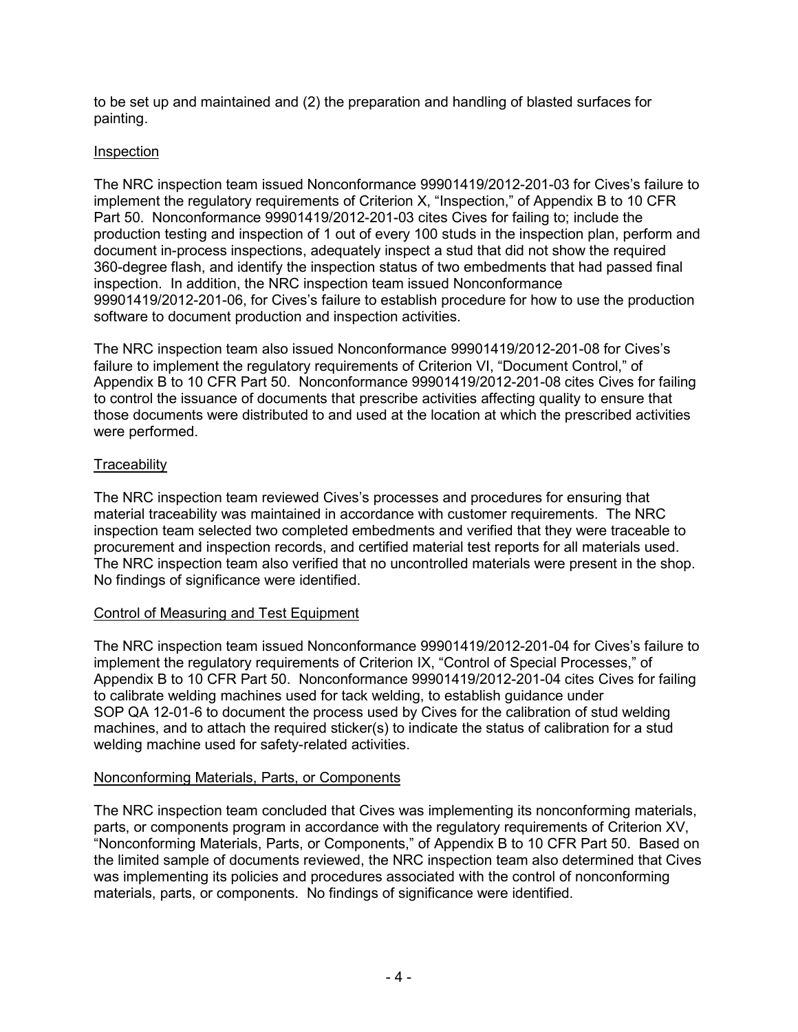to be set up and maintained and (2) the preparation and handling of blasted surfaces for painting.

Inspection

The NRC inspection team issued Nonconformance 99901419/2012-201-03 for Cives's failure to implement the regulatory requirements of Criterion X, "Inspection," of Appendix B to 10 CFR Part 50. Nonconformance 99901419/2012-201-03 cites Cives for failing to; include the production testing and inspection of 1 out of every 100 studs in the inspection plan, perform and document in-process inspections, adequately inspect a stud that did not show the required 360-degree flash, and identify the inspection status of two embedments that had passed final inspection. In addition, the NRC inspection team issued Nonconformance 99901419/2012-201-06, for Cives's failure to establish procedure for how to use the production software to document production and inspection activities.

The NRC inspection team also issued Nonconformance 99901419/2012-201-08 for Cives's failure to implement the regulatory requirements of Criterion VI, "Document Control," of Appendix B to 10 CFR Part 50. Nonconformance 99901419/2012-201-08 cites Cives for failing to control the issuance of documents that prescribe activities affecting quality to ensure that those documents were distributed to and used at the location at which the prescribed activities were performed.

Traceability

The NRC inspection team reviewed Cives's processes and procedures for ensuring that material traceability was maintained in accordance with customer requirements. The NRC inspection team selected two completed embedments and verified that they were traceable to procurement and inspection records, and certified material test reports for all materials used. The NRC inspection team also verified that no uncontrolled materials were present in the shop. No findings of significance were identified.

Control of Measuring and Test Equipment

The NRC inspection team issued Nonconformance 99901419/2012-201-04 for Cives's failure to implement the regulatory requirements of Criterion IX, "Control of Special Processes," of Appendix B to 10 CFR Part 50. Nonconformance 99901419/2012-201-04 cites Cives for failing to calibrate welding machines used for tack welding, to establish guidance under SOP QA 12-01-6 to document the process used by Cives for the calibration of stud welding machines, and to attach the required sticker(s) to indicate the status of calibration for a stud welding machine used for safety-related activities.

Nonconforming Materials, Parts, or Components

The NRC inspection team concluded that Cives was implementing its nonconforming materials, parts, or components program in accordance with the regulatory requirements of Criterion XV, "Nonconforming Materials, Parts, or Components," of Appendix B to 10 CFR Part 50. Based on the limited sample of documents reviewed, the NRC inspection team also determined that Cives was implementing its policies and procedures associated with the control of nonconforming materials, parts, or components. No findings of significance were identified.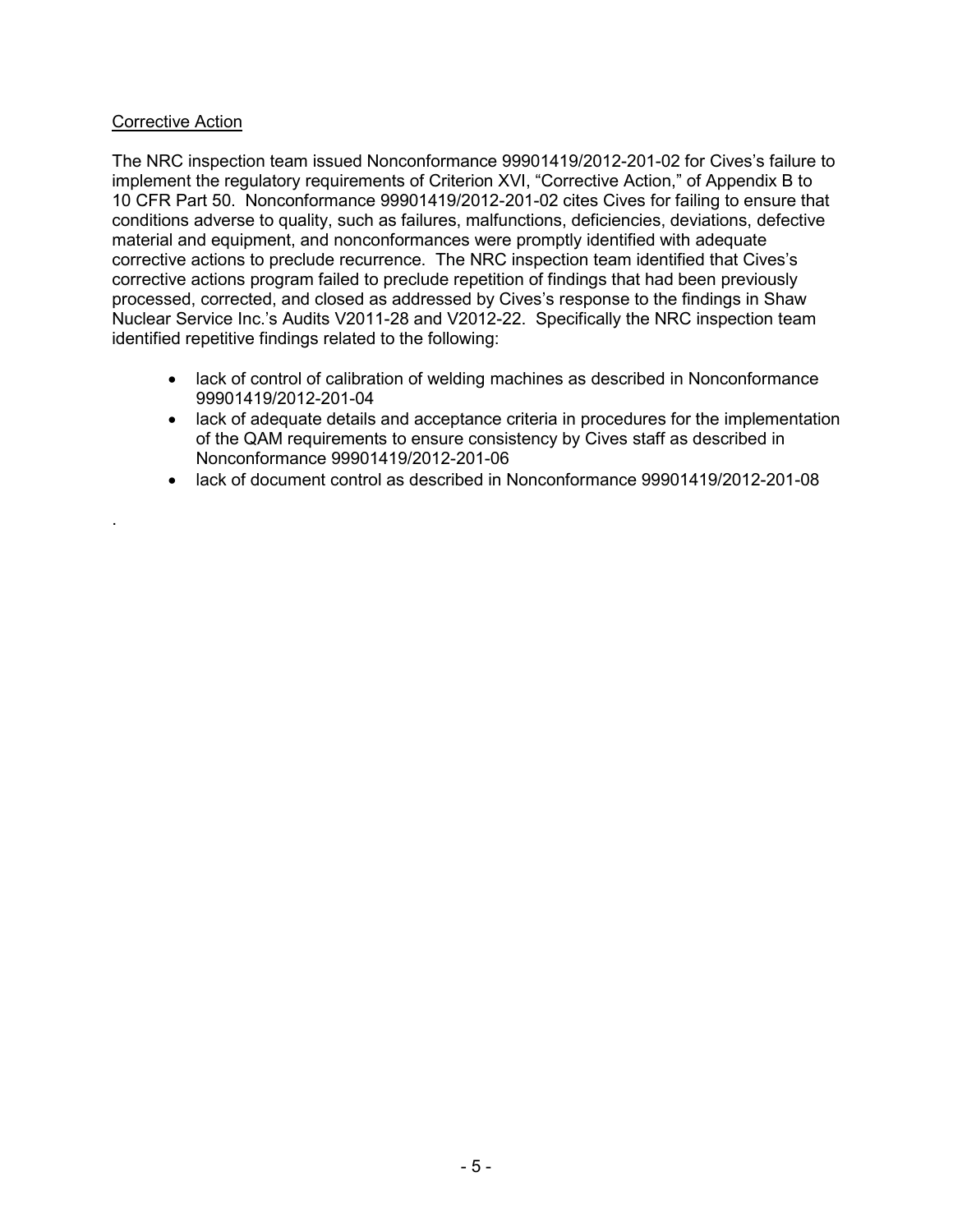Corrective Action

The NRC inspection team issued Nonconformance 99901419/2012-201-02 for Cives's failure to implement the regulatory requirements of Criterion XVI, "Corrective Action," of Appendix B to 10 CFR Part 50. Nonconformance 99901419/2012-201-02 cites Cives for failing to ensure that conditions adverse to quality, such as failures, malfunctions, deficiencies, deviations, defective material and equipment, and nonconformances were promptly identified with adequate corrective actions to preclude recurrence. The NRC inspection team identified that Cives's corrective actions program failed to preclude repetition of findings that had been previously processed, corrected, and closed as addressed by Cives's response to the findings in Shaw Nuclear Service Inc.'s Audits V2011-28 and V2012-22. Specifically the NRC inspection team identified repetitive findings related to the following:

- lack of control of calibration of welding machines as described in Nonconformance 99901419/2012-201-04
- lack of adequate details and acceptance criteria in procedures for the implementation of the QAM requirements to ensure consistency by Cives staff as described in Nonconformance 99901419/2012-201-06
- lack of document control as described in Nonconformance 99901419/2012-201-08

.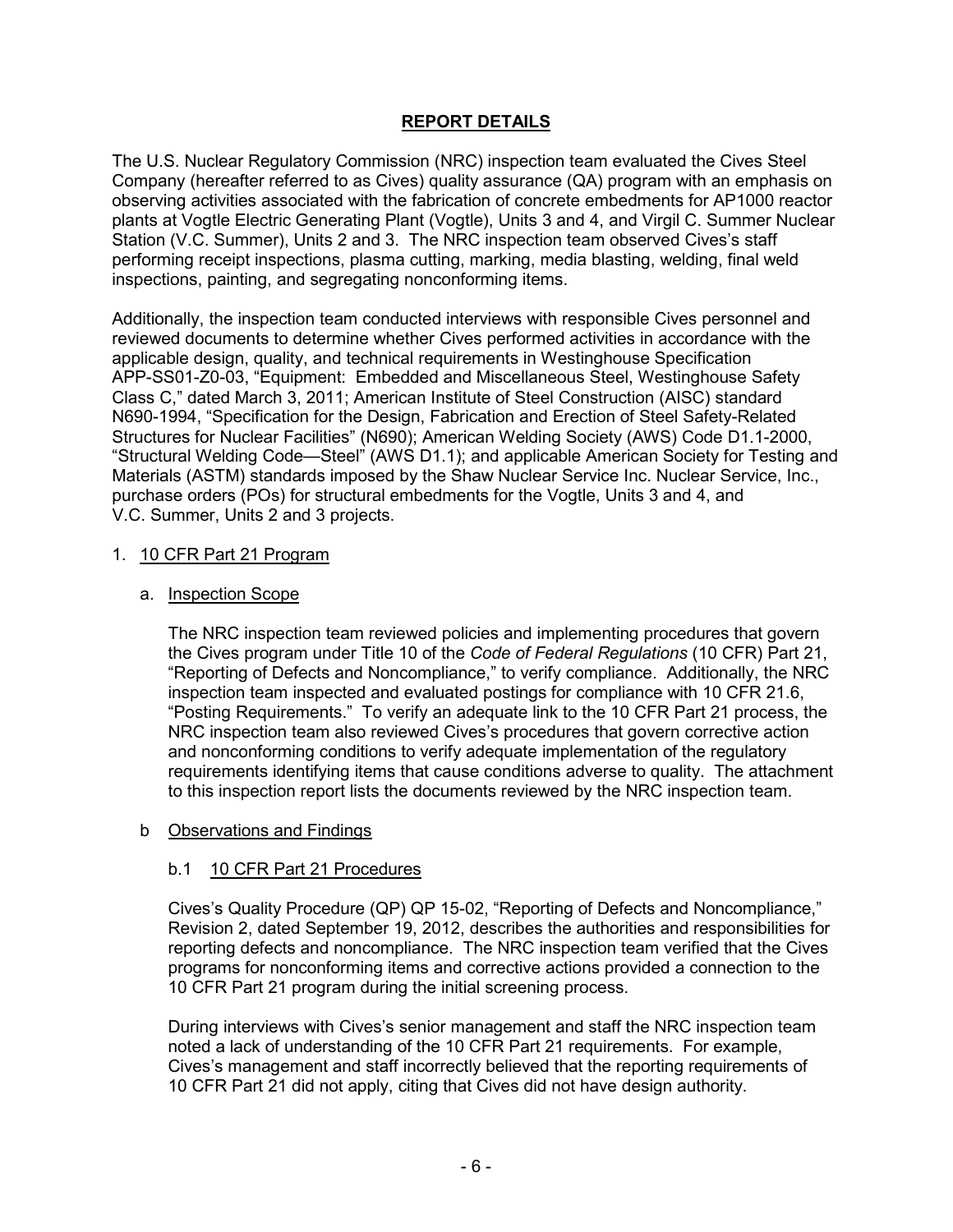## REPORT DETAILS

The U.S. Nuclear Regulatory Commission (NRC) inspection team evaluated the Cives Steel Company (hereafter referred to as Cives) quality assurance (QA) program with an emphasis on observing activities associated with the fabrication of concrete embedments for AP1000 reactor plants at Vogtle Electric Generating Plant (Vogtle), Units 3 and 4, and Virgil C. Summer Nuclear Station (V.C. Summer), Units 2 and 3. The NRC inspection team observed Cives's staff performing receipt inspections, plasma cutting, marking, media blasting, welding, final weld inspections, painting, and segregating nonconforming items.

Additionally, the inspection team conducted interviews with responsible Cives personnel and reviewed documents to determine whether Cives performed activities in accordance with the applicable design, quality, and technical requirements in Westinghouse Specification APP-SS01-Z0-03, "Equipment: Embedded and Miscellaneous Steel, Westinghouse Safety Class C," dated March 3, 2011; American Institute of Steel Construction (AISC) standard N690-1994, "Specification for the Design, Fabrication and Erection of Steel Safety-Related Structures for Nuclear Facilities" (N690); American Welding Society (AWS) Code D1.1-2000, "Structural Welding Code—Steel" (AWS D1.1); and applicable American Society for Testing and Materials (ASTM) standards imposed by the Shaw Nuclear Service Inc. Nuclear Service, Inc., purchase orders (POs) for structural embedments for the Vogtle, Units 3 and 4, and V.C. Summer, Units 2 and 3 projects.

1. 10 CFR Part 21 Program

   a. Inspection Scope

   The NRC inspection team reviewed policies and implementing procedures that govern the Cives program under Title 10 of the *Code of Federal Regulations* (10 CFR) Part 21, "Reporting of Defects and Noncompliance," to verify compliance. Additionally, the NRC inspection team inspected and evaluated postings for compliance with 10 CFR 21.6, "Posting Requirements." To verify an adequate link to the 10 CFR Part 21 process, the NRC inspection team also reviewed Cives's procedures that govern corrective action and nonconforming conditions to verify adequate implementation of the regulatory requirements identifying items that cause conditions adverse to quality. The attachment to this inspection report lists the documents reviewed by the NRC inspection team.

   b Observations and Findings

   b.1 10 CFR Part 21 Procedures

   Cives's Quality Procedure (QP) QP 15-02, "Reporting of Defects and Noncompliance," Revision 2, dated September 19, 2012, describes the authorities and responsibilities for reporting defects and noncompliance. The NRC inspection team verified that the Cives programs for nonconforming items and corrective actions provided a connection to the 10 CFR Part 21 program during the initial screening process.

   During interviews with Cives's senior management and staff the NRC inspection team noted a lack of understanding of the 10 CFR Part 21 requirements. For example, Cives's management and staff incorrectly believed that the reporting requirements of 10 CFR Part 21 did not apply, citing that Cives did not have design authority.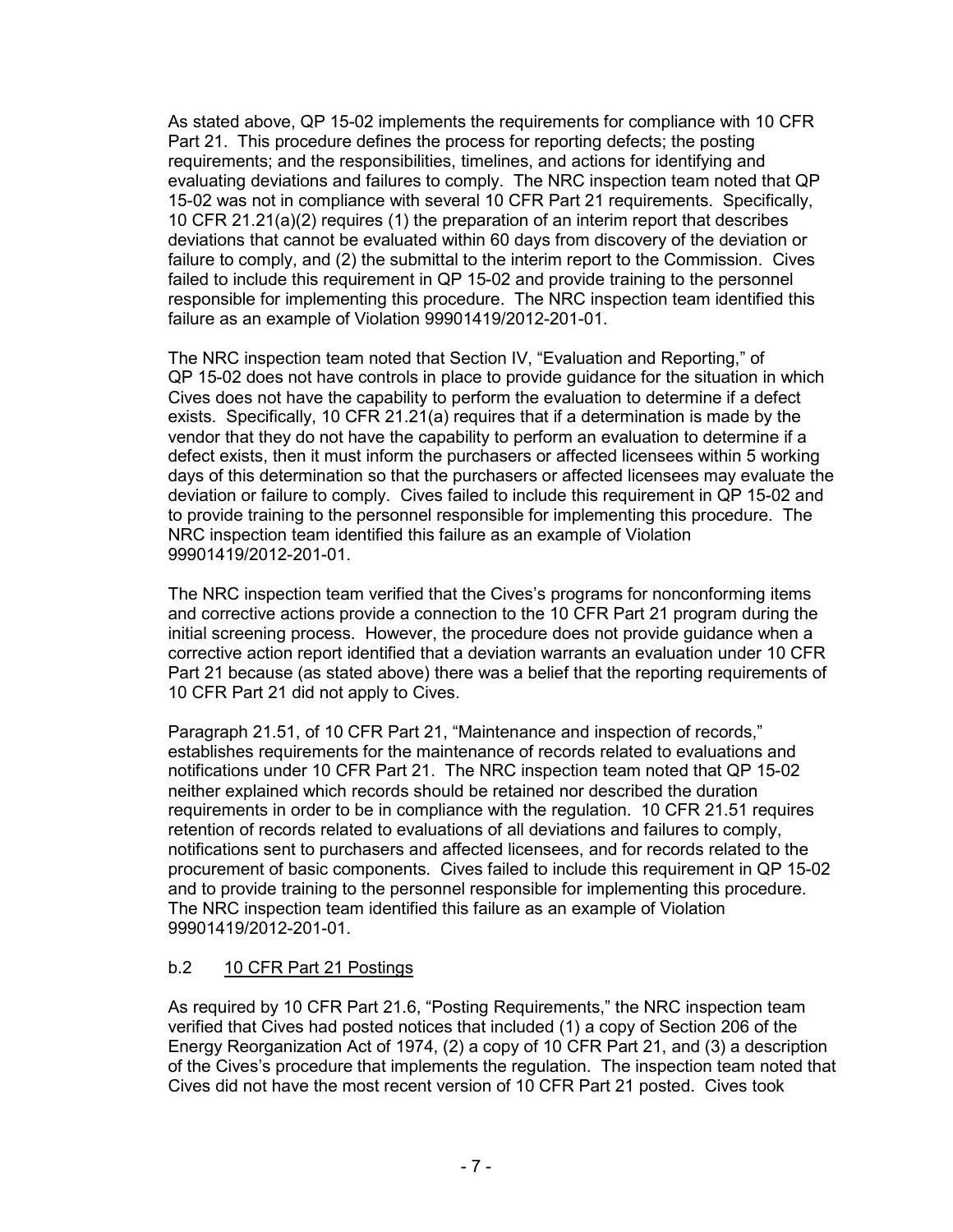As stated above, QP 15-02 implements the requirements for compliance with 10 CFR Part 21. This procedure defines the process for reporting defects; the posting requirements; and the responsibilities, timelines, and actions for identifying and evaluating deviations and failures to comply. The NRC inspection team noted that QP 15-02 was not in compliance with several 10 CFR Part 21 requirements. Specifically, 10 CFR 21.21(a)(2) requires (1) the preparation of an interim report that describes deviations that cannot be evaluated within 60 days from discovery of the deviation or failure to comply, and (2) the submittal to the interim report to the Commission. Cives failed to include this requirement in QP 15-02 and provide training to the personnel responsible for implementing this procedure. The NRC inspection team identified this failure as an example of Violation 99901419/2012-201-01.

The NRC inspection team noted that Section IV, "Evaluation and Reporting," of QP 15-02 does not have controls in place to provide guidance for the situation in which Cives does not have the capability to perform the evaluation to determine if a defect exists. Specifically, 10 CFR 21.21(a) requires that if a determination is made by the vendor that they do not have the capability to perform an evaluation to determine if a defect exists, then it must inform the purchasers or affected licensees within 5 working days of this determination so that the purchasers or affected licensees may evaluate the deviation or failure to comply. Cives failed to include this requirement in QP 15-02 and to provide training to the personnel responsible for implementing this procedure. The NRC inspection team identified this failure as an example of Violation 99901419/2012-201-01.

The NRC inspection team verified that the Cives's programs for nonconforming items and corrective actions provide a connection to the 10 CFR Part 21 program during the initial screening process. However, the procedure does not provide guidance when a corrective action report identified that a deviation warrants an evaluation under 10 CFR Part 21 because (as stated above) there was a belief that the reporting requirements of 10 CFR Part 21 did not apply to Cives.

Paragraph 21.51, of 10 CFR Part 21, "Maintenance and inspection of records," establishes requirements for the maintenance of records related to evaluations and notifications under 10 CFR Part 21. The NRC inspection team noted that QP 15-02 neither explained which records should be retained nor described the duration requirements in order to be in compliance with the regulation. 10 CFR 21.51 requires retention of records related to evaluations of all deviations and failures to comply, notifications sent to purchasers and affected licensees, and for records related to the procurement of basic components. Cives failed to include this requirement in QP 15-02 and to provide training to the personnel responsible for implementing this procedure. The NRC inspection team identified this failure as an example of Violation 99901419/2012-201-01.

### b.2 10 CFR Part 21 Postings

As required by 10 CFR Part 21.6, "Posting Requirements," the NRC inspection team verified that Cives had posted notices that included (1) a copy of Section 206 of the Energy Reorganization Act of 1974, (2) a copy of 10 CFR Part 21, and (3) a description of the Cives's procedure that implements the regulation. The inspection team noted that Cives did not have the most recent version of 10 CFR Part 21 posted. Cives took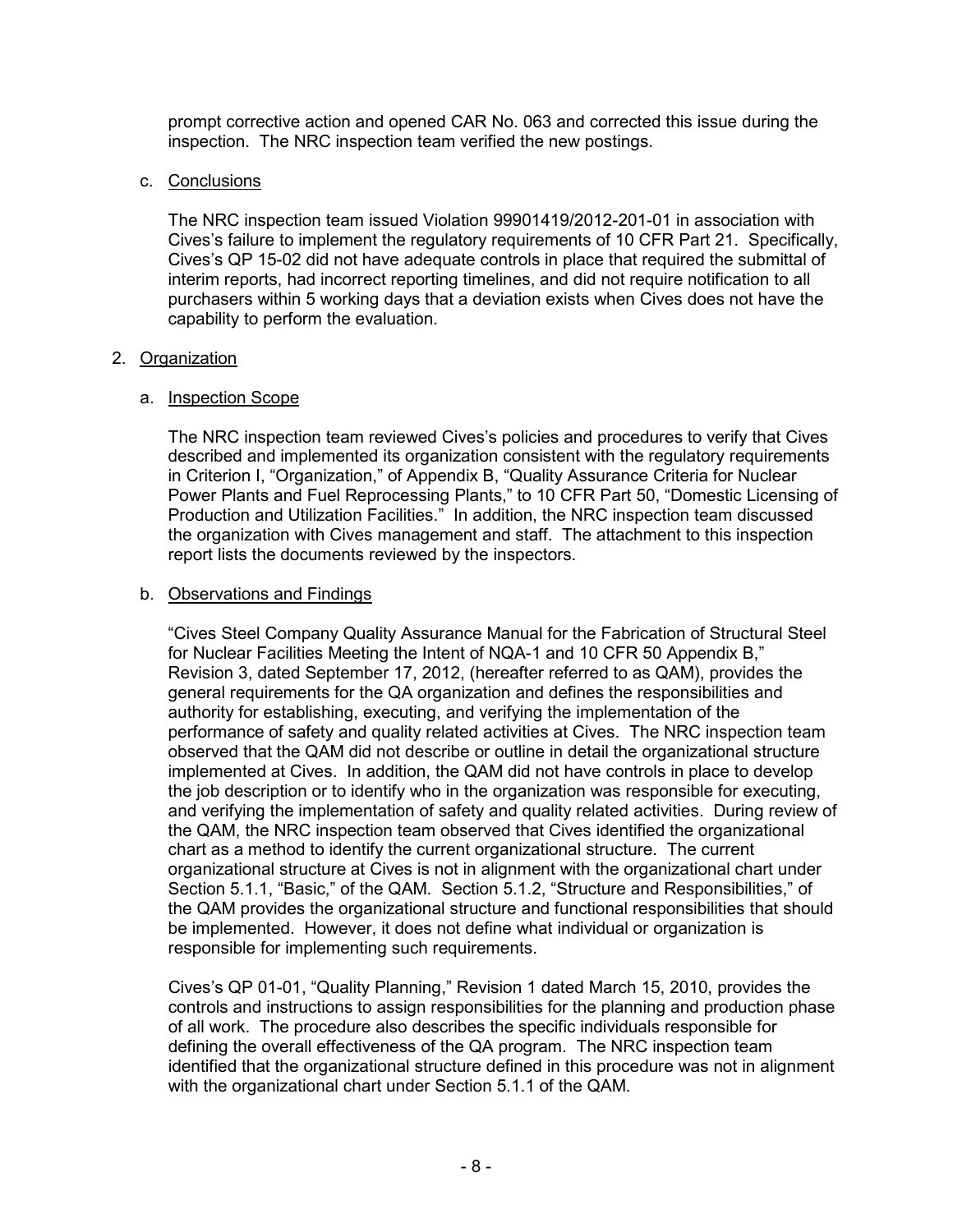prompt corrective action and opened CAR No. 063 and corrected this issue during the inspection. The NRC inspection team verified the new postings.

c. Conclusions

The NRC inspection team issued Violation 99901419/2012-201-01 in association with Cives's failure to implement the regulatory requirements of 10 CFR Part 21. Specifically, Cives's QP 15-02 did not have adequate controls in place that required the submittal of interim reports, had incorrect reporting timelines, and did not require notification to all purchasers within 5 working days that a deviation exists when Cives does not have the capability to perform the evaluation.

2. Organization

a. Inspection Scope

The NRC inspection team reviewed Cives's policies and procedures to verify that Cives described and implemented its organization consistent with the regulatory requirements in Criterion I, "Organization," of Appendix B, "Quality Assurance Criteria for Nuclear Power Plants and Fuel Reprocessing Plants," to 10 CFR Part 50, "Domestic Licensing of Production and Utilization Facilities." In addition, the NRC inspection team discussed the organization with Cives management and staff. The attachment to this inspection report lists the documents reviewed by the inspectors.

b. Observations and Findings

"Cives Steel Company Quality Assurance Manual for the Fabrication of Structural Steel for Nuclear Facilities Meeting the Intent of NQA-1 and 10 CFR 50 Appendix B," Revision 3, dated September 17, 2012, (hereafter referred to as QAM), provides the general requirements for the QA organization and defines the responsibilities and authority for establishing, executing, and verifying the implementation of the performance of safety and quality related activities at Cives. The NRC inspection team observed that the QAM did not describe or outline in detail the organizational structure implemented at Cives. In addition, the QAM did not have controls in place to develop the job description or to identify who in the organization was responsible for executing, and verifying the implementation of safety and quality related activities. During review of the QAM, the NRC inspection team observed that Cives identified the organizational chart as a method to identify the current organizational structure. The current organizational structure at Cives is not in alignment with the organizational chart under Section 5.1.1, "Basic," of the QAM. Section 5.1.2, "Structure and Responsibilities," of the QAM provides the organizational structure and functional responsibilities that should be implemented. However, it does not define what individual or organization is responsible for implementing such requirements.

Cives's QP 01-01, "Quality Planning," Revision 1 dated March 15, 2010, provides the controls and instructions to assign responsibilities for the planning and production phase of all work. The procedure also describes the specific individuals responsible for defining the overall effectiveness of the QA program. The NRC inspection team identified that the organizational structure defined in this procedure was not in alignment with the organizational chart under Section 5.1.1 of the QAM.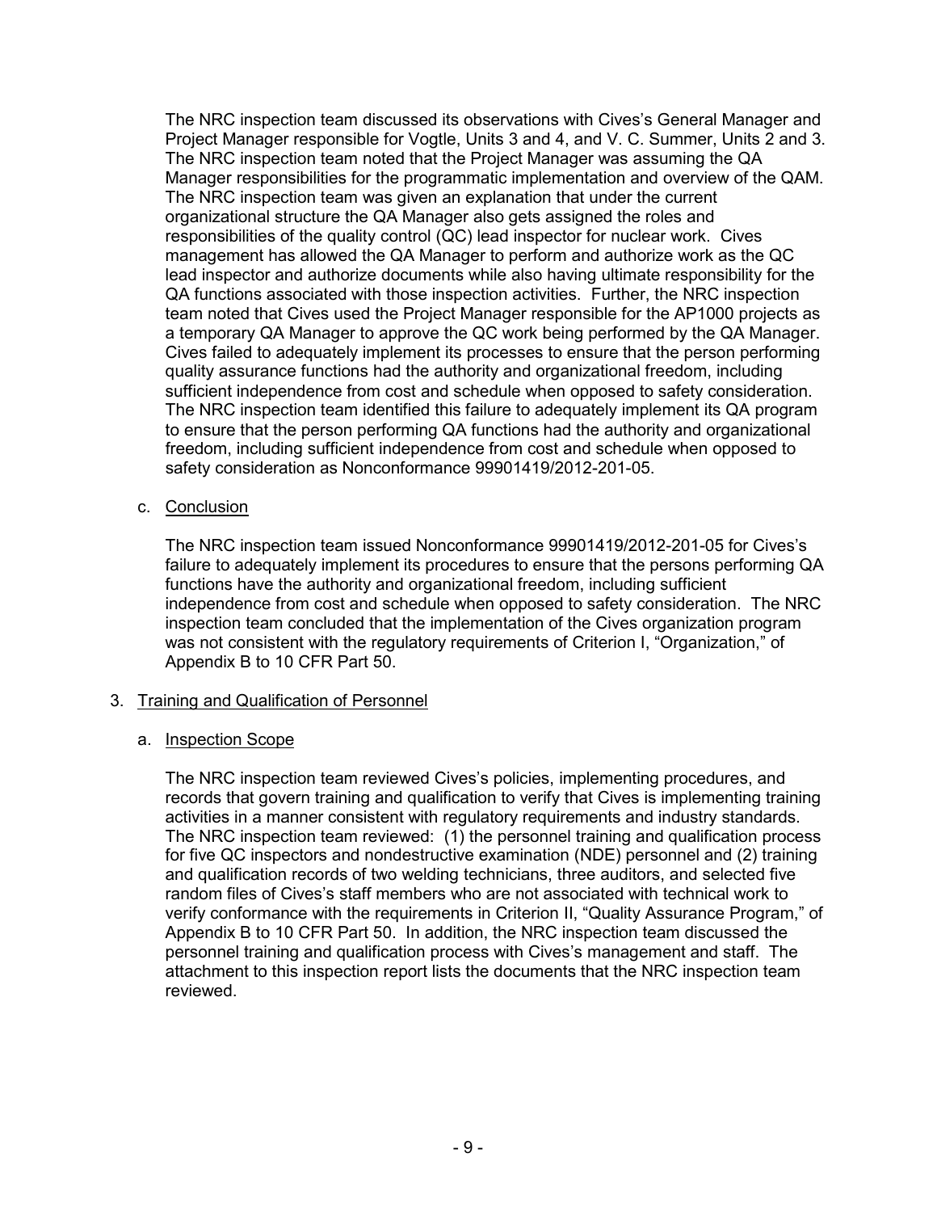The NRC inspection team discussed its observations with Cives's General Manager and Project Manager responsible for Vogtle, Units 3 and 4, and V. C. Summer, Units 2 and 3. The NRC inspection team noted that the Project Manager was assuming the QA Manager responsibilities for the programmatic implementation and overview of the QAM. The NRC inspection team was given an explanation that under the current organizational structure the QA Manager also gets assigned the roles and responsibilities of the quality control (QC) lead inspector for nuclear work. Cives management has allowed the QA Manager to perform and authorize work as the QC lead inspector and authorize documents while also having ultimate responsibility for the QA functions associated with those inspection activities. Further, the NRC inspection team noted that Cives used the Project Manager responsible for the AP1000 projects as a temporary QA Manager to approve the QC work being performed by the QA Manager. Cives failed to adequately implement its processes to ensure that the person performing quality assurance functions had the authority and organizational freedom, including sufficient independence from cost and schedule when opposed to safety consideration. The NRC inspection team identified this failure to adequately implement its QA program to ensure that the person performing QA functions had the authority and organizational freedom, including sufficient independence from cost and schedule when opposed to safety consideration as Nonconformance 99901419/2012-201-05.

c. Conclusion

The NRC inspection team issued Nonconformance 99901419/2012-201-05 for Cives's failure to adequately implement its procedures to ensure that the persons performing QA functions have the authority and organizational freedom, including sufficient independence from cost and schedule when opposed to safety consideration. The NRC inspection team concluded that the implementation of the Cives organization program was not consistent with the regulatory requirements of Criterion I, "Organization," of Appendix B to 10 CFR Part 50.

3. Training and Qualification of Personnel

a. Inspection Scope

The NRC inspection team reviewed Cives's policies, implementing procedures, and records that govern training and qualification to verify that Cives is implementing training activities in a manner consistent with regulatory requirements and industry standards. The NRC inspection team reviewed: (1) the personnel training and qualification process for five QC inspectors and nondestructive examination (NDE) personnel and (2) training and qualification records of two welding technicians, three auditors, and selected five random files of Cives's staff members who are not associated with technical work to verify conformance with the requirements in Criterion II, "Quality Assurance Program," of Appendix B to 10 CFR Part 50. In addition, the NRC inspection team discussed the personnel training and qualification process with Cives's management and staff. The attachment to this inspection report lists the documents that the NRC inspection team reviewed.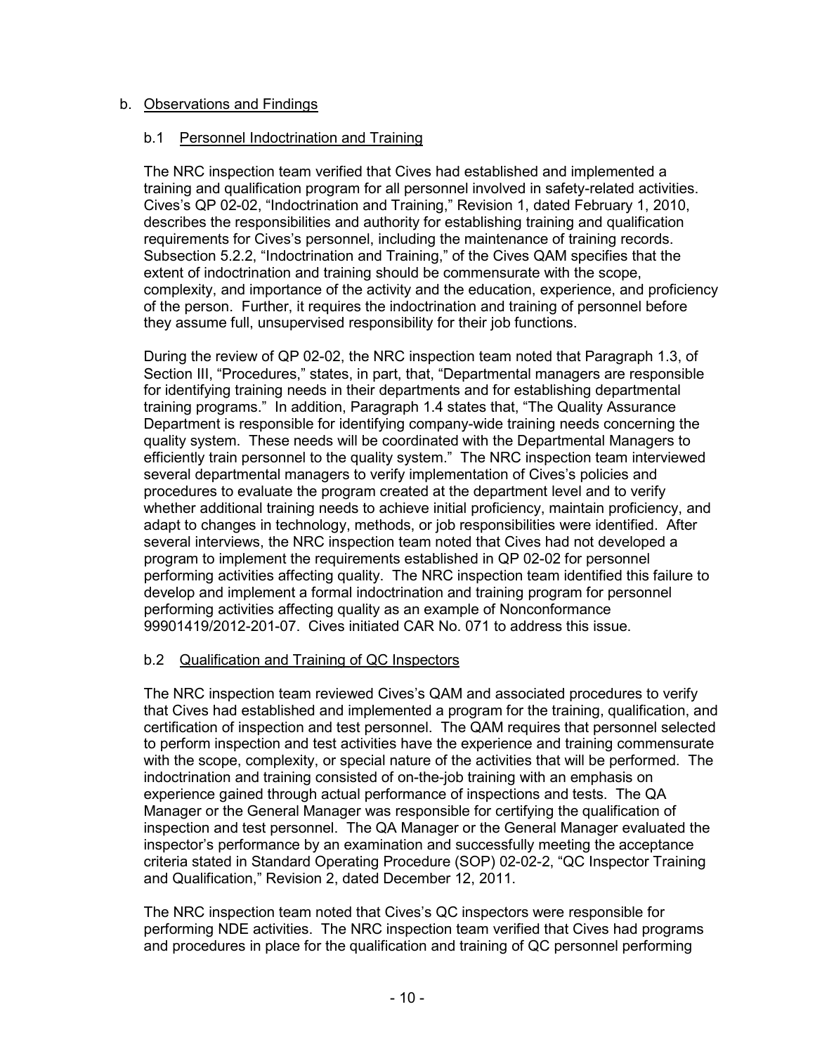b. Observations and Findings

b.1 Personnel Indoctrination and Training

The NRC inspection team verified that Cives had established and implemented a training and qualification program for all personnel involved in safety-related activities. Cives's QP 02-02, "Indoctrination and Training," Revision 1, dated February 1, 2010, describes the responsibilities and authority for establishing training and qualification requirements for Cives's personnel, including the maintenance of training records. Subsection 5.2.2, "Indoctrination and Training," of the Cives QAM specifies that the extent of indoctrination and training should be commensurate with the scope, complexity, and importance of the activity and the education, experience, and proficiency of the person. Further, it requires the indoctrination and training of personnel before they assume full, unsupervised responsibility for their job functions.

During the review of QP 02-02, the NRC inspection team noted that Paragraph 1.3, of Section III, "Procedures," states, in part, that, "Departmental managers are responsible for identifying training needs in their departments and for establishing departmental training programs." In addition, Paragraph 1.4 states that, "The Quality Assurance Department is responsible for identifying company-wide training needs concerning the quality system. These needs will be coordinated with the Departmental Managers to efficiently train personnel to the quality system." The NRC inspection team interviewed several departmental managers to verify implementation of Cives's policies and procedures to evaluate the program created at the department level and to verify whether additional training needs to achieve initial proficiency, maintain proficiency, and adapt to changes in technology, methods, or job responsibilities were identified. After several interviews, the NRC inspection team noted that Cives had not developed a program to implement the requirements established in QP 02-02 for personnel performing activities affecting quality. The NRC inspection team identified this failure to develop and implement a formal indoctrination and training program for personnel performing activities affecting quality as an example of Nonconformance 99901419/2012-201-07. Cives initiated CAR No. 071 to address this issue.

b.2 Qualification and Training of QC Inspectors

The NRC inspection team reviewed Cives's QAM and associated procedures to verify that Cives had established and implemented a program for the training, qualification, and certification of inspection and test personnel. The QAM requires that personnel selected to perform inspection and test activities have the experience and training commensurate with the scope, complexity, or special nature of the activities that will be performed. The indoctrination and training consisted of on-the-job training with an emphasis on experience gained through actual performance of inspections and tests. The QA Manager or the General Manager was responsible for certifying the qualification of inspection and test personnel. The QA Manager or the General Manager evaluated the inspector's performance by an examination and successfully meeting the acceptance criteria stated in Standard Operating Procedure (SOP) 02-02-2, "QC Inspector Training and Qualification," Revision 2, dated December 12, 2011.

The NRC inspection team noted that Cives's QC inspectors were responsible for performing NDE activities. The NRC inspection team verified that Cives had programs and procedures in place for the qualification and training of QC personnel performing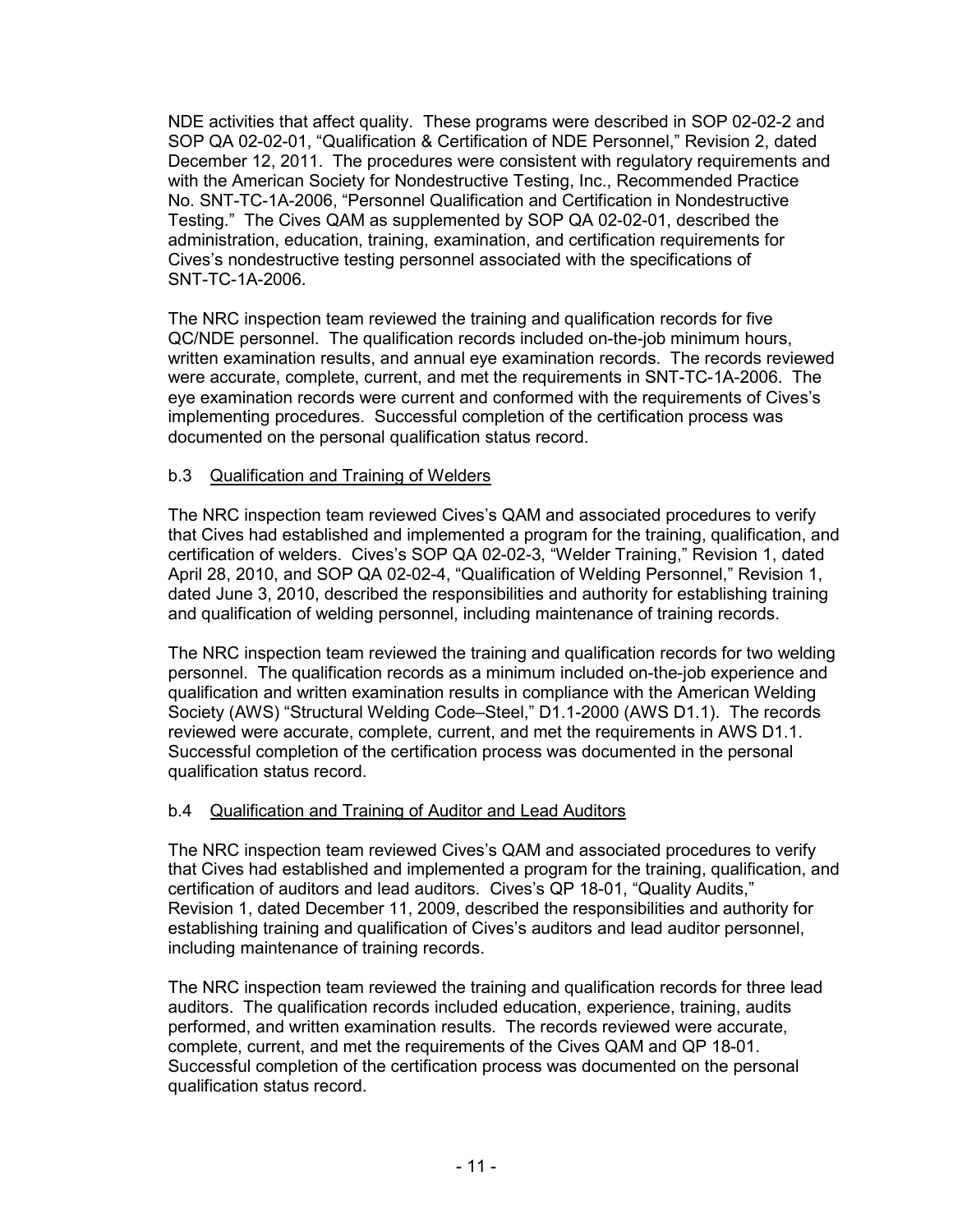NDE activities that affect quality. These programs were described in SOP 02-02-2 and SOP QA 02-02-01, "Qualification & Certification of NDE Personnel," Revision 2, dated December 12, 2011. The procedures were consistent with regulatory requirements and with the American Society for Nondestructive Testing, Inc., Recommended Practice No. SNT-TC-1A-2006, "Personnel Qualification and Certification in Nondestructive Testing." The Cives QAM as supplemented by SOP QA 02-02-01, described the administration, education, training, examination, and certification requirements for Cives's nondestructive testing personnel associated with the specifications of SNT-TC-1A-2006.

The NRC inspection team reviewed the training and qualification records for five QC/NDE personnel. The qualification records included on-the-job minimum hours, written examination results, and annual eye examination records. The records reviewed were accurate, complete, current, and met the requirements in SNT-TC-1A-2006. The eye examination records were current and conformed with the requirements of Cives's implementing procedures. Successful completion of the certification process was documented on the personal qualification status record.

### b.3 Qualification and Training of Welders

The NRC inspection team reviewed Cives's QAM and associated procedures to verify that Cives had established and implemented a program for the training, qualification, and certification of welders. Cives's SOP QA 02-02-3, "Welder Training," Revision 1, dated April 28, 2010, and SOP QA 02-02-4, "Qualification of Welding Personnel," Revision 1, dated June 3, 2010, described the responsibilities and authority for establishing training and qualification of welding personnel, including maintenance of training records.

The NRC inspection team reviewed the training and qualification records for two welding personnel. The qualification records as a minimum included on-the-job experience and qualification and written examination results in compliance with the American Welding Society (AWS) "Structural Welding Code–Steel," D1.1-2000 (AWS D1.1). The records reviewed were accurate, complete, current, and met the requirements in AWS D1.1. Successful completion of the certification process was documented in the personal qualification status record.

### b.4 Qualification and Training of Auditor and Lead Auditors

The NRC inspection team reviewed Cives's QAM and associated procedures to verify that Cives had established and implemented a program for the training, qualification, and certification of auditors and lead auditors. Cives's QP 18-01, "Quality Audits," Revision 1, dated December 11, 2009, described the responsibilities and authority for establishing training and qualification of Cives's auditors and lead auditor personnel, including maintenance of training records.

The NRC inspection team reviewed the training and qualification records for three lead auditors. The qualification records included education, experience, training, audits performed, and written examination results. The records reviewed were accurate, complete, current, and met the requirements of the Cives QAM and QP 18-01. Successful completion of the certification process was documented on the personal qualification status record.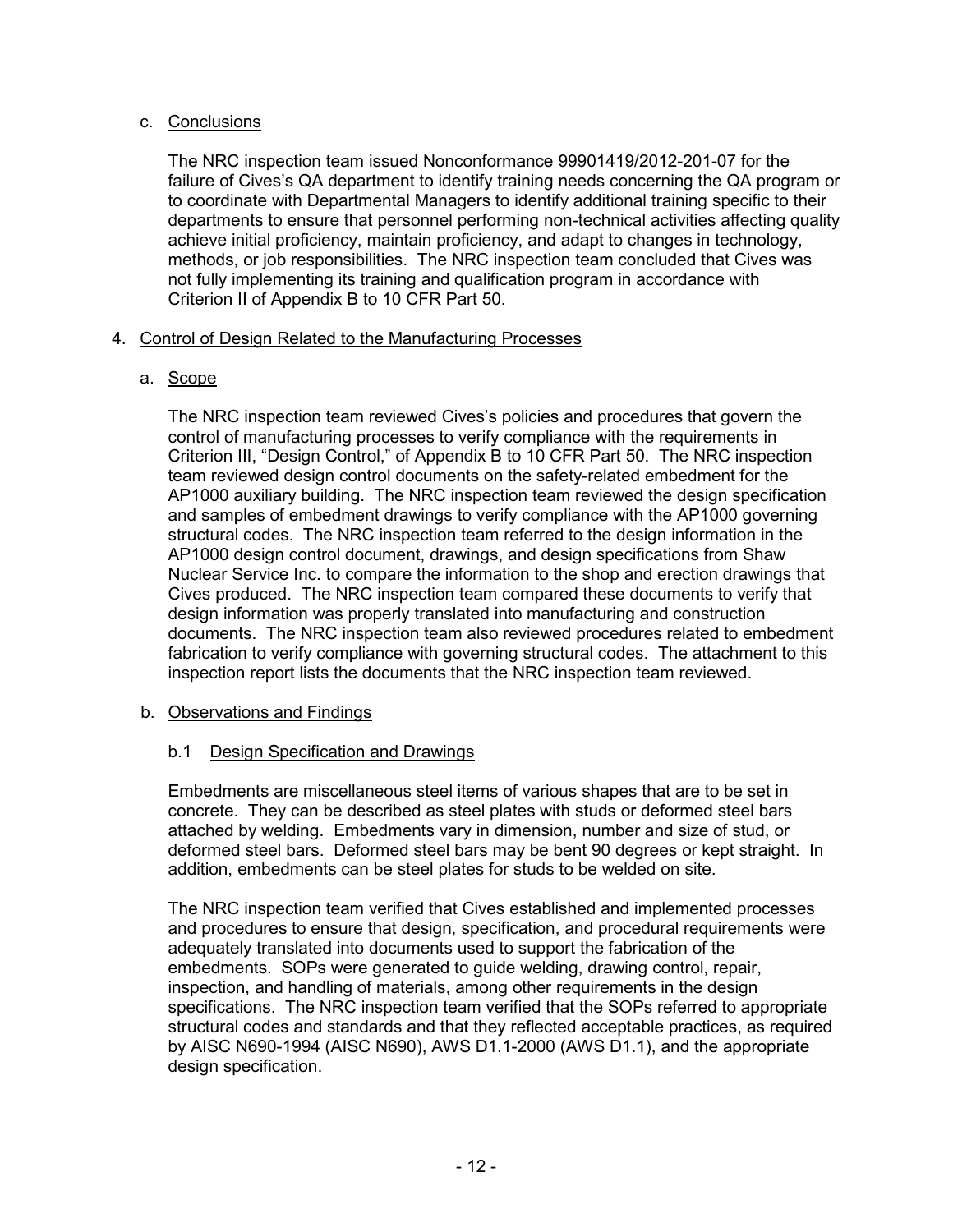c. Conclusions

The NRC inspection team issued Nonconformance 99901419/2012-201-07 for the failure of Cives's QA department to identify training needs concerning the QA program or to coordinate with Departmental Managers to identify additional training specific to their departments to ensure that personnel performing non-technical activities affecting quality achieve initial proficiency, maintain proficiency, and adapt to changes in technology, methods, or job responsibilities. The NRC inspection team concluded that Cives was not fully implementing its training and qualification program in accordance with Criterion II of Appendix B to 10 CFR Part 50.

4. Control of Design Related to the Manufacturing Processes

a. Scope

The NRC inspection team reviewed Cives's policies and procedures that govern the control of manufacturing processes to verify compliance with the requirements in Criterion III, "Design Control," of Appendix B to 10 CFR Part 50. The NRC inspection team reviewed design control documents on the safety-related embedment for the AP1000 auxiliary building. The NRC inspection team reviewed the design specification and samples of embedment drawings to verify compliance with the AP1000 governing structural codes. The NRC inspection team referred to the design information in the AP1000 design control document, drawings, and design specifications from Shaw Nuclear Service Inc. to compare the information to the shop and erection drawings that Cives produced. The NRC inspection team compared these documents to verify that design information was properly translated into manufacturing and construction documents. The NRC inspection team also reviewed procedures related to embedment fabrication to verify compliance with governing structural codes. The attachment to this inspection report lists the documents that the NRC inspection team reviewed.

b. Observations and Findings

b.1 Design Specification and Drawings

Embedments are miscellaneous steel items of various shapes that are to be set in concrete. They can be described as steel plates with studs or deformed steel bars attached by welding. Embedments vary in dimension, number and size of stud, or deformed steel bars. Deformed steel bars may be bent 90 degrees or kept straight. In addition, embedments can be steel plates for studs to be welded on site.

The NRC inspection team verified that Cives established and implemented processes and procedures to ensure that design, specification, and procedural requirements were adequately translated into documents used to support the fabrication of the embedments. SOPs were generated to guide welding, drawing control, repair, inspection, and handling of materials, among other requirements in the design specifications. The NRC inspection team verified that the SOPs referred to appropriate structural codes and standards and that they reflected acceptable practices, as required by AISC N690-1994 (AISC N690), AWS D1.1-2000 (AWS D1.1), and the appropriate design specification.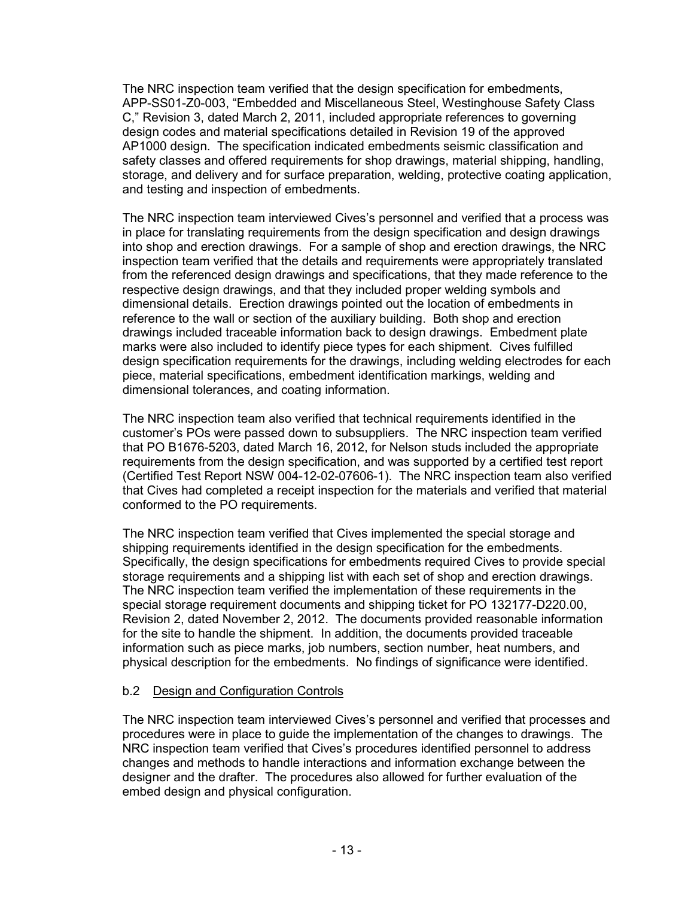The NRC inspection team verified that the design specification for embedments, APP-SS01-Z0-003, "Embedded and Miscellaneous Steel, Westinghouse Safety Class C," Revision 3, dated March 2, 2011, included appropriate references to governing design codes and material specifications detailed in Revision 19 of the approved AP1000 design. The specification indicated embedments seismic classification and safety classes and offered requirements for shop drawings, material shipping, handling, storage, and delivery and for surface preparation, welding, protective coating application, and testing and inspection of embedments.

The NRC inspection team interviewed Cives's personnel and verified that a process was in place for translating requirements from the design specification and design drawings into shop and erection drawings. For a sample of shop and erection drawings, the NRC inspection team verified that the details and requirements were appropriately translated from the referenced design drawings and specifications, that they made reference to the respective design drawings, and that they included proper welding symbols and dimensional details. Erection drawings pointed out the location of embedments in reference to the wall or section of the auxiliary building. Both shop and erection drawings included traceable information back to design drawings. Embedment plate marks were also included to identify piece types for each shipment. Cives fulfilled design specification requirements for the drawings, including welding electrodes for each piece, material specifications, embedment identification markings, welding and dimensional tolerances, and coating information.

The NRC inspection team also verified that technical requirements identified in the customer's POs were passed down to subsuppliers. The NRC inspection team verified that PO B1676-5203, dated March 16, 2012, for Nelson studs included the appropriate requirements from the design specification, and was supported by a certified test report (Certified Test Report NSW 004-12-02-07606-1). The NRC inspection team also verified that Cives had completed a receipt inspection for the materials and verified that material conformed to the PO requirements.

The NRC inspection team verified that Cives implemented the special storage and shipping requirements identified in the design specification for the embedments. Specifically, the design specifications for embedments required Cives to provide special storage requirements and a shipping list with each set of shop and erection drawings. The NRC inspection team verified the implementation of these requirements in the special storage requirement documents and shipping ticket for PO 132177-D220.00, Revision 2, dated November 2, 2012. The documents provided reasonable information for the site to handle the shipment. In addition, the documents provided traceable information such as piece marks, job numbers, section number, heat numbers, and physical description for the embedments. No findings of significance were identified.

b.2 Design and Configuration Controls

The NRC inspection team interviewed Cives's personnel and verified that processes and procedures were in place to guide the implementation of the changes to drawings. The NRC inspection team verified that Cives's procedures identified personnel to address changes and methods to handle interactions and information exchange between the designer and the drafter. The procedures also allowed for further evaluation of the embed design and physical configuration.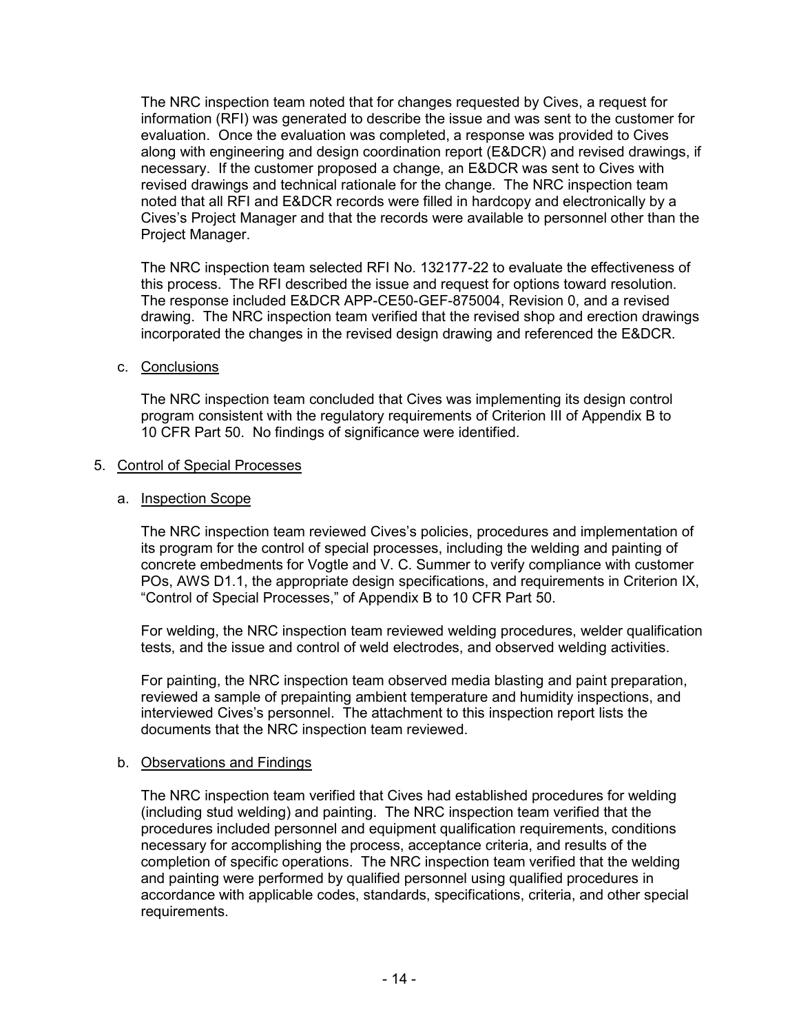The NRC inspection team noted that for changes requested by Cives, a request for information (RFI) was generated to describe the issue and was sent to the customer for evaluation. Once the evaluation was completed, a response was provided to Cives along with engineering and design coordination report (E&DCR) and revised drawings, if necessary. If the customer proposed a change, an E&DCR was sent to Cives with revised drawings and technical rationale for the change. The NRC inspection team noted that all RFI and E&DCR records were filled in hardcopy and electronically by a Cives's Project Manager and that the records were available to personnel other than the Project Manager.

The NRC inspection team selected RFI No. 132177-22 to evaluate the effectiveness of this process. The RFI described the issue and request for options toward resolution. The response included E&DCR APP-CE50-GEF-875004, Revision 0, and a revised drawing. The NRC inspection team verified that the revised shop and erection drawings incorporated the changes in the revised design drawing and referenced the E&DCR.

c. Conclusions

The NRC inspection team concluded that Cives was implementing its design control program consistent with the regulatory requirements of Criterion III of Appendix B to 10 CFR Part 50. No findings of significance were identified.

## 5. Control of Special Processes

a. Inspection Scope

The NRC inspection team reviewed Cives's policies, procedures and implementation of its program for the control of special processes, including the welding and painting of concrete embedments for Vogtle and V. C. Summer to verify compliance with customer POs, AWS D1.1, the appropriate design specifications, and requirements in Criterion IX, "Control of Special Processes," of Appendix B to 10 CFR Part 50.

For welding, the NRC inspection team reviewed welding procedures, welder qualification tests, and the issue and control of weld electrodes, and observed welding activities.

For painting, the NRC inspection team observed media blasting and paint preparation, reviewed a sample of prepainting ambient temperature and humidity inspections, and interviewed Cives's personnel. The attachment to this inspection report lists the documents that the NRC inspection team reviewed.

b. Observations and Findings

The NRC inspection team verified that Cives had established procedures for welding (including stud welding) and painting. The NRC inspection team verified that the procedures included personnel and equipment qualification requirements, conditions necessary for accomplishing the process, acceptance criteria, and results of the completion of specific operations. The NRC inspection team verified that the welding and painting were performed by qualified personnel using qualified procedures in accordance with applicable codes, standards, specifications, criteria, and other special requirements.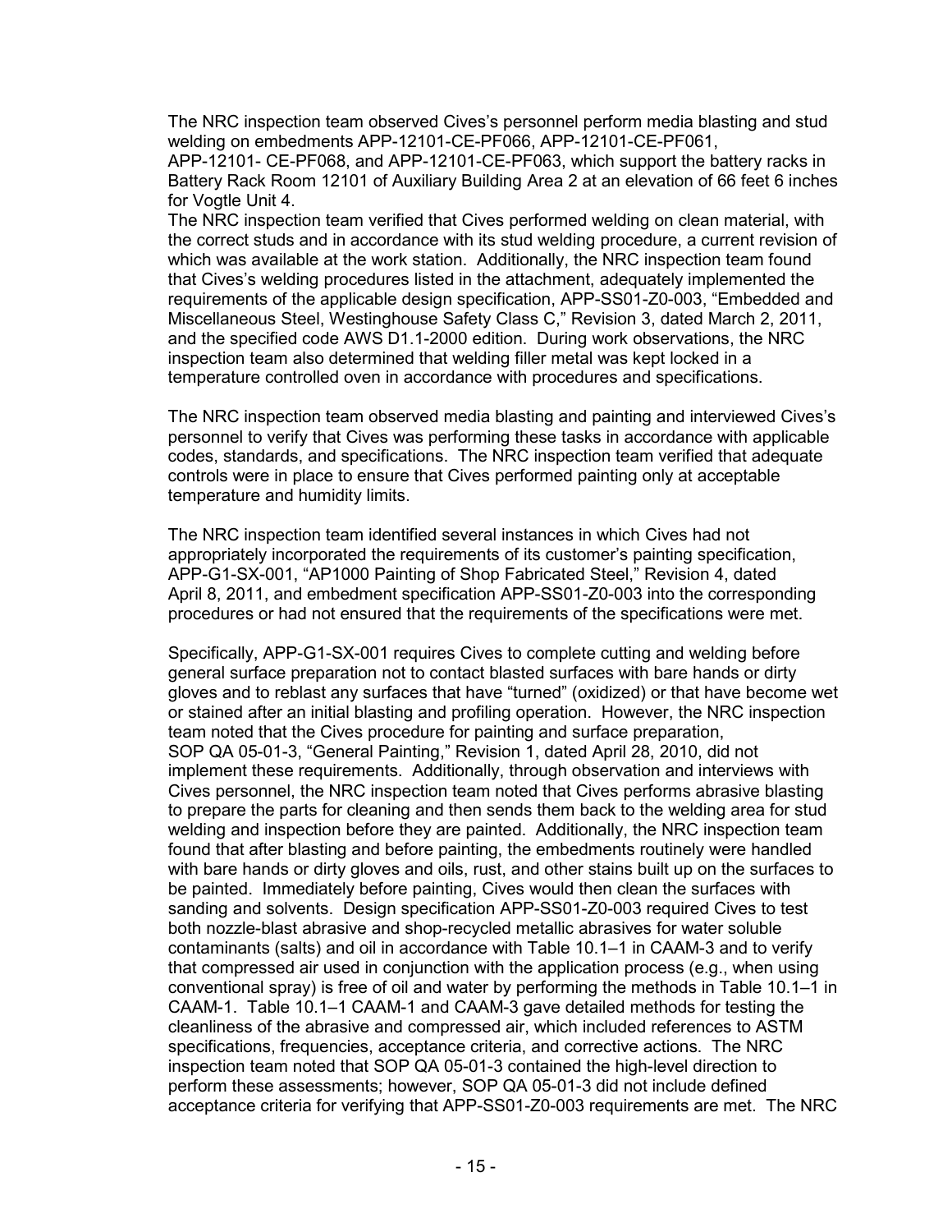The NRC inspection team observed Cives's personnel perform media blasting and stud welding on embedments APP-12101-CE-PF066, APP-12101-CE-PF061, APP-12101- CE-PF068, and APP-12101-CE-PF063, which support the battery racks in Battery Rack Room 12101 of Auxiliary Building Area 2 at an elevation of 66 feet 6 inches for Vogtle Unit 4.

The NRC inspection team verified that Cives performed welding on clean material, with the correct studs and in accordance with its stud welding procedure, a current revision of which was available at the work station. Additionally, the NRC inspection team found that Cives's welding procedures listed in the attachment, adequately implemented the requirements of the applicable design specification, APP-SS01-Z0-003, "Embedded and Miscellaneous Steel, Westinghouse Safety Class C," Revision 3, dated March 2, 2011, and the specified code AWS D1.1-2000 edition. During work observations, the NRC inspection team also determined that welding filler metal was kept locked in a temperature controlled oven in accordance with procedures and specifications.

The NRC inspection team observed media blasting and painting and interviewed Cives's personnel to verify that Cives was performing these tasks in accordance with applicable codes, standards, and specifications. The NRC inspection team verified that adequate controls were in place to ensure that Cives performed painting only at acceptable temperature and humidity limits.

The NRC inspection team identified several instances in which Cives had not appropriately incorporated the requirements of its customer's painting specification, APP-G1-SX-001, "AP1000 Painting of Shop Fabricated Steel," Revision 4, dated April 8, 2011, and embedment specification APP-SS01-Z0-003 into the corresponding procedures or had not ensured that the requirements of the specifications were met.

Specifically, APP-G1-SX-001 requires Cives to complete cutting and welding before general surface preparation not to contact blasted surfaces with bare hands or dirty gloves and to reblast any surfaces that have "turned" (oxidized) or that have become wet or stained after an initial blasting and profiling operation. However, the NRC inspection team noted that the Cives procedure for painting and surface preparation, SOP QA 05-01-3, "General Painting," Revision 1, dated April 28, 2010, did not implement these requirements. Additionally, through observation and interviews with Cives personnel, the NRC inspection team noted that Cives performs abrasive blasting to prepare the parts for cleaning and then sends them back to the welding area for stud welding and inspection before they are painted. Additionally, the NRC inspection team found that after blasting and before painting, the embedments routinely were handled with bare hands or dirty gloves and oils, rust, and other stains built up on the surfaces to be painted. Immediately before painting, Cives would then clean the surfaces with sanding and solvents. Design specification APP-SS01-Z0-003 required Cives to test both nozzle-blast abrasive and shop-recycled metallic abrasives for water soluble contaminants (salts) and oil in accordance with Table 10.1–1 in CAAM-3 and to verify that compressed air used in conjunction with the application process (e.g., when using conventional spray) is free of oil and water by performing the methods in Table 10.1–1 in CAAM-1. Table 10.1–1 CAAM-1 and CAAM-3 gave detailed methods for testing the cleanliness of the abrasive and compressed air, which included references to ASTM specifications, frequencies, acceptance criteria, and corrective actions. The NRC inspection team noted that SOP QA 05-01-3 contained the high-level direction to perform these assessments; however, SOP QA 05-01-3 did not include defined acceptance criteria for verifying that APP-SS01-Z0-003 requirements are met. The NRC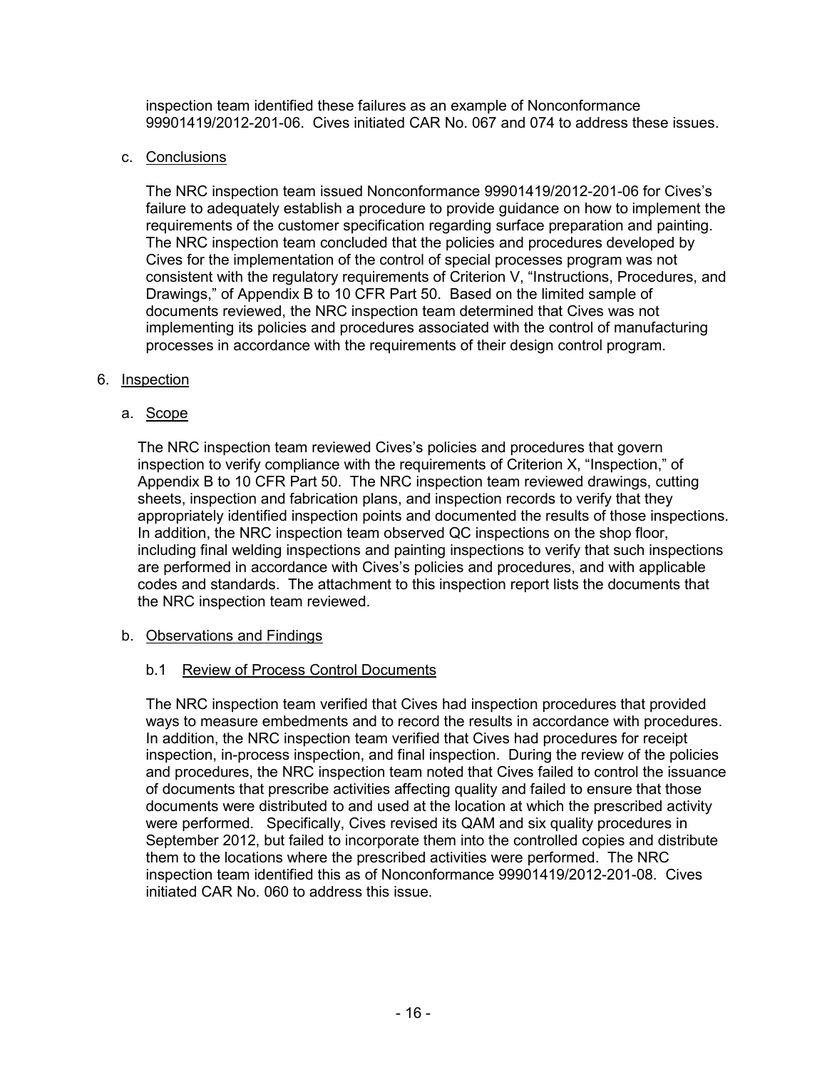inspection team identified these failures as an example of Nonconformance 99901419/2012-201-06. Cives initiated CAR No. 067 and 074 to address these issues.

c. Conclusions

The NRC inspection team issued Nonconformance 99901419/2012-201-06 for Cives's failure to adequately establish a procedure to provide guidance on how to implement the requirements of the customer specification regarding surface preparation and painting. The NRC inspection team concluded that the policies and procedures developed by Cives for the implementation of the control of special processes program was not consistent with the regulatory requirements of Criterion V, "Instructions, Procedures, and Drawings," of Appendix B to 10 CFR Part 50. Based on the limited sample of documents reviewed, the NRC inspection team determined that Cives was not implementing its policies and procedures associated with the control of manufacturing processes in accordance with the requirements of their design control program.

6. Inspection

a. Scope

The NRC inspection team reviewed Cives's policies and procedures that govern inspection to verify compliance with the requirements of Criterion X, "Inspection," of Appendix B to 10 CFR Part 50. The NRC inspection team reviewed drawings, cutting sheets, inspection and fabrication plans, and inspection records to verify that they appropriately identified inspection points and documented the results of those inspections. In addition, the NRC inspection team observed QC inspections on the shop floor, including final welding inspections and painting inspections to verify that such inspections are performed in accordance with Cives's policies and procedures, and with applicable codes and standards. The attachment to this inspection report lists the documents that the NRC inspection team reviewed.

b. Observations and Findings

b.1 Review of Process Control Documents

The NRC inspection team verified that Cives had inspection procedures that provided ways to measure embedments and to record the results in accordance with procedures. In addition, the NRC inspection team verified that Cives had procedures for receipt inspection, in-process inspection, and final inspection. During the review of the policies and procedures, the NRC inspection team noted that Cives failed to control the issuance of documents that prescribe activities affecting quality and failed to ensure that those documents were distributed to and used at the location at which the prescribed activity were performed. Specifically, Cives revised its QAM and six quality procedures in September 2012, but failed to incorporate them into the controlled copies and distribute them to the locations where the prescribed activities were performed. The NRC inspection team identified this as of Nonconformance 99901419/2012-201-08. Cives initiated CAR No. 060 to address this issue.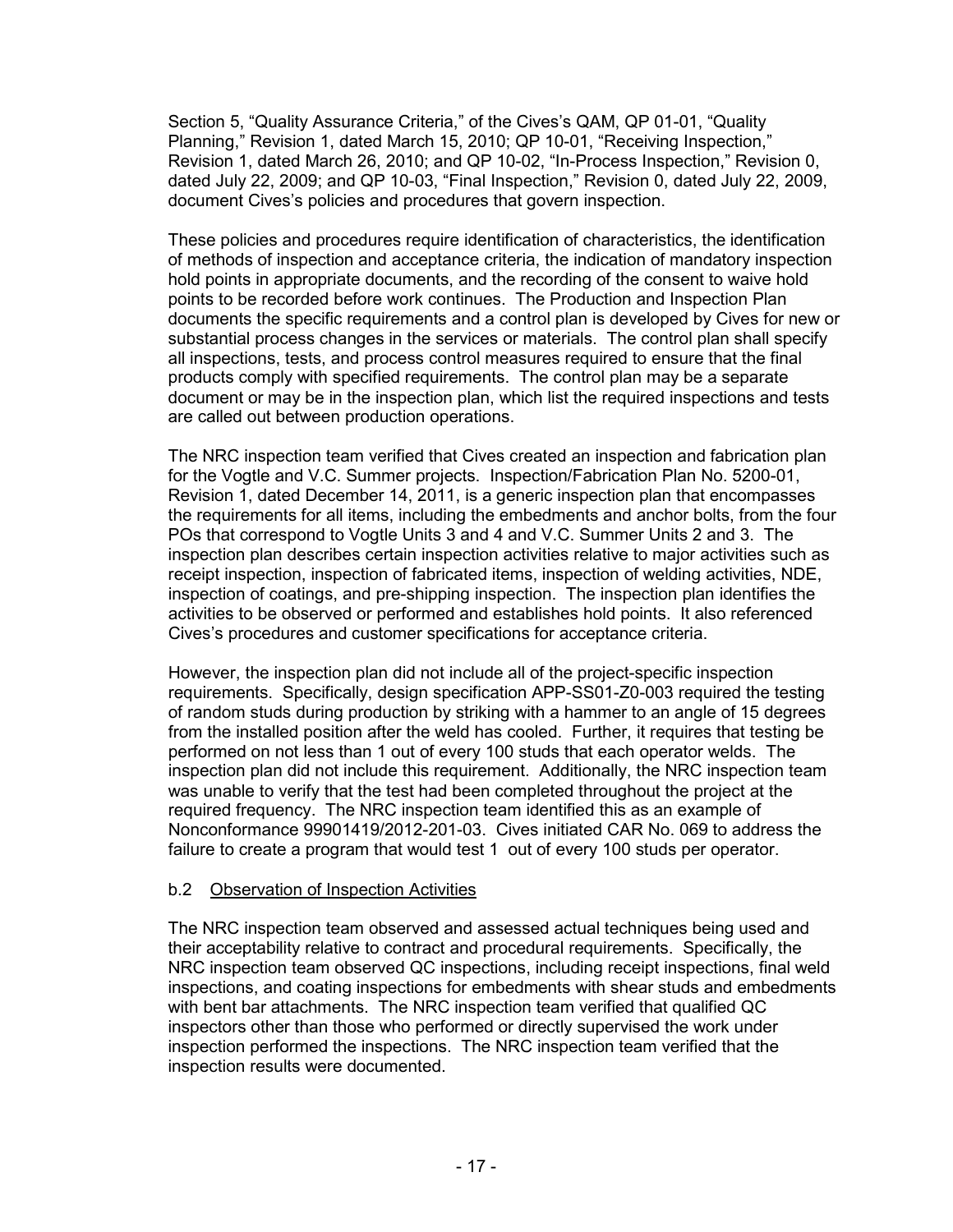Section 5, "Quality Assurance Criteria," of the Cives's QAM, QP 01-01, "Quality Planning," Revision 1, dated March 15, 2010; QP 10-01, "Receiving Inspection," Revision 1, dated March 26, 2010; and QP 10-02, "In-Process Inspection," Revision 0, dated July 22, 2009; and QP 10-03, "Final Inspection," Revision 0, dated July 22, 2009, document Cives's policies and procedures that govern inspection.

These policies and procedures require identification of characteristics, the identification of methods of inspection and acceptance criteria, the indication of mandatory inspection hold points in appropriate documents, and the recording of the consent to waive hold points to be recorded before work continues. The Production and Inspection Plan documents the specific requirements and a control plan is developed by Cives for new or substantial process changes in the services or materials. The control plan shall specify all inspections, tests, and process control measures required to ensure that the final products comply with specified requirements. The control plan may be a separate document or may be in the inspection plan, which list the required inspections and tests are called out between production operations.

The NRC inspection team verified that Cives created an inspection and fabrication plan for the Vogtle and V.C. Summer projects. Inspection/Fabrication Plan No. 5200-01, Revision 1, dated December 14, 2011, is a generic inspection plan that encompasses the requirements for all items, including the embedments and anchor bolts, from the four POs that correspond to Vogtle Units 3 and 4 and V.C. Summer Units 2 and 3. The inspection plan describes certain inspection activities relative to major activities such as receipt inspection, inspection of fabricated items, inspection of welding activities, NDE, inspection of coatings, and pre-shipping inspection. The inspection plan identifies the activities to be observed or performed and establishes hold points. It also referenced Cives's procedures and customer specifications for acceptance criteria.

However, the inspection plan did not include all of the project-specific inspection requirements. Specifically, design specification APP-SS01-Z0-003 required the testing of random studs during production by striking with a hammer to an angle of 15 degrees from the installed position after the weld has cooled. Further, it requires that testing be performed on not less than 1 out of every 100 studs that each operator welds. The inspection plan did not include this requirement. Additionally, the NRC inspection team was unable to verify that the test had been completed throughout the project at the required frequency. The NRC inspection team identified this as an example of Nonconformance 99901419/2012-201-03. Cives initiated CAR No. 069 to address the failure to create a program that would test 1 out of every 100 studs per operator.

b.2 Observation of Inspection Activities

The NRC inspection team observed and assessed actual techniques being used and their acceptability relative to contract and procedural requirements. Specifically, the NRC inspection team observed QC inspections, including receipt inspections, final weld inspections, and coating inspections for embedments with shear studs and embedments with bent bar attachments. The NRC inspection team verified that qualified QC inspectors other than those who performed or directly supervised the work under inspection performed the inspections. The NRC inspection team verified that the inspection results were documented.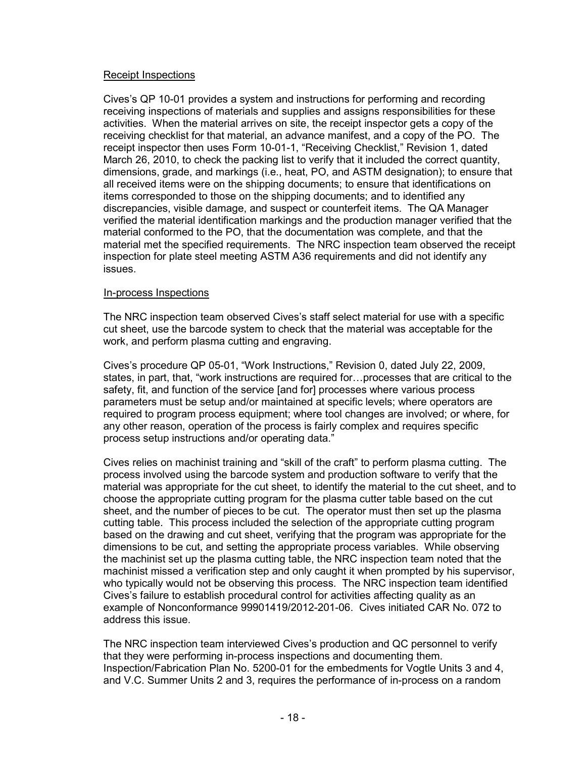Receipt Inspections

Cives's QP 10-01 provides a system and instructions for performing and recording receiving inspections of materials and supplies and assigns responsibilities for these activities. When the material arrives on site, the receipt inspector gets a copy of the receiving checklist for that material, an advance manifest, and a copy of the PO. The receipt inspector then uses Form 10-01-1, "Receiving Checklist," Revision 1, dated March 26, 2010, to check the packing list to verify that it included the correct quantity, dimensions, grade, and markings (i.e., heat, PO, and ASTM designation); to ensure that all received items were on the shipping documents; to ensure that identifications on items corresponded to those on the shipping documents; and to identified any discrepancies, visible damage, and suspect or counterfeit items. The QA Manager verified the material identification markings and the production manager verified that the material conformed to the PO, that the documentation was complete, and that the material met the specified requirements. The NRC inspection team observed the receipt inspection for plate steel meeting ASTM A36 requirements and did not identify any issues.

In-process Inspections

The NRC inspection team observed Cives's staff select material for use with a specific cut sheet, use the barcode system to check that the material was acceptable for the work, and perform plasma cutting and engraving.

Cives's procedure QP 05-01, "Work Instructions," Revision 0, dated July 22, 2009, states, in part, that, "work instructions are required for…processes that are critical to the safety, fit, and function of the service [and for] processes where various process parameters must be setup and/or maintained at specific levels; where operators are required to program process equipment; where tool changes are involved; or where, for any other reason, operation of the process is fairly complex and requires specific process setup instructions and/or operating data."

Cives relies on machinist training and "skill of the craft" to perform plasma cutting. The process involved using the barcode system and production software to verify that the material was appropriate for the cut sheet, to identify the material to the cut sheet, and to choose the appropriate cutting program for the plasma cutter table based on the cut sheet, and the number of pieces to be cut. The operator must then set up the plasma cutting table. This process included the selection of the appropriate cutting program based on the drawing and cut sheet, verifying that the program was appropriate for the dimensions to be cut, and setting the appropriate process variables. While observing the machinist set up the plasma cutting table, the NRC inspection team noted that the machinist missed a verification step and only caught it when prompted by his supervisor, who typically would not be observing this process. The NRC inspection team identified Cives's failure to establish procedural control for activities affecting quality as an example of Nonconformance 99901419/2012-201-06. Cives initiated CAR No. 072 to address this issue.

The NRC inspection team interviewed Cives's production and QC personnel to verify that they were performing in-process inspections and documenting them. Inspection/Fabrication Plan No. 5200-01 for the embedments for Vogtle Units 3 and 4, and V.C. Summer Units 2 and 3, requires the performance of in-process on a random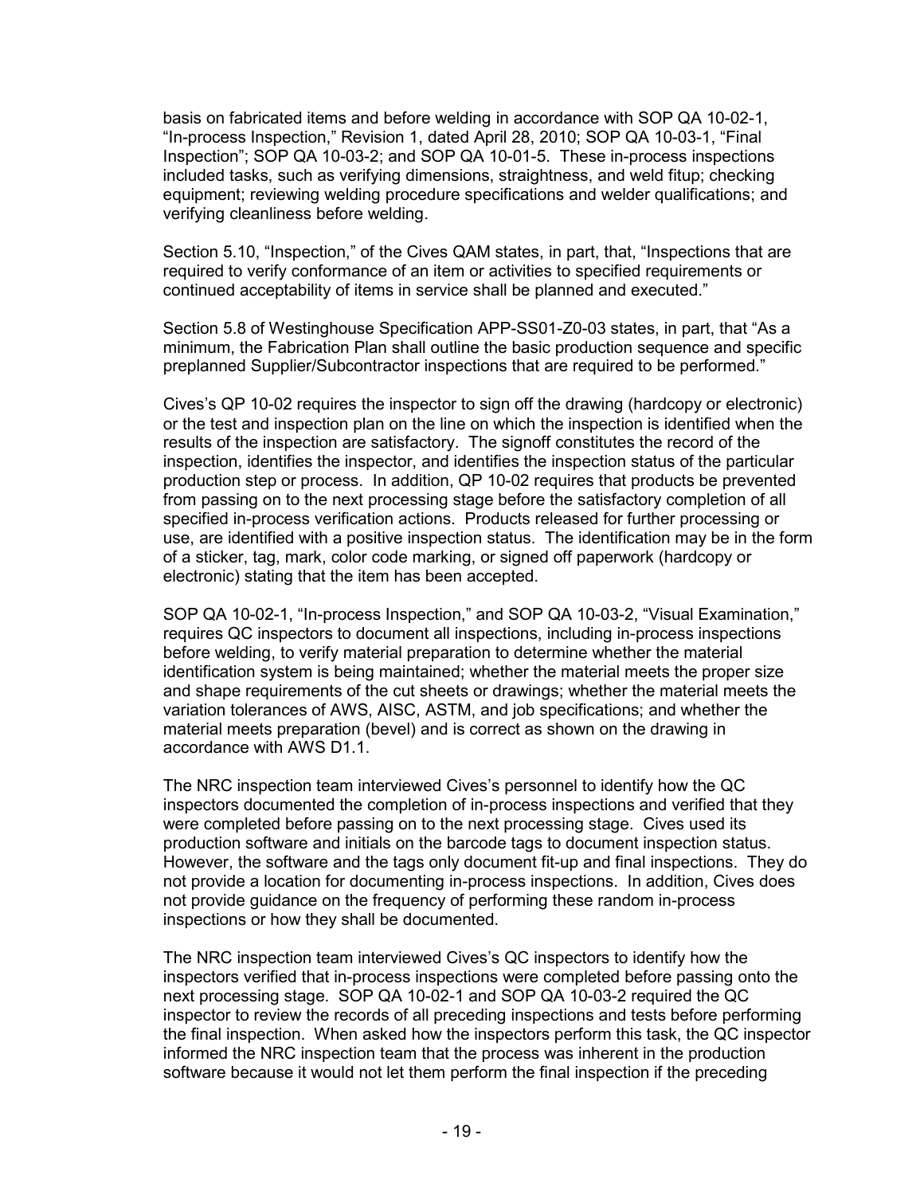basis on fabricated items and before welding in accordance with SOP QA 10-02-1, "In-process Inspection," Revision 1, dated April 28, 2010; SOP QA 10-03-1, "Final Inspection"; SOP QA 10-03-2; and SOP QA 10-01-5. These in-process inspections included tasks, such as verifying dimensions, straightness, and weld fitup; checking equipment; reviewing welding procedure specifications and welder qualifications; and verifying cleanliness before welding.

Section 5.10, "Inspection," of the Cives QAM states, in part, that, "Inspections that are required to verify conformance of an item or activities to specified requirements or continued acceptability of items in service shall be planned and executed."

Section 5.8 of Westinghouse Specification APP-SS01-Z0-03 states, in part, that "As a minimum, the Fabrication Plan shall outline the basic production sequence and specific preplanned Supplier/Subcontractor inspections that are required to be performed."

Cives's QP 10-02 requires the inspector to sign off the drawing (hardcopy or electronic) or the test and inspection plan on the line on which the inspection is identified when the results of the inspection are satisfactory. The signoff constitutes the record of the inspection, identifies the inspector, and identifies the inspection status of the particular production step or process. In addition, QP 10-02 requires that products be prevented from passing on to the next processing stage before the satisfactory completion of all specified in-process verification actions. Products released for further processing or use, are identified with a positive inspection status. The identification may be in the form of a sticker, tag, mark, color code marking, or signed off paperwork (hardcopy or electronic) stating that the item has been accepted.

SOP QA 10-02-1, "In-process Inspection," and SOP QA 10-03-2, "Visual Examination," requires QC inspectors to document all inspections, including in-process inspections before welding, to verify material preparation to determine whether the material identification system is being maintained; whether the material meets the proper size and shape requirements of the cut sheets or drawings; whether the material meets the variation tolerances of AWS, AISC, ASTM, and job specifications; and whether the material meets preparation (bevel) and is correct as shown on the drawing in accordance with AWS D1.1.

The NRC inspection team interviewed Cives's personnel to identify how the QC inspectors documented the completion of in-process inspections and verified that they were completed before passing on to the next processing stage. Cives used its production software and initials on the barcode tags to document inspection status. However, the software and the tags only document fit-up and final inspections. They do not provide a location for documenting in-process inspections. In addition, Cives does not provide guidance on the frequency of performing these random in-process inspections or how they shall be documented.

The NRC inspection team interviewed Cives's QC inspectors to identify how the inspectors verified that in-process inspections were completed before passing onto the next processing stage. SOP QA 10-02-1 and SOP QA 10-03-2 required the QC inspector to review the records of all preceding inspections and tests before performing the final inspection. When asked how the inspectors perform this task, the QC inspector informed the NRC inspection team that the process was inherent in the production software because it would not let them perform the final inspection if the preceding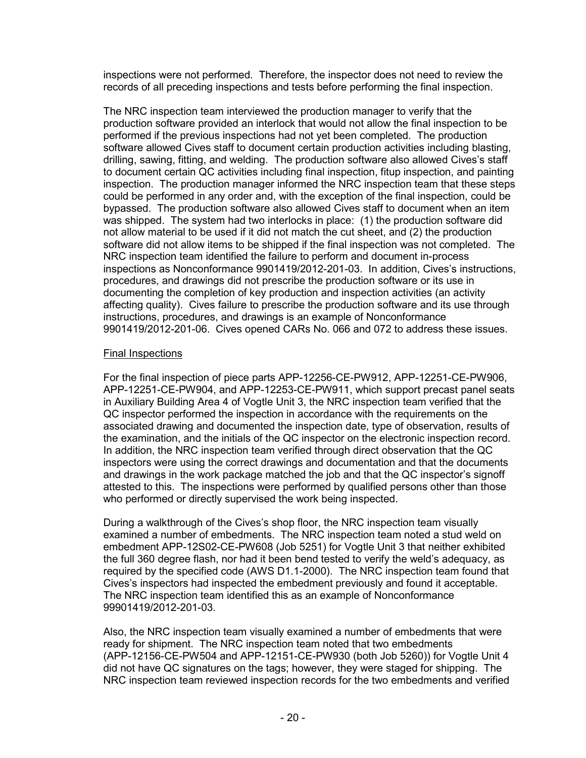inspections were not performed. Therefore, the inspector does not need to review the records of all preceding inspections and tests before performing the final inspection.

The NRC inspection team interviewed the production manager to verify that the production software provided an interlock that would not allow the final inspection to be performed if the previous inspections had not yet been completed. The production software allowed Cives staff to document certain production activities including blasting, drilling, sawing, fitting, and welding. The production software also allowed Cives's staff to document certain QC activities including final inspection, fitup inspection, and painting inspection. The production manager informed the NRC inspection team that these steps could be performed in any order and, with the exception of the final inspection, could be bypassed. The production software also allowed Cives staff to document when an item was shipped. The system had two interlocks in place: (1) the production software did not allow material to be used if it did not match the cut sheet, and (2) the production software did not allow items to be shipped if the final inspection was not completed. The NRC inspection team identified the failure to perform and document in-process inspections as Nonconformance 9901419/2012-201-03. In addition, Cives's instructions, procedures, and drawings did not prescribe the production software or its use in documenting the completion of key production and inspection activities (an activity affecting quality). Cives failure to prescribe the production software and its use through instructions, procedures, and drawings is an example of Nonconformance 9901419/2012-201-06. Cives opened CARs No. 066 and 072 to address these issues.

Final Inspections

For the final inspection of piece parts APP-12256-CE-PW912, APP-12251-CE-PW906, APP-12251-CE-PW904, and APP-12253-CE-PW911, which support precast panel seats in Auxiliary Building Area 4 of Vogtle Unit 3, the NRC inspection team verified that the QC inspector performed the inspection in accordance with the requirements on the associated drawing and documented the inspection date, type of observation, results of the examination, and the initials of the QC inspector on the electronic inspection record. In addition, the NRC inspection team verified through direct observation that the QC inspectors were using the correct drawings and documentation and that the documents and drawings in the work package matched the job and that the QC inspector's signoff attested to this. The inspections were performed by qualified persons other than those who performed or directly supervised the work being inspected.

During a walkthrough of the Cives's shop floor, the NRC inspection team visually examined a number of embedments. The NRC inspection team noted a stud weld on embedment APP-12S02-CE-PW608 (Job 5251) for Vogtle Unit 3 that neither exhibited the full 360 degree flash, nor had it been bend tested to verify the weld's adequacy, as required by the specified code (AWS D1.1-2000). The NRC inspection team found that Cives's inspectors had inspected the embedment previously and found it acceptable. The NRC inspection team identified this as an example of Nonconformance 99901419/2012-201-03.

Also, the NRC inspection team visually examined a number of embedments that were ready for shipment. The NRC inspection team noted that two embedments (APP-12156-CE-PW504 and APP-12151-CE-PW930 (both Job 5260)) for Vogtle Unit 4 did not have QC signatures on the tags; however, they were staged for shipping. The NRC inspection team reviewed inspection records for the two embedments and verified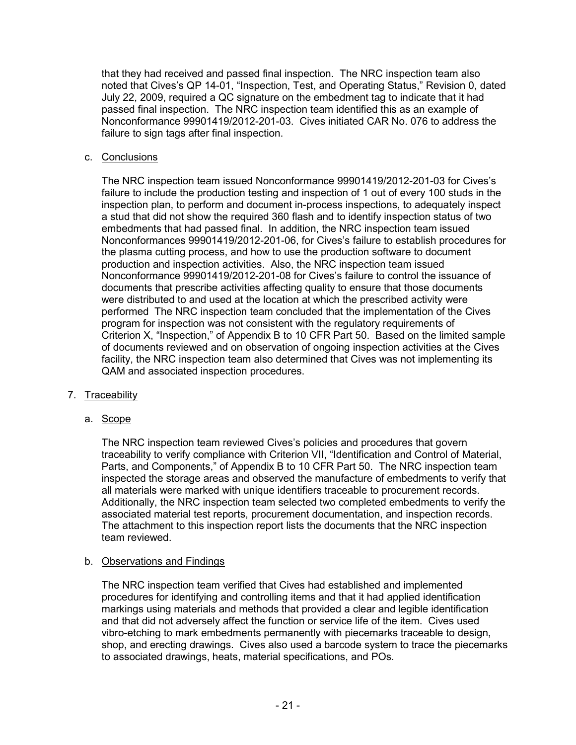that they had received and passed final inspection. The NRC inspection team also noted that Cives's QP 14-01, "Inspection, Test, and Operating Status," Revision 0, dated July 22, 2009, required a QC signature on the embedment tag to indicate that it had passed final inspection. The NRC inspection team identified this as an example of Nonconformance 99901419/2012-201-03. Cives initiated CAR No. 076 to address the failure to sign tags after final inspection.

c. Conclusions

The NRC inspection team issued Nonconformance 99901419/2012-201-03 for Cives's failure to include the production testing and inspection of 1 out of every 100 studs in the inspection plan, to perform and document in-process inspections, to adequately inspect a stud that did not show the required 360 flash and to identify inspection status of two embedments that had passed final. In addition, the NRC inspection team issued Nonconformances 99901419/2012-201-06, for Cives's failure to establish procedures for the plasma cutting process, and how to use the production software to document production and inspection activities. Also, the NRC inspection team issued Nonconformance 99901419/2012-201-08 for Cives's failure to control the issuance of documents that prescribe activities affecting quality to ensure that those documents were distributed to and used at the location at which the prescribed activity were performed The NRC inspection team concluded that the implementation of the Cives program for inspection was not consistent with the regulatory requirements of Criterion X, "Inspection," of Appendix B to 10 CFR Part 50. Based on the limited sample of documents reviewed and on observation of ongoing inspection activities at the Cives facility, the NRC inspection team also determined that Cives was not implementing its QAM and associated inspection procedures.

7. Traceability

a. Scope

The NRC inspection team reviewed Cives's policies and procedures that govern traceability to verify compliance with Criterion VII, "Identification and Control of Material, Parts, and Components," of Appendix B to 10 CFR Part 50. The NRC inspection team inspected the storage areas and observed the manufacture of embedments to verify that all materials were marked with unique identifiers traceable to procurement records. Additionally, the NRC inspection team selected two completed embedments to verify the associated material test reports, procurement documentation, and inspection records. The attachment to this inspection report lists the documents that the NRC inspection team reviewed.

b. Observations and Findings

The NRC inspection team verified that Cives had established and implemented procedures for identifying and controlling items and that it had applied identification markings using materials and methods that provided a clear and legible identification and that did not adversely affect the function or service life of the item. Cives used vibro-etching to mark embedments permanently with piecemarks traceable to design, shop, and erecting drawings. Cives also used a barcode system to trace the piecemarks to associated drawings, heats, material specifications, and POs.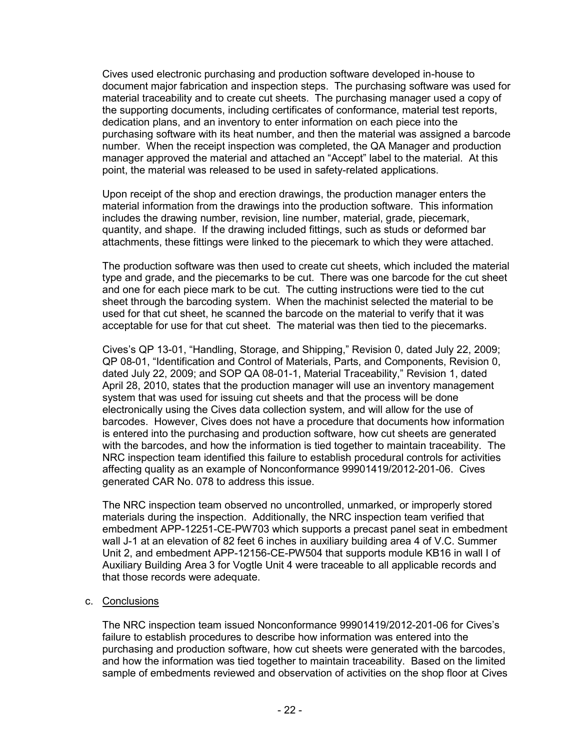Cives used electronic purchasing and production software developed in-house to document major fabrication and inspection steps. The purchasing software was used for material traceability and to create cut sheets. The purchasing manager used a copy of the supporting documents, including certificates of conformance, material test reports, dedication plans, and an inventory to enter information on each piece into the purchasing software with its heat number, and then the material was assigned a barcode number. When the receipt inspection was completed, the QA Manager and production manager approved the material and attached an "Accept" label to the material. At this point, the material was released to be used in safety-related applications.

Upon receipt of the shop and erection drawings, the production manager enters the material information from the drawings into the production software. This information includes the drawing number, revision, line number, material, grade, piecemark, quantity, and shape. If the drawing included fittings, such as studs or deformed bar attachments, these fittings were linked to the piecemark to which they were attached.

The production software was then used to create cut sheets, which included the material type and grade, and the piecemarks to be cut. There was one barcode for the cut sheet and one for each piece mark to be cut. The cutting instructions were tied to the cut sheet through the barcoding system. When the machinist selected the material to be used for that cut sheet, he scanned the barcode on the material to verify that it was acceptable for use for that cut sheet. The material was then tied to the piecemarks.

Cives's QP 13-01, "Handling, Storage, and Shipping," Revision 0, dated July 22, 2009; QP 08-01, "Identification and Control of Materials, Parts, and Components, Revision 0, dated July 22, 2009; and SOP QA 08-01-1, Material Traceability," Revision 1, dated April 28, 2010, states that the production manager will use an inventory management system that was used for issuing cut sheets and that the process will be done electronically using the Cives data collection system, and will allow for the use of barcodes. However, Cives does not have a procedure that documents how information is entered into the purchasing and production software, how cut sheets are generated with the barcodes, and how the information is tied together to maintain traceability. The NRC inspection team identified this failure to establish procedural controls for activities affecting quality as an example of Nonconformance 99901419/2012-201-06. Cives generated CAR No. 078 to address this issue.

The NRC inspection team observed no uncontrolled, unmarked, or improperly stored materials during the inspection. Additionally, the NRC inspection team verified that embedment APP-12251-CE-PW703 which supports a precast panel seat in embedment wall J-1 at an elevation of 82 feet 6 inches in auxiliary building area 4 of V.C. Summer Unit 2, and embedment APP-12156-CE-PW504 that supports module KB16 in wall I of Auxiliary Building Area 3 for Vogtle Unit 4 were traceable to all applicable records and that those records were adequate.

c. Conclusions

The NRC inspection team issued Nonconformance 99901419/2012-201-06 for Cives's failure to establish procedures to describe how information was entered into the purchasing and production software, how cut sheets were generated with the barcodes, and how the information was tied together to maintain traceability. Based on the limited sample of embedments reviewed and observation of activities on the shop floor at Cives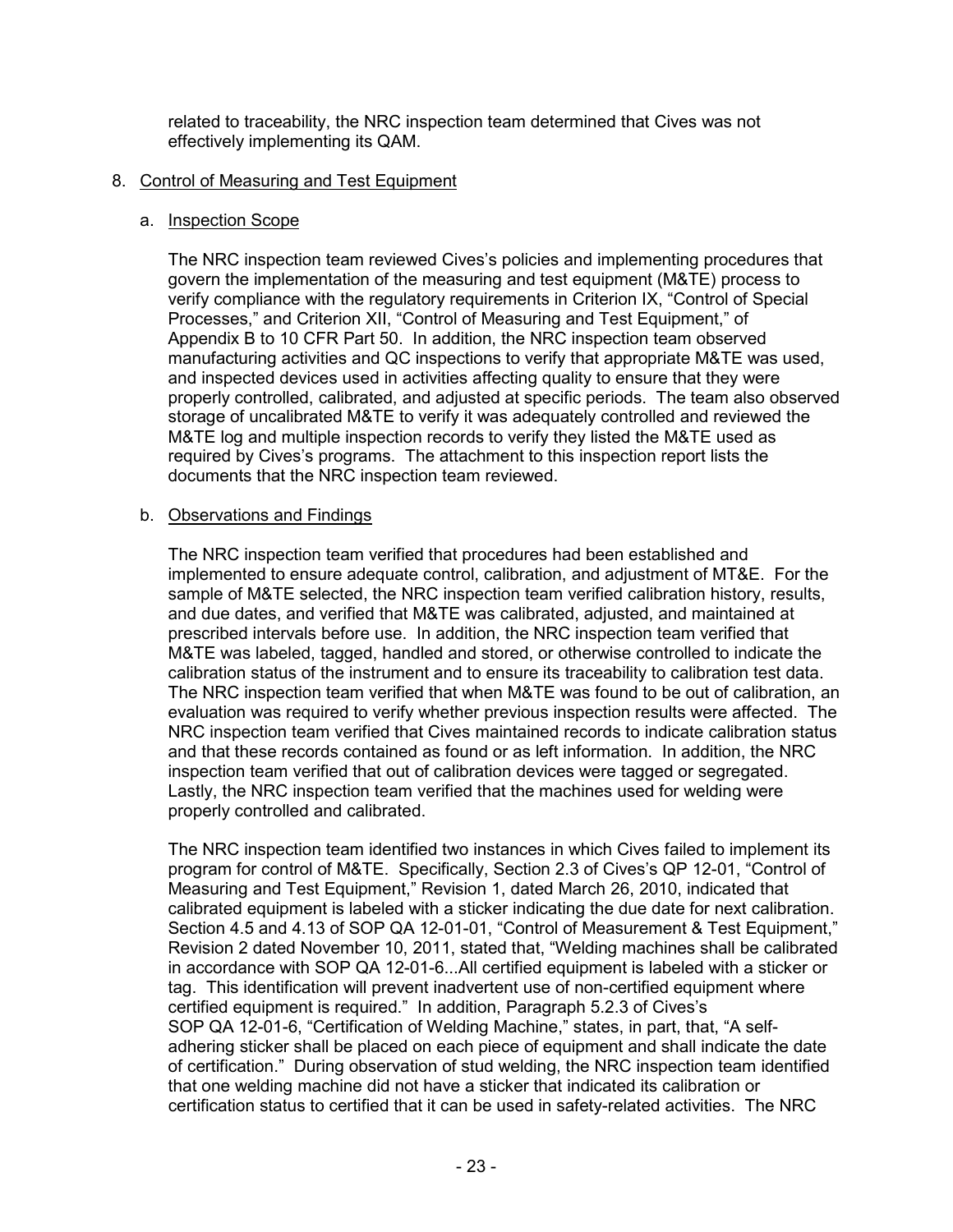related to traceability, the NRC inspection team determined that Cives was not effectively implementing its QAM.

8. Control of Measuring and Test Equipment

   a. Inspection Scope

      The NRC inspection team reviewed Cives's policies and implementing procedures that govern the implementation of the measuring and test equipment (M&TE) process to verify compliance with the regulatory requirements in Criterion IX, "Control of Special Processes," and Criterion XII, "Control of Measuring and Test Equipment," of Appendix B to 10 CFR Part 50. In addition, the NRC inspection team observed manufacturing activities and QC inspections to verify that appropriate M&TE was used, and inspected devices used in activities affecting quality to ensure that they were properly controlled, calibrated, and adjusted at specific periods. The team also observed storage of uncalibrated M&TE to verify it was adequately controlled and reviewed the M&TE log and multiple inspection records to verify they listed the M&TE used as required by Cives's programs. The attachment to this inspection report lists the documents that the NRC inspection team reviewed.

   b. Observations and Findings

      The NRC inspection team verified that procedures had been established and implemented to ensure adequate control, calibration, and adjustment of MT&E. For the sample of M&TE selected, the NRC inspection team verified calibration history, results, and due dates, and verified that M&TE was calibrated, adjusted, and maintained at prescribed intervals before use. In addition, the NRC inspection team verified that M&TE was labeled, tagged, handled and stored, or otherwise controlled to indicate the calibration status of the instrument and to ensure its traceability to calibration test data. The NRC inspection team verified that when M&TE was found to be out of calibration, an evaluation was required to verify whether previous inspection results were affected. The NRC inspection team verified that Cives maintained records to indicate calibration status and that these records contained as found or as left information. In addition, the NRC inspection team verified that out of calibration devices were tagged or segregated. Lastly, the NRC inspection team verified that the machines used for welding were properly controlled and calibrated.

      The NRC inspection team identified two instances in which Cives failed to implement its program for control of M&TE. Specifically, Section 2.3 of Cives's QP 12-01, "Control of Measuring and Test Equipment," Revision 1, dated March 26, 2010, indicated that calibrated equipment is labeled with a sticker indicating the due date for next calibration. Section 4.5 and 4.13 of SOP QA 12-01-01, "Control of Measurement & Test Equipment," Revision 2 dated November 10, 2011, stated that, "Welding machines shall be calibrated in accordance with SOP QA 12-01-6...All certified equipment is labeled with a sticker or tag. This identification will prevent inadvertent use of non-certified equipment where certified equipment is required." In addition, Paragraph 5.2.3 of Cives's SOP QA 12-01-6, "Certification of Welding Machine," states, in part, that, "A self-adhering sticker shall be placed on each piece of equipment and shall indicate the date of certification." During observation of stud welding, the NRC inspection team identified that one welding machine did not have a sticker that indicated its calibration or certification status to certified that it can be used in safety-related activities. The NRC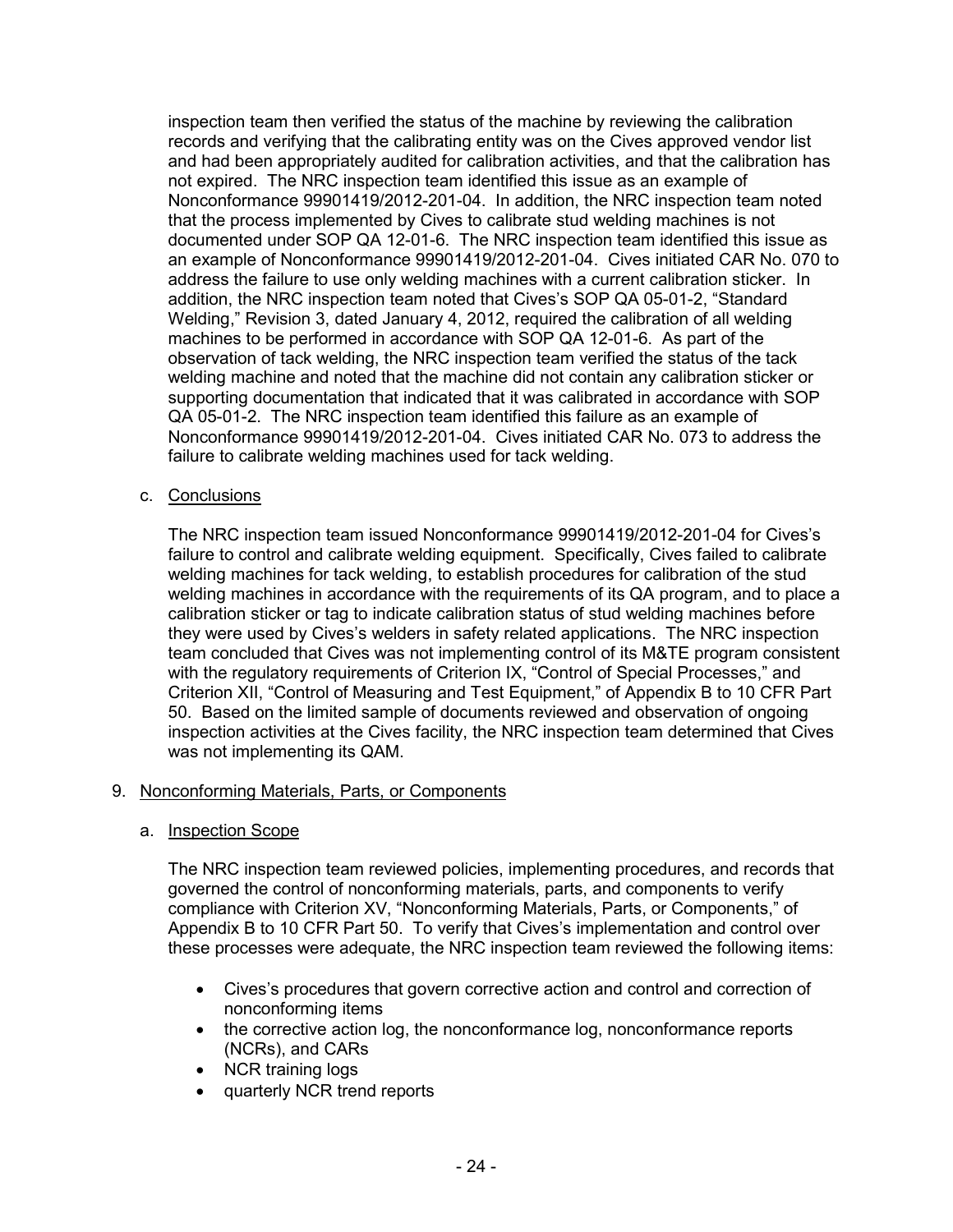inspection team then verified the status of the machine by reviewing the calibration records and verifying that the calibrating entity was on the Cives approved vendor list and had been appropriately audited for calibration activities, and that the calibration has not expired. The NRC inspection team identified this issue as an example of Nonconformance 99901419/2012-201-04. In addition, the NRC inspection team noted that the process implemented by Cives to calibrate stud welding machines is not documented under SOP QA 12-01-6. The NRC inspection team identified this issue as an example of Nonconformance 99901419/2012-201-04. Cives initiated CAR No. 070 to address the failure to use only welding machines with a current calibration sticker. In addition, the NRC inspection team noted that Cives's SOP QA 05-01-2, "Standard Welding," Revision 3, dated January 4, 2012, required the calibration of all welding machines to be performed in accordance with SOP QA 12-01-6. As part of the observation of tack welding, the NRC inspection team verified the status of the tack welding machine and noted that the machine did not contain any calibration sticker or supporting documentation that indicated that it was calibrated in accordance with SOP QA 05-01-2. The NRC inspection team identified this failure as an example of Nonconformance 99901419/2012-201-04. Cives initiated CAR No. 073 to address the failure to calibrate welding machines used for tack welding.

c. Conclusions

The NRC inspection team issued Nonconformance 99901419/2012-201-04 for Cives's failure to control and calibrate welding equipment. Specifically, Cives failed to calibrate welding machines for tack welding, to establish procedures for calibration of the stud welding machines in accordance with the requirements of its QA program, and to place a calibration sticker or tag to indicate calibration status of stud welding machines before they were used by Cives's welders in safety related applications. The NRC inspection team concluded that Cives was not implementing control of its M&TE program consistent with the regulatory requirements of Criterion IX, "Control of Special Processes," and Criterion XII, "Control of Measuring and Test Equipment," of Appendix B to 10 CFR Part 50. Based on the limited sample of documents reviewed and observation of ongoing inspection activities at the Cives facility, the NRC inspection team determined that Cives was not implementing its QAM.

9. Nonconforming Materials, Parts, or Components

a. Inspection Scope

The NRC inspection team reviewed policies, implementing procedures, and records that governed the control of nonconforming materials, parts, and components to verify compliance with Criterion XV, "Nonconforming Materials, Parts, or Components," of Appendix B to 10 CFR Part 50. To verify that Cives's implementation and control over these processes were adequate, the NRC inspection team reviewed the following items:

- Cives's procedures that govern corrective action and control and correction of nonconforming items
- the corrective action log, the nonconformance log, nonconformance reports (NCRs), and CARs
- NCR training logs
- quarterly NCR trend reports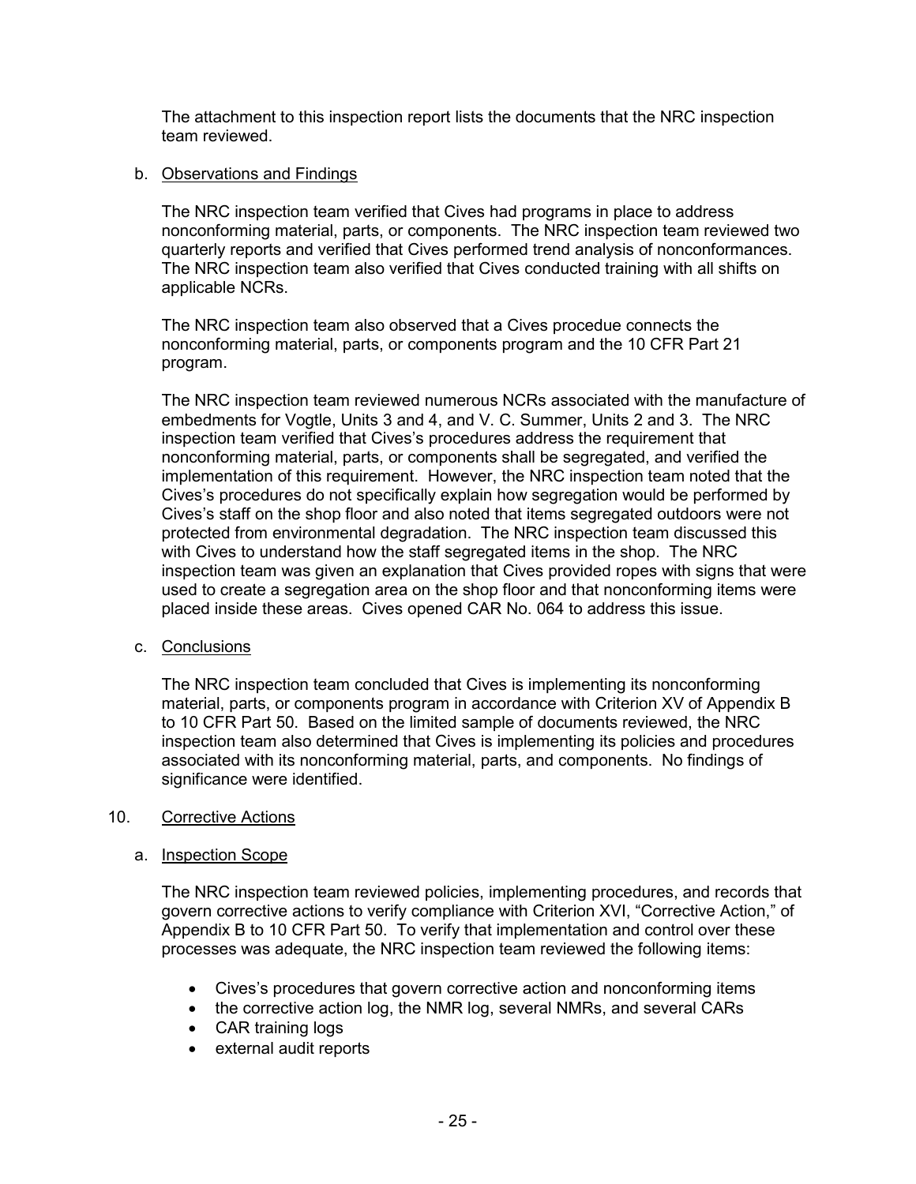The attachment to this inspection report lists the documents that the NRC inspection team reviewed.

b. Observations and Findings

The NRC inspection team verified that Cives had programs in place to address nonconforming material, parts, or components. The NRC inspection team reviewed two quarterly reports and verified that Cives performed trend analysis of nonconformances. The NRC inspection team also verified that Cives conducted training with all shifts on applicable NCRs.

The NRC inspection team also observed that a Cives procedue connects the nonconforming material, parts, or components program and the 10 CFR Part 21 program.

The NRC inspection team reviewed numerous NCRs associated with the manufacture of embedments for Vogtle, Units 3 and 4, and V. C. Summer, Units 2 and 3. The NRC inspection team verified that Cives's procedures address the requirement that nonconforming material, parts, or components shall be segregated, and verified the implementation of this requirement. However, the NRC inspection team noted that the Cives's procedures do not specifically explain how segregation would be performed by Cives's staff on the shop floor and also noted that items segregated outdoors were not protected from environmental degradation. The NRC inspection team discussed this with Cives to understand how the staff segregated items in the shop. The NRC inspection team was given an explanation that Cives provided ropes with signs that were used to create a segregation area on the shop floor and that nonconforming items were placed inside these areas. Cives opened CAR No. 064 to address this issue.

c. Conclusions

The NRC inspection team concluded that Cives is implementing its nonconforming material, parts, or components program in accordance with Criterion XV of Appendix B to 10 CFR Part 50. Based on the limited sample of documents reviewed, the NRC inspection team also determined that Cives is implementing its policies and procedures associated with its nonconforming material, parts, and components. No findings of significance were identified.

10. Corrective Actions

a. Inspection Scope

The NRC inspection team reviewed policies, implementing procedures, and records that govern corrective actions to verify compliance with Criterion XVI, "Corrective Action," of Appendix B to 10 CFR Part 50. To verify that implementation and control over these processes was adequate, the NRC inspection team reviewed the following items:

- Cives's procedures that govern corrective action and nonconforming items
- the corrective action log, the NMR log, several NMRs, and several CARs
- CAR training logs
- external audit reports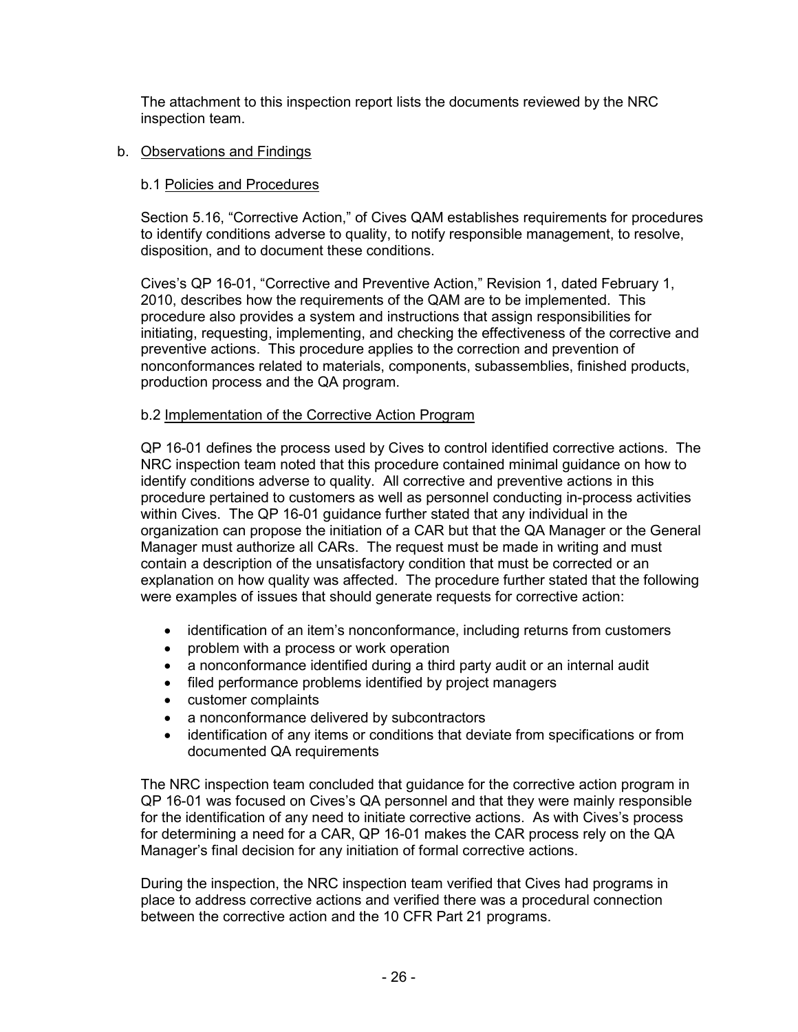The attachment to this inspection report lists the documents reviewed by the NRC inspection team.

b. Observations and Findings

b.1 Policies and Procedures

Section 5.16, "Corrective Action," of Cives QAM establishes requirements for procedures to identify conditions adverse to quality, to notify responsible management, to resolve, disposition, and to document these conditions.

Cives's QP 16-01, "Corrective and Preventive Action," Revision 1, dated February 1, 2010, describes how the requirements of the QAM are to be implemented. This procedure also provides a system and instructions that assign responsibilities for initiating, requesting, implementing, and checking the effectiveness of the corrective and preventive actions. This procedure applies to the correction and prevention of nonconformances related to materials, components, subassemblies, finished products, production process and the QA program.

b.2 Implementation of the Corrective Action Program

QP 16-01 defines the process used by Cives to control identified corrective actions. The NRC inspection team noted that this procedure contained minimal guidance on how to identify conditions adverse to quality. All corrective and preventive actions in this procedure pertained to customers as well as personnel conducting in-process activities within Cives. The QP 16-01 guidance further stated that any individual in the organization can propose the initiation of a CAR but that the QA Manager or the General Manager must authorize all CARs. The request must be made in writing and must contain a description of the unsatisfactory condition that must be corrected or an explanation on how quality was affected. The procedure further stated that the following were examples of issues that should generate requests for corrective action:

- identification of an item's nonconformance, including returns from customers
- problem with a process or work operation
- a nonconformance identified during a third party audit or an internal audit
- filed performance problems identified by project managers
- customer complaints
- a nonconformance delivered by subcontractors
- identification of any items or conditions that deviate from specifications or from documented QA requirements

The NRC inspection team concluded that guidance for the corrective action program in QP 16-01 was focused on Cives's QA personnel and that they were mainly responsible for the identification of any need to initiate corrective actions. As with Cives's process for determining a need for a CAR, QP 16-01 makes the CAR process rely on the QA Manager's final decision for any initiation of formal corrective actions.

During the inspection, the NRC inspection team verified that Cives had programs in place to address corrective actions and verified there was a procedural connection between the corrective action and the 10 CFR Part 21 programs.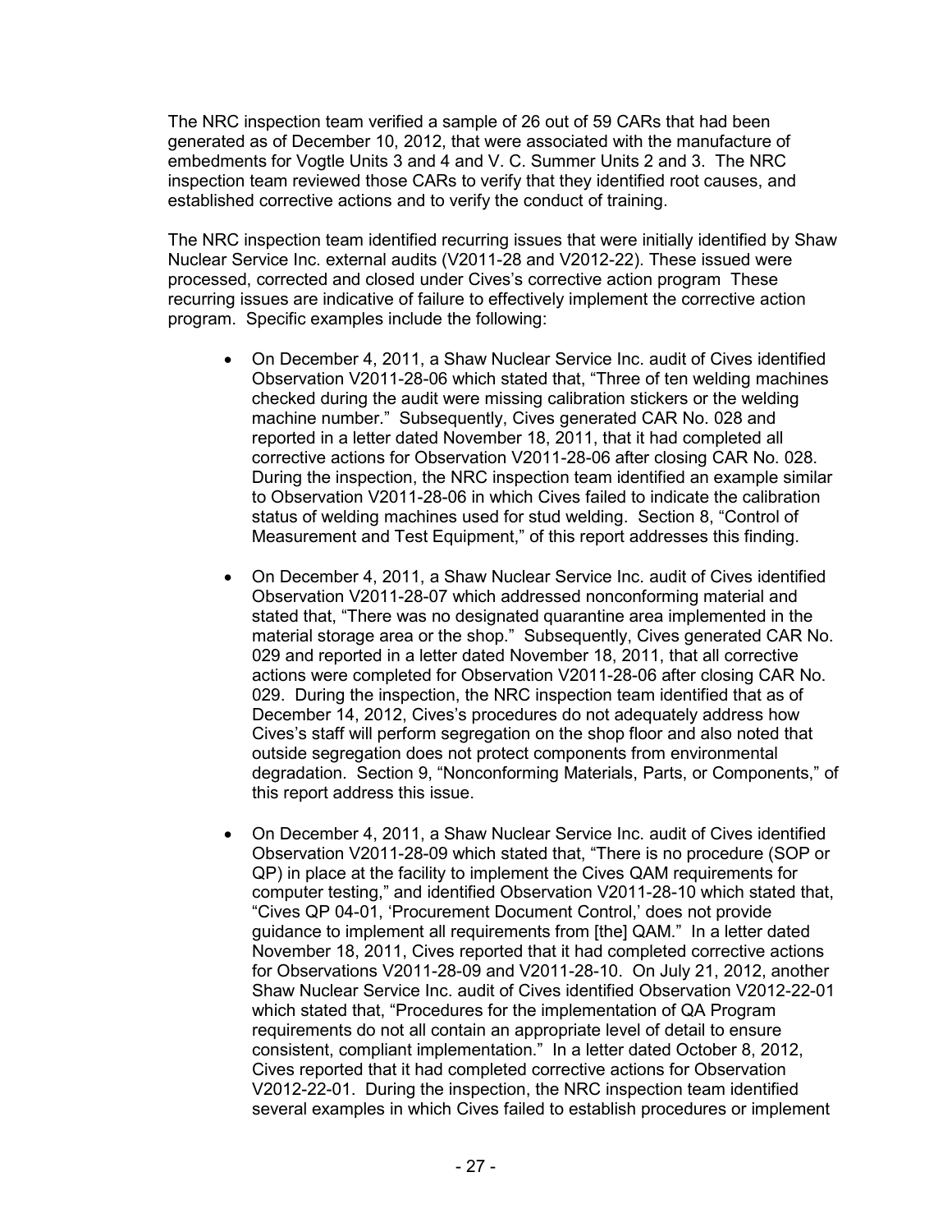The NRC inspection team verified a sample of 26 out of 59 CARs that had been generated as of December 10, 2012, that were associated with the manufacture of embedments for Vogtle Units 3 and 4 and V. C. Summer Units 2 and 3. The NRC inspection team reviewed those CARs to verify that they identified root causes, and established corrective actions and to verify the conduct of training.

The NRC inspection team identified recurring issues that were initially identified by Shaw Nuclear Service Inc. external audits (V2011-28 and V2012-22). These issued were processed, corrected and closed under Cives's corrective action program These recurring issues are indicative of failure to effectively implement the corrective action program. Specific examples include the following:

- On December 4, 2011, a Shaw Nuclear Service Inc. audit of Cives identified Observation V2011-28-06 which stated that, "Three of ten welding machines checked during the audit were missing calibration stickers or the welding machine number." Subsequently, Cives generated CAR No. 028 and reported in a letter dated November 18, 2011, that it had completed all corrective actions for Observation V2011-28-06 after closing CAR No. 028. During the inspection, the NRC inspection team identified an example similar to Observation V2011-28-06 in which Cives failed to indicate the calibration status of welding machines used for stud welding. Section 8, "Control of Measurement and Test Equipment," of this report addresses this finding.

- On December 4, 2011, a Shaw Nuclear Service Inc. audit of Cives identified Observation V2011-28-07 which addressed nonconforming material and stated that, "There was no designated quarantine area implemented in the material storage area or the shop." Subsequently, Cives generated CAR No. 029 and reported in a letter dated November 18, 2011, that all corrective actions were completed for Observation V2011-28-06 after closing CAR No. 029. During the inspection, the NRC inspection team identified that as of December 14, 2012, Cives's procedures do not adequately address how Cives's staff will perform segregation on the shop floor and also noted that outside segregation does not protect components from environmental degradation. Section 9, "Nonconforming Materials, Parts, or Components," of this report address this issue.

- On December 4, 2011, a Shaw Nuclear Service Inc. audit of Cives identified Observation V2011-28-09 which stated that, "There is no procedure (SOP or QP) in place at the facility to implement the Cives QAM requirements for computer testing," and identified Observation V2011-28-10 which stated that, "Cives QP 04-01, 'Procurement Document Control,' does not provide guidance to implement all requirements from [the] QAM." In a letter dated November 18, 2011, Cives reported that it had completed corrective actions for Observations V2011-28-09 and V2011-28-10. On July 21, 2012, another Shaw Nuclear Service Inc. audit of Cives identified Observation V2012-22-01 which stated that, "Procedures for the implementation of QA Program requirements do not all contain an appropriate level of detail to ensure consistent, compliant implementation." In a letter dated October 8, 2012, Cives reported that it had completed corrective actions for Observation V2012-22-01. During the inspection, the NRC inspection team identified several examples in which Cives failed to establish procedures or implement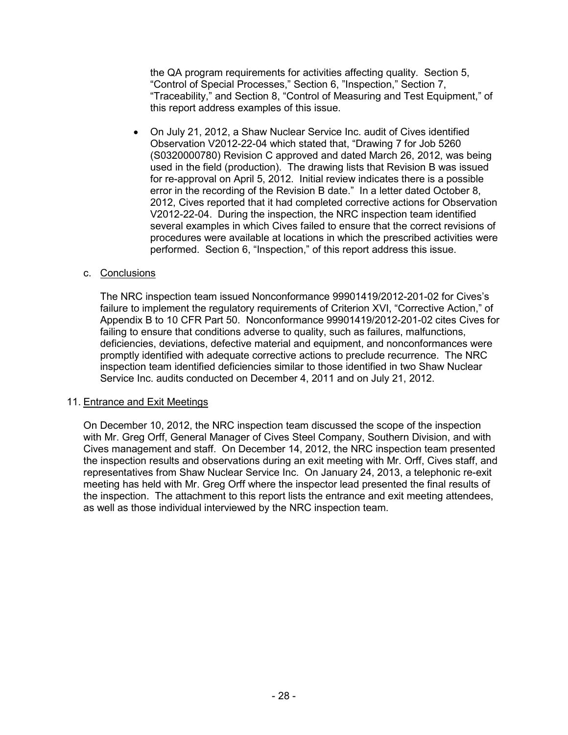the QA program requirements for activities affecting quality. Section 5, "Control of Special Processes," Section 6, "Inspection," Section 7, "Traceability," and Section 8, "Control of Measuring and Test Equipment," of this report address examples of this issue.

- On July 21, 2012, a Shaw Nuclear Service Inc. audit of Cives identified Observation V2012-22-04 which stated that, "Drawing 7 for Job 5260 (S0320000780) Revision C approved and dated March 26, 2012, was being used in the field (production). The drawing lists that Revision B was issued for re-approval on April 5, 2012. Initial review indicates there is a possible error in the recording of the Revision B date." In a letter dated October 8, 2012, Cives reported that it had completed corrective actions for Observation V2012-22-04. During the inspection, the NRC inspection team identified several examples in which Cives failed to ensure that the correct revisions of procedures were available at locations in which the prescribed activities were performed. Section 6, "Inspection," of this report address this issue.

c. Conclusions

The NRC inspection team issued Nonconformance 99901419/2012-201-02 for Cives's failure to implement the regulatory requirements of Criterion XVI, "Corrective Action," of Appendix B to 10 CFR Part 50. Nonconformance 99901419/2012-201-02 cites Cives for failing to ensure that conditions adverse to quality, such as failures, malfunctions, deficiencies, deviations, defective material and equipment, and nonconformances were promptly identified with adequate corrective actions to preclude recurrence. The NRC inspection team identified deficiencies similar to those identified in two Shaw Nuclear Service Inc. audits conducted on December 4, 2011 and on July 21, 2012.

## 11. Entrance and Exit Meetings

On December 10, 2012, the NRC inspection team discussed the scope of the inspection with Mr. Greg Orff, General Manager of Cives Steel Company, Southern Division, and with Cives management and staff. On December 14, 2012, the NRC inspection team presented the inspection results and observations during an exit meeting with Mr. Orff, Cives staff, and representatives from Shaw Nuclear Service Inc. On January 24, 2013, a telephonic re-exit meeting has held with Mr. Greg Orff where the inspector lead presented the final results of the inspection. The attachment to this report lists the entrance and exit meeting attendees, as well as those individual interviewed by the NRC inspection team.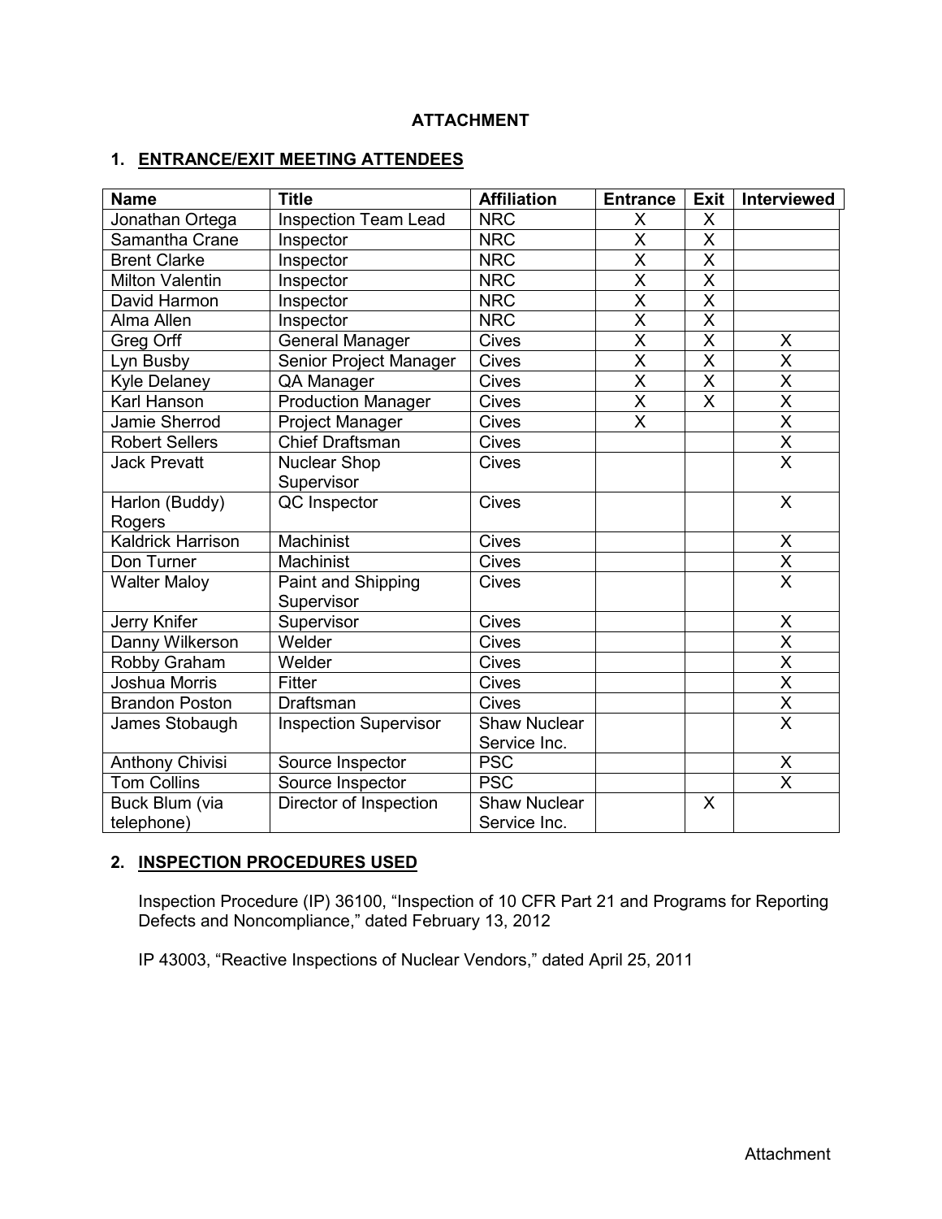**ATTACHMENT**

## 1. ENTRANCE/EXIT MEETING ATTENDEES

| Name | Title | Affiliation | Entrance | Exit | Interviewed |
|---|---|---|---|---|---|
| Jonathan Ortega | Inspection Team Lead | NRC | X | X | |
| Samantha Crane | Inspector | NRC | X | X | |
| Brent Clarke | Inspector | NRC | X | X | |
| Milton Valentin | Inspector | NRC | X | X | |
| David Harmon | Inspector | NRC | X | X | |
| Alma Allen | Inspector | NRC | X | X | |
| Greg Orff | General Manager | Cives | X | X | X |
| Lyn Busby | Senior Project Manager | Cives | X | X | X |
| Kyle Delaney | QA Manager | Cives | X | X | X |
| Karl Hanson | Production Manager | Cives | X | X | X |
| Jamie Sherrod | Project Manager | Cives | X | | X |
| Robert Sellers | Chief Draftsman | Cives | | | X |
| Jack Prevatt | Nuclear Shop Supervisor | Cives | | | X |
| Harlon (Buddy) Rogers | QC Inspector | Cives | | | X |
| Kaldrick Harrison | Machinist | Cives | | | X |
| Don Turner | Machinist | Cives | | | X |
| Walter Maloy | Paint and Shipping Supervisor | Cives | | | X |
| Jerry Knifer | Supervisor | Cives | | | X |
| Danny Wilkerson | Welder | Cives | | | X |
| Robby Graham | Welder | Cives | | | X |
| Joshua Morris | Fitter | Cives | | | X |
| Brandon Poston | Draftsman | Cives | | | X |
| James Stobaugh | Inspection Supervisor | Shaw Nuclear Service Inc. | | | X |
| Anthony Chivisi | Source Inspector | PSC | | | X |
| Tom Collins | Source Inspector | PSC | | | X |
| Buck Blum (via telephone) | Director of Inspection | Shaw Nuclear Service Inc. | | X | |

## 2. INSPECTION PROCEDURES USED

Inspection Procedure (IP) 36100, "Inspection of 10 CFR Part 21 and Programs for Reporting Defects and Noncompliance," dated February 13, 2012

IP 43003, "Reactive Inspections of Nuclear Vendors," dated April 25, 2011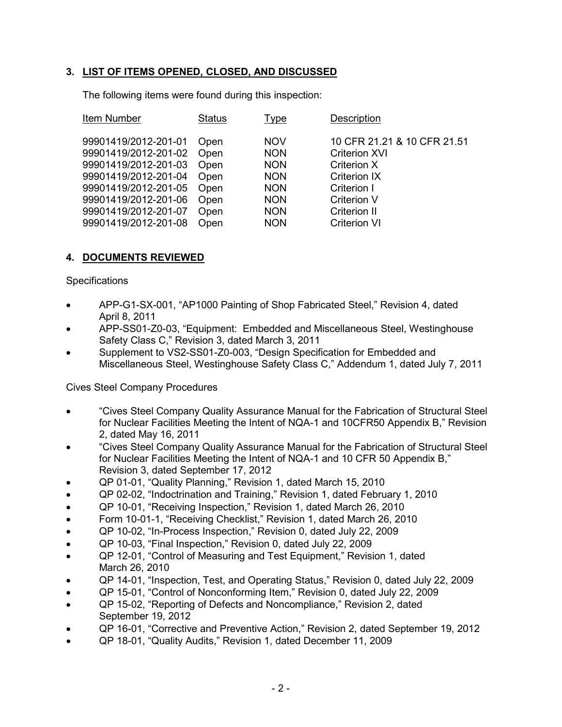## 3. LIST OF ITEMS OPENED, CLOSED, AND DISCUSSED

The following items were found during this inspection:

| Item Number | Status | Type | Description |
|---|---|---|---|
| 99901419/2012-201-01 | Open | NOV | 10 CFR 21.21 & 10 CFR 21.51 |
| 99901419/2012-201-02 | Open | NON | Criterion XVI |
| 99901419/2012-201-03 | Open | NON | Criterion X |
| 99901419/2012-201-04 | Open | NON | Criterion IX |
| 99901419/2012-201-05 | Open | NON | Criterion I |
| 99901419/2012-201-06 | Open | NON | Criterion V |
| 99901419/2012-201-07 | Open | NON | Criterion II |
| 99901419/2012-201-08 | Open | NON | Criterion VI |

## 4. DOCUMENTS REVIEWED

Specifications

- APP-G1-SX-001, "AP1000 Painting of Shop Fabricated Steel," Revision 4, dated April 8, 2011
- APP-SS01-Z0-03, "Equipment: Embedded and Miscellaneous Steel, Westinghouse Safety Class C," Revision 3, dated March 3, 2011
- Supplement to VS2-SS01-Z0-003, "Design Specification for Embedded and Miscellaneous Steel, Westinghouse Safety Class C," Addendum 1, dated July 7, 2011

Cives Steel Company Procedures

- "Cives Steel Company Quality Assurance Manual for the Fabrication of Structural Steel for Nuclear Facilities Meeting the Intent of NQA-1 and 10CFR50 Appendix B," Revision 2, dated May 16, 2011
- "Cives Steel Company Quality Assurance Manual for the Fabrication of Structural Steel for Nuclear Facilities Meeting the Intent of NQA-1 and 10 CFR 50 Appendix B," Revision 3, dated September 17, 2012
- QP 01-01, "Quality Planning," Revision 1, dated March 15, 2010
- QP 02-02, "Indoctrination and Training," Revision 1, dated February 1, 2010
- QP 10-01, "Receiving Inspection," Revision 1, dated March 26, 2010
- Form 10-01-1, "Receiving Checklist," Revision 1, dated March 26, 2010
- QP 10-02, "In-Process Inspection," Revision 0, dated July 22, 2009
- QP 10-03, "Final Inspection," Revision 0, dated July 22, 2009
- QP 12-01, "Control of Measuring and Test Equipment," Revision 1, dated March 26, 2010
- QP 14-01, "Inspection, Test, and Operating Status," Revision 0, dated July 22, 2009
- QP 15-01, "Control of Nonconforming Item," Revision 0, dated July 22, 2009
- QP 15-02, "Reporting of Defects and Noncompliance," Revision 2, dated September 19, 2012
- QP 16-01, "Corrective and Preventive Action," Revision 2, dated September 19, 2012
- QP 18-01, "Quality Audits," Revision 1, dated December 11, 2009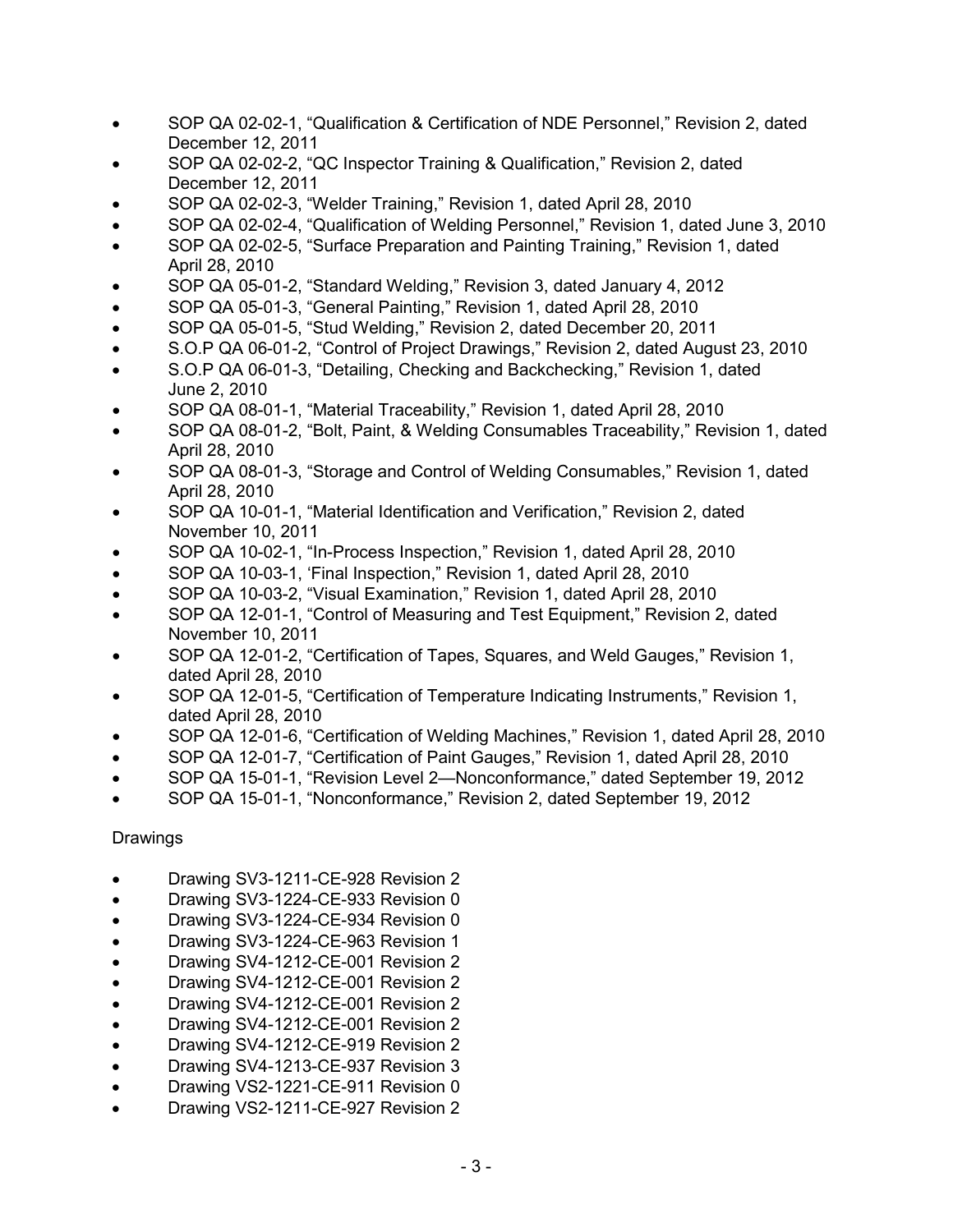- SOP QA 02-02-1, "Qualification & Certification of NDE Personnel," Revision 2, dated December 12, 2011
- SOP QA 02-02-2, "QC Inspector Training & Qualification," Revision 2, dated December 12, 2011
- SOP QA 02-02-3, "Welder Training," Revision 1, dated April 28, 2010
- SOP QA 02-02-4, "Qualification of Welding Personnel," Revision 1, dated June 3, 2010
- SOP QA 02-02-5, "Surface Preparation and Painting Training," Revision 1, dated April 28, 2010
- SOP QA 05-01-2, "Standard Welding," Revision 3, dated January 4, 2012
- SOP QA 05-01-3, "General Painting," Revision 1, dated April 28, 2010
- SOP QA 05-01-5, "Stud Welding," Revision 2, dated December 20, 2011
- S.O.P QA 06-01-2, "Control of Project Drawings," Revision 2, dated August 23, 2010
- S.O.P QA 06-01-3, "Detailing, Checking and Backchecking," Revision 1, dated June 2, 2010
- SOP QA 08-01-1, "Material Traceability," Revision 1, dated April 28, 2010
- SOP QA 08-01-2, "Bolt, Paint, & Welding Consumables Traceability," Revision 1, dated April 28, 2010
- SOP QA 08-01-3, "Storage and Control of Welding Consumables," Revision 1, dated April 28, 2010
- SOP QA 10-01-1, "Material Identification and Verification," Revision 2, dated November 10, 2011
- SOP QA 10-02-1, "In-Process Inspection," Revision 1, dated April 28, 2010
- SOP QA 10-03-1, 'Final Inspection," Revision 1, dated April 28, 2010
- SOP QA 10-03-2, "Visual Examination," Revision 1, dated April 28, 2010
- SOP QA 12-01-1, "Control of Measuring and Test Equipment," Revision 2, dated November 10, 2011
- SOP QA 12-01-2, "Certification of Tapes, Squares, and Weld Gauges," Revision 1, dated April 28, 2010
- SOP QA 12-01-5, "Certification of Temperature Indicating Instruments," Revision 1, dated April 28, 2010
- SOP QA 12-01-6, "Certification of Welding Machines," Revision 1, dated April 28, 2010
- SOP QA 12-01-7, "Certification of Paint Gauges," Revision 1, dated April 28, 2010
- SOP QA 15-01-1, "Revision Level 2—Nonconformance," dated September 19, 2012
- SOP QA 15-01-1, "Nonconformance," Revision 2, dated September 19, 2012

Drawings

- Drawing SV3-1211-CE-928 Revision 2
- Drawing SV3-1224-CE-933 Revision 0
- Drawing SV3-1224-CE-934 Revision 0
- Drawing SV3-1224-CE-963 Revision 1
- Drawing SV4-1212-CE-001 Revision 2
- Drawing SV4-1212-CE-001 Revision 2
- Drawing SV4-1212-CE-001 Revision 2
- Drawing SV4-1212-CE-001 Revision 2
- Drawing SV4-1212-CE-919 Revision 2
- Drawing SV4-1213-CE-937 Revision 3
- Drawing VS2-1221-CE-911 Revision 0
- Drawing VS2-1211-CE-927 Revision 2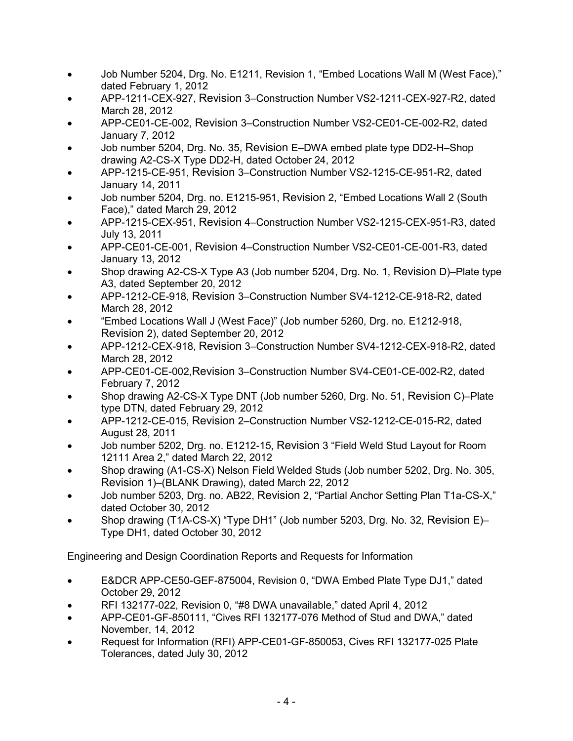- Job Number 5204, Drg. No. E1211, Revision 1, “Embed Locations Wall M (West Face),” dated February 1, 2012
- APP-1211-CEX-927, Revision 3–Construction Number VS2-1211-CEX-927-R2, dated March 28, 2012
- APP-CE01-CE-002, Revision 3–Construction Number VS2-CE01-CE-002-R2, dated January 7, 2012
- Job number 5204, Drg. No. 35, Revision E–DWA embed plate type DD2-H–Shop drawing A2-CS-X Type DD2-H, dated October 24, 2012
- APP-1215-CE-951, Revision 3–Construction Number VS2-1215-CE-951-R2, dated January 14, 2011
- Job number 5204, Drg. no. E1215-951, Revision 2, “Embed Locations Wall 2 (South Face),” dated March 29, 2012
- APP-1215-CEX-951, Revision 4–Construction Number VS2-1215-CEX-951-R3, dated July 13, 2011
- APP-CE01-CE-001, Revision 4–Construction Number VS2-CE01-CE-001-R3, dated January 13, 2012
- Shop drawing A2-CS-X Type A3 (Job number 5204, Drg. No. 1, Revision D)–Plate type A3, dated September 20, 2012
- APP-1212-CE-918, Revision 3–Construction Number SV4-1212-CE-918-R2, dated March 28, 2012
- “Embed Locations Wall J (West Face)” (Job number 5260, Drg. no. E1212-918, Revision 2), dated September 20, 2012
- APP-1212-CEX-918, Revision 3–Construction Number SV4-1212-CEX-918-R2, dated March 28, 2012
- APP-CE01-CE-002,Revision 3–Construction Number SV4-CE01-CE-002-R2, dated February 7, 2012
- Shop drawing A2-CS-X Type DNT (Job number 5260, Drg. No. 51, Revision C)–Plate type DTN, dated February 29, 2012
- APP-1212-CE-015, Revision 2–Construction Number VS2-1212-CE-015-R2, dated August 28, 2011
- Job number 5202, Drg. no. E1212-15, Revision 3 “Field Weld Stud Layout for Room 12111 Area 2,” dated March 22, 2012
- Shop drawing (A1-CS-X) Nelson Field Welded Studs (Job number 5202, Drg. No. 305, Revision 1)–(BLANK Drawing), dated March 22, 2012
- Job number 5203, Drg. no. AB22, Revision 2, “Partial Anchor Setting Plan T1a-CS-X,” dated October 30, 2012
- Shop drawing (T1A-CS-X) “Type DH1” (Job number 5203, Drg. No. 32, Revision E)–Type DH1, dated October 30, 2012

Engineering and Design Coordination Reports and Requests for Information

- E&DCR APP-CE50-GEF-875004, Revision 0, “DWA Embed Plate Type DJ1,” dated October 29, 2012
- RFI 132177-022, Revision 0, “#8 DWA unavailable,” dated April 4, 2012
- APP-CE01-GF-850111, “Cives RFI 132177-076 Method of Stud and DWA,” dated November, 14, 2012
- Request for Information (RFI) APP-CE01-GF-850053, Cives RFI 132177-025 Plate Tolerances, dated July 30, 2012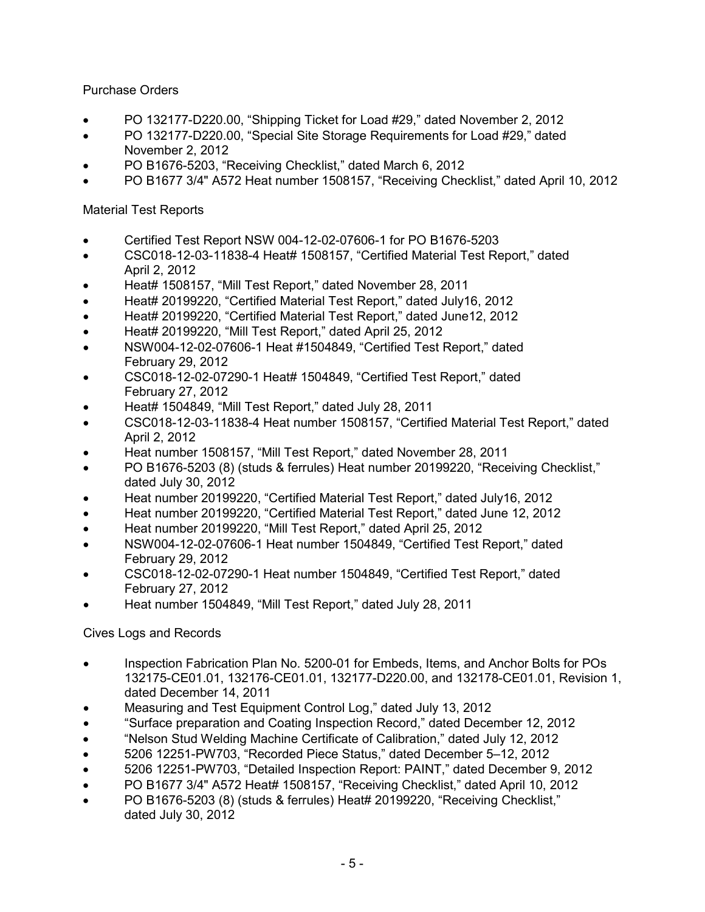Purchase Orders

- PO 132177-D220.00, "Shipping Ticket for Load #29," dated November 2, 2012
- PO 132177-D220.00, "Special Site Storage Requirements for Load #29," dated November 2, 2012
- PO B1676-5203, "Receiving Checklist," dated March 6, 2012
- PO B1677 3/4" A572 Heat number 1508157, "Receiving Checklist," dated April 10, 2012

Material Test Reports

- Certified Test Report NSW 004-12-02-07606-1 for PO B1676-5203
- CSC018-12-03-11838-4 Heat# 1508157, "Certified Material Test Report," dated April 2, 2012
- Heat# 1508157, "Mill Test Report," dated November 28, 2011
- Heat# 20199220, "Certified Material Test Report," dated July16, 2012
- Heat# 20199220, "Certified Material Test Report," dated June12, 2012
- Heat# 20199220, "Mill Test Report," dated April 25, 2012
- NSW004-12-02-07606-1 Heat #1504849, "Certified Test Report," dated February 29, 2012
- CSC018-12-02-07290-1 Heat# 1504849, "Certified Test Report," dated February 27, 2012
- Heat# 1504849, "Mill Test Report," dated July 28, 2011
- CSC018-12-03-11838-4 Heat number 1508157, "Certified Material Test Report," dated April 2, 2012
- Heat number 1508157, "Mill Test Report," dated November 28, 2011
- PO B1676-5203 (8) (studs & ferrules) Heat number 20199220, "Receiving Checklist," dated July 30, 2012
- Heat number 20199220, "Certified Material Test Report," dated July16, 2012
- Heat number 20199220, "Certified Material Test Report," dated June 12, 2012
- Heat number 20199220, "Mill Test Report," dated April 25, 2012
- NSW004-12-02-07606-1 Heat number 1504849, "Certified Test Report," dated February 29, 2012
- CSC018-12-02-07290-1 Heat number 1504849, "Certified Test Report," dated February 27, 2012
- Heat number 1504849, "Mill Test Report," dated July 28, 2011

Cives Logs and Records

- Inspection Fabrication Plan No. 5200-01 for Embeds, Items, and Anchor Bolts for POs 132175-CE01.01, 132176-CE01.01, 132177-D220.00, and 132178-CE01.01, Revision 1, dated December 14, 2011
- Measuring and Test Equipment Control Log," dated July 13, 2012
- "Surface preparation and Coating Inspection Record," dated December 12, 2012
- "Nelson Stud Welding Machine Certificate of Calibration," dated July 12, 2012
- 5206 12251-PW703, "Recorded Piece Status," dated December 5–12, 2012
- 5206 12251-PW703, "Detailed Inspection Report: PAINT," dated December 9, 2012
- PO B1677 3/4" A572 Heat# 1508157, "Receiving Checklist," dated April 10, 2012
- PO B1676-5203 (8) (studs & ferrules) Heat# 20199220, "Receiving Checklist," dated July 30, 2012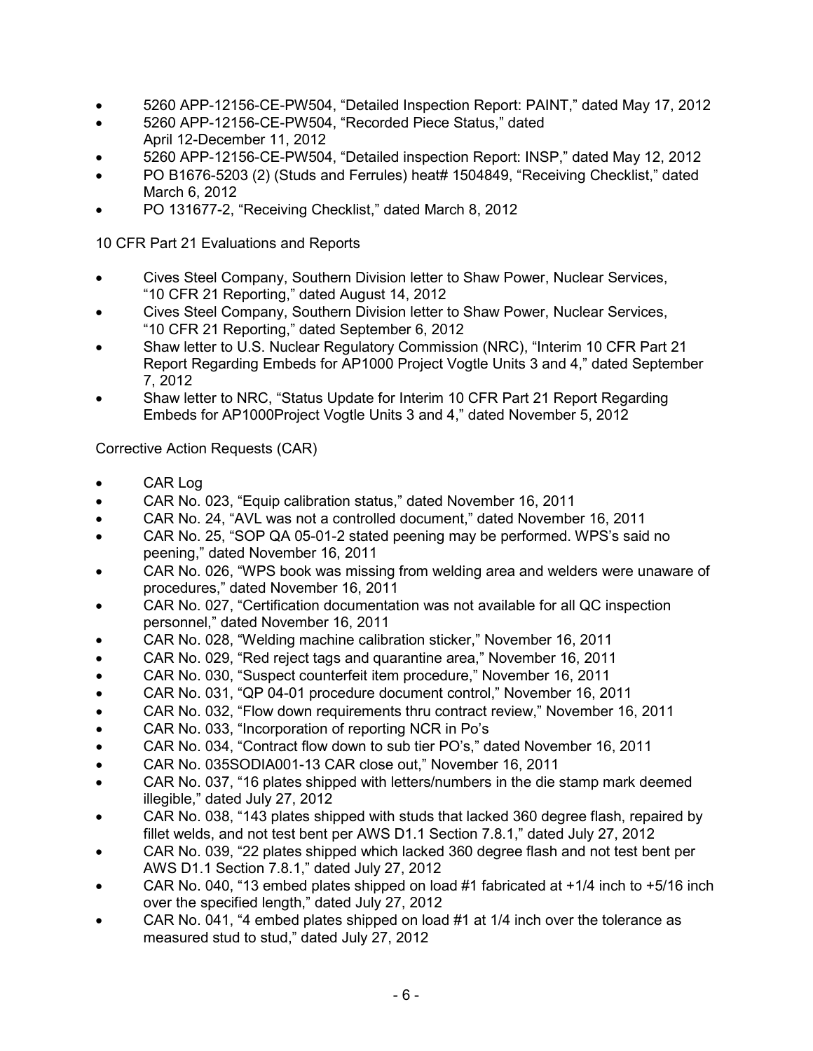- 5260 APP-12156-CE-PW504, "Detailed Inspection Report: PAINT," dated May 17, 2012
- 5260 APP-12156-CE-PW504, "Recorded Piece Status," dated April 12-December 11, 2012
- 5260 APP-12156-CE-PW504, "Detailed inspection Report: INSP," dated May 12, 2012
- PO B1676-5203 (2) (Studs and Ferrules) heat# 1504849, "Receiving Checklist," dated March 6, 2012
- PO 131677-2, "Receiving Checklist," dated March 8, 2012

10 CFR Part 21 Evaluations and Reports

- Cives Steel Company, Southern Division letter to Shaw Power, Nuclear Services, "10 CFR 21 Reporting," dated August 14, 2012
- Cives Steel Company, Southern Division letter to Shaw Power, Nuclear Services, "10 CFR 21 Reporting," dated September 6, 2012
- Shaw letter to U.S. Nuclear Regulatory Commission (NRC), "Interim 10 CFR Part 21 Report Regarding Embeds for AP1000 Project Vogtle Units 3 and 4," dated September 7, 2012
- Shaw letter to NRC, "Status Update for Interim 10 CFR Part 21 Report Regarding Embeds for AP1000Project Vogtle Units 3 and 4," dated November 5, 2012

Corrective Action Requests (CAR)

- CAR Log
- CAR No. 023, "Equip calibration status," dated November 16, 2011
- CAR No. 24, "AVL was not a controlled document," dated November 16, 2011
- CAR No. 25, "SOP QA 05-01-2 stated peening may be performed. WPS's said no peening," dated November 16, 2011
- CAR No. 026, "WPS book was missing from welding area and welders were unaware of procedures," dated November 16, 2011
- CAR No. 027, "Certification documentation was not available for all QC inspection personnel," dated November 16, 2011
- CAR No. 028, "Welding machine calibration sticker," November 16, 2011
- CAR No. 029, "Red reject tags and quarantine area," November 16, 2011
- CAR No. 030, "Suspect counterfeit item procedure," November 16, 2011
- CAR No. 031, "QP 04-01 procedure document control," November 16, 2011
- CAR No. 032, "Flow down requirements thru contract review," November 16, 2011
- CAR No. 033, "Incorporation of reporting NCR in Po's
- CAR No. 034, "Contract flow down to sub tier PO's," dated November 16, 2011
- CAR No. 035SODIA001-13 CAR close out," November 16, 2011
- CAR No. 037, "16 plates shipped with letters/numbers in the die stamp mark deemed illegible," dated July 27, 2012
- CAR No. 038, "143 plates shipped with studs that lacked 360 degree flash, repaired by fillet welds, and not test bent per AWS D1.1 Section 7.8.1," dated July 27, 2012
- CAR No. 039, "22 plates shipped which lacked 360 degree flash and not test bent per AWS D1.1 Section 7.8.1," dated July 27, 2012
- CAR No. 040, "13 embed plates shipped on load #1 fabricated at +1/4 inch to +5/16 inch over the specified length," dated July 27, 2012
- CAR No. 041, "4 embed plates shipped on load #1 at 1/4 inch over the tolerance as measured stud to stud," dated July 27, 2012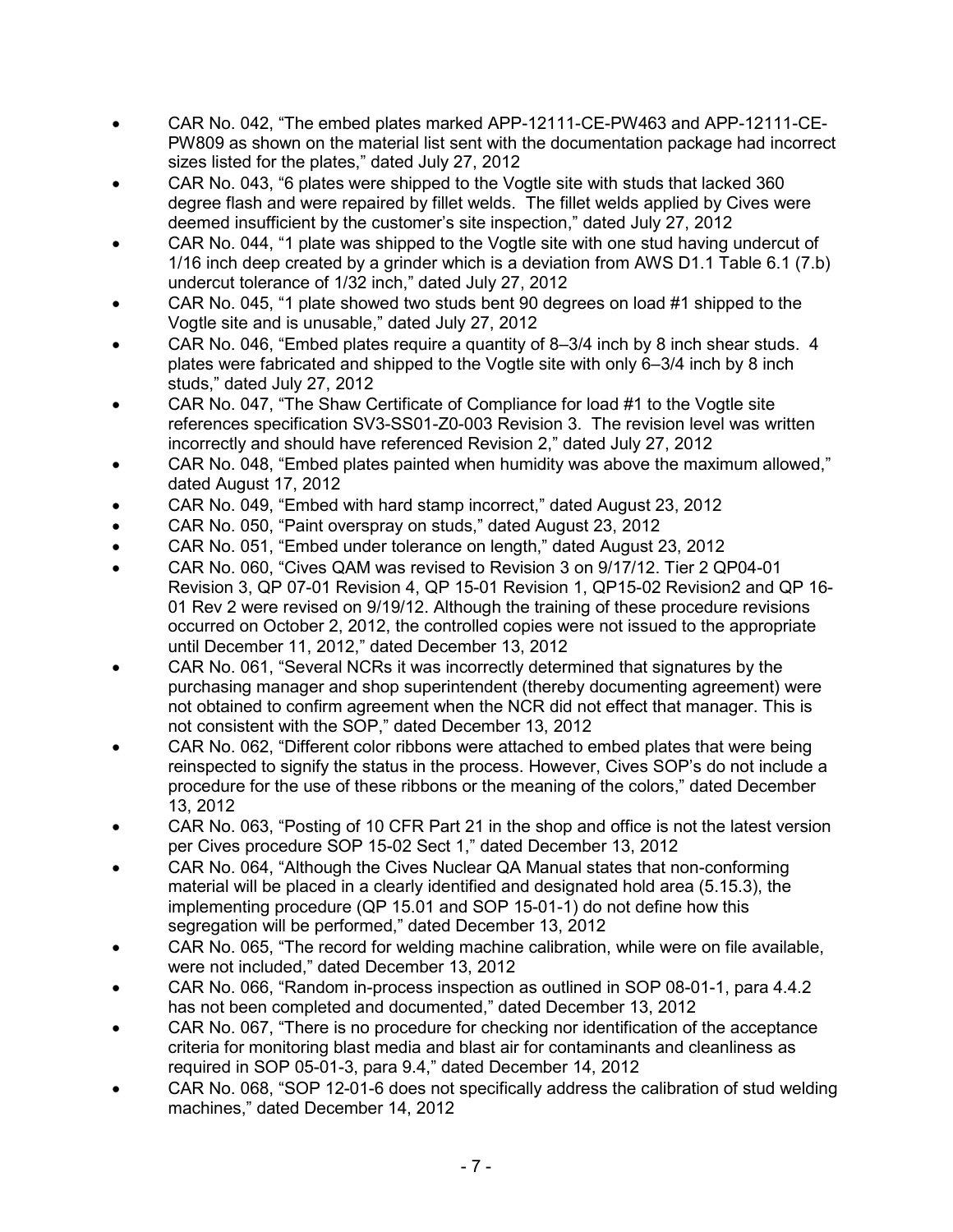- CAR No. 042, "The embed plates marked APP-12111-CE-PW463 and APP-12111-CE-PW809 as shown on the material list sent with the documentation package had incorrect sizes listed for the plates," dated July 27, 2012
- CAR No. 043, "6 plates were shipped to the Vogtle site with studs that lacked 360 degree flash and were repaired by fillet welds. The fillet welds applied by Cives were deemed insufficient by the customer's site inspection," dated July 27, 2012
- CAR No. 044, "1 plate was shipped to the Vogtle site with one stud having undercut of 1/16 inch deep created by a grinder which is a deviation from AWS D1.1 Table 6.1 (7.b) undercut tolerance of 1/32 inch," dated July 27, 2012
- CAR No. 045, "1 plate showed two studs bent 90 degrees on load #1 shipped to the Vogtle site and is unusable," dated July 27, 2012
- CAR No. 046, "Embed plates require a quantity of 8–3/4 inch by 8 inch shear studs. 4 plates were fabricated and shipped to the Vogtle site with only 6–3/4 inch by 8 inch studs," dated July 27, 2012
- CAR No. 047, "The Shaw Certificate of Compliance for load #1 to the Vogtle site references specification SV3-SS01-Z0-003 Revision 3. The revision level was written incorrectly and should have referenced Revision 2," dated July 27, 2012
- CAR No. 048, "Embed plates painted when humidity was above the maximum allowed," dated August 17, 2012
- CAR No. 049, "Embed with hard stamp incorrect," dated August 23, 2012
- CAR No. 050, "Paint overspray on studs," dated August 23, 2012
- CAR No. 051, "Embed under tolerance on length," dated August 23, 2012
- CAR No. 060, "Cives QAM was revised to Revision 3 on 9/17/12. Tier 2 QP04-01 Revision 3, QP 07-01 Revision 4, QP 15-01 Revision 1, QP15-02 Revision2 and QP 16-01 Rev 2 were revised on 9/19/12. Although the training of these procedure revisions occurred on October 2, 2012, the controlled copies were not issued to the appropriate until December 11, 2012," dated December 13, 2012
- CAR No. 061, "Several NCRs it was incorrectly determined that signatures by the purchasing manager and shop superintendent (thereby documenting agreement) were not obtained to confirm agreement when the NCR did not effect that manager. This is not consistent with the SOP," dated December 13, 2012
- CAR No. 062, "Different color ribbons were attached to embed plates that were being reinspected to signify the status in the process. However, Cives SOP's do not include a procedure for the use of these ribbons or the meaning of the colors," dated December 13, 2012
- CAR No. 063, "Posting of 10 CFR Part 21 in the shop and office is not the latest version per Cives procedure SOP 15-02 Sect 1," dated December 13, 2012
- CAR No. 064, "Although the Cives Nuclear QA Manual states that non-conforming material will be placed in a clearly identified and designated hold area (5.15.3), the implementing procedure (QP 15.01 and SOP 15-01-1) do not define how this segregation will be performed," dated December 13, 2012
- CAR No. 065, "The record for welding machine calibration, while were on file available, were not included," dated December 13, 2012
- CAR No. 066, "Random in-process inspection as outlined in SOP 08-01-1, para 4.4.2 has not been completed and documented," dated December 13, 2012
- CAR No. 067, "There is no procedure for checking nor identification of the acceptance criteria for monitoring blast media and blast air for contaminants and cleanliness as required in SOP 05-01-3, para 9.4," dated December 14, 2012
- CAR No. 068, "SOP 12-01-6 does not specifically address the calibration of stud welding machines," dated December 14, 2012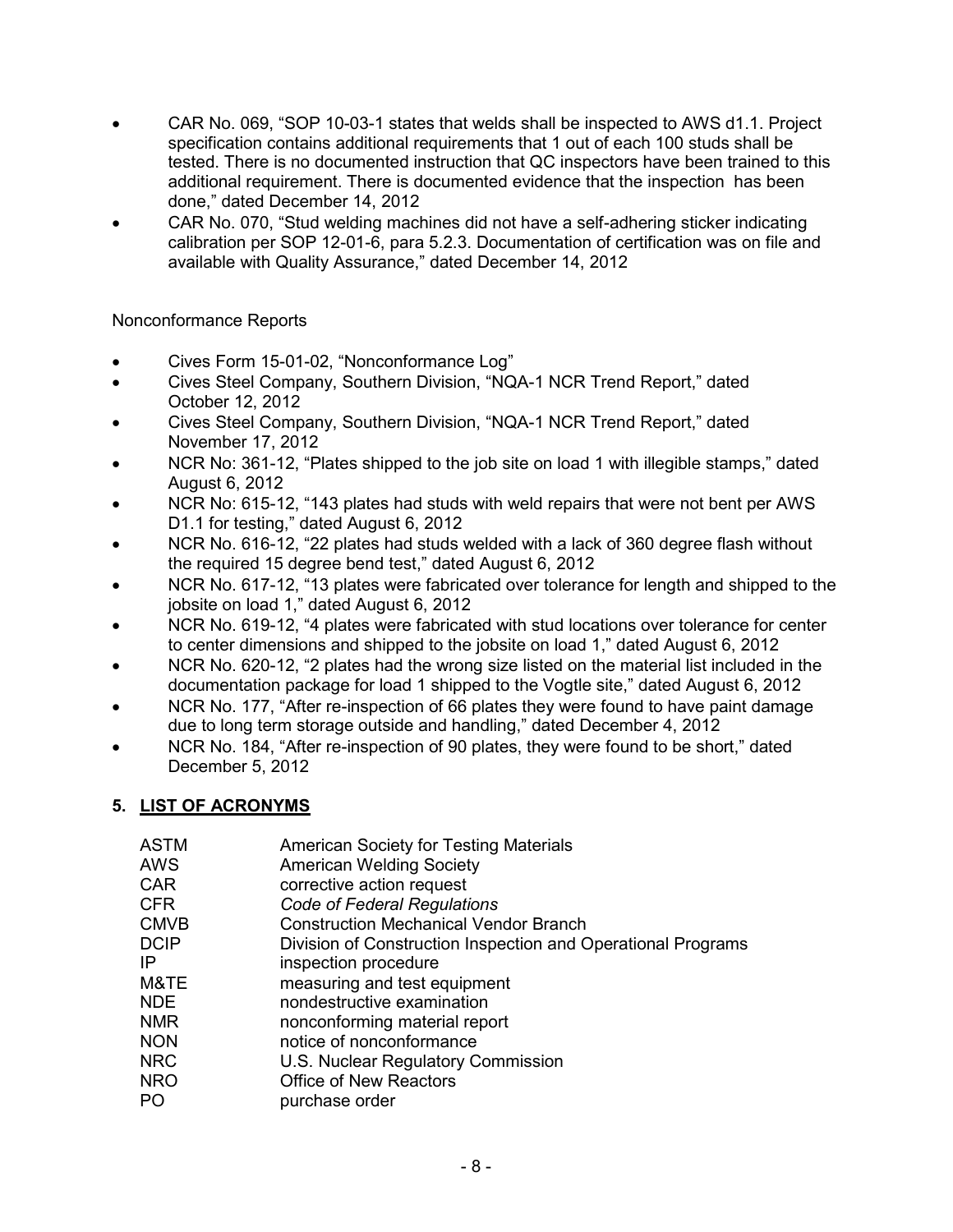- CAR No. 069, "SOP 10-03-1 states that welds shall be inspected to AWS d1.1. Project specification contains additional requirements that 1 out of each 100 studs shall be tested. There is no documented instruction that QC inspectors have been trained to this additional requirement. There is documented evidence that the inspection has been done," dated December 14, 2012
- CAR No. 070, "Stud welding machines did not have a self-adhering sticker indicating calibration per SOP 12-01-6, para 5.2.3. Documentation of certification was on file and available with Quality Assurance," dated December 14, 2012

Nonconformance Reports

- Cives Form 15-01-02, "Nonconformance Log"
- Cives Steel Company, Southern Division, "NQA-1 NCR Trend Report," dated October 12, 2012
- Cives Steel Company, Southern Division, "NQA-1 NCR Trend Report," dated November 17, 2012
- NCR No: 361-12, "Plates shipped to the job site on load 1 with illegible stamps," dated August 6, 2012
- NCR No: 615-12, "143 plates had studs with weld repairs that were not bent per AWS D1.1 for testing," dated August 6, 2012
- NCR No. 616-12, "22 plates had studs welded with a lack of 360 degree flash without the required 15 degree bend test," dated August 6, 2012
- NCR No. 617-12, "13 plates were fabricated over tolerance for length and shipped to the jobsite on load 1," dated August 6, 2012
- NCR No. 619-12, "4 plates were fabricated with stud locations over tolerance for center to center dimensions and shipped to the jobsite on load 1," dated August 6, 2012
- NCR No. 620-12, "2 plates had the wrong size listed on the material list included in the documentation package for load 1 shipped to the Vogtle site," dated August 6, 2012
- NCR No. 177, "After re-inspection of 66 plates they were found to have paint damage due to long term storage outside and handling," dated December 4, 2012
- NCR No. 184, "After re-inspection of 90 plates, they were found to be short," dated December 5, 2012

## 5. LIST OF ACRONYMS

| | |
|---|---|
| ASTM | American Society for Testing Materials |
| AWS | American Welding Society |
| CAR | corrective action request |
| CFR | *Code of Federal Regulations* |
| CMVB | Construction Mechanical Vendor Branch |
| DCIP | Division of Construction Inspection and Operational Programs |
| IP | inspection procedure |
| M&TE | measuring and test equipment |
| NDE | nondestructive examination |
| NMR | nonconforming material report |
| NON | notice of nonconformance |
| NRC | U.S. Nuclear Regulatory Commission |
| NRO | Office of New Reactors |
| PO | purchase order |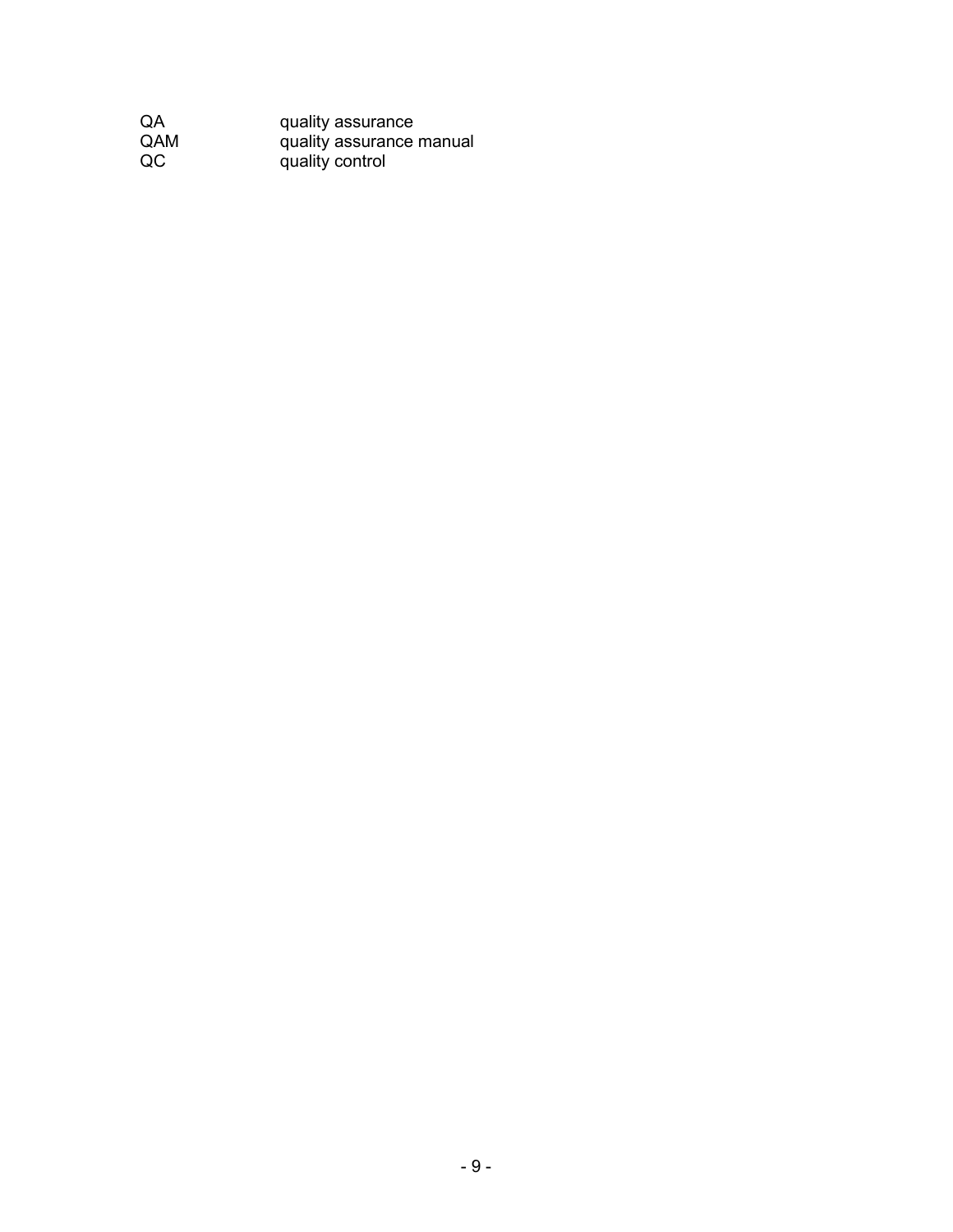| | |
|---|---|
| QA | quality assurance |
| QAM | quality assurance manual |
| QC | quality control |